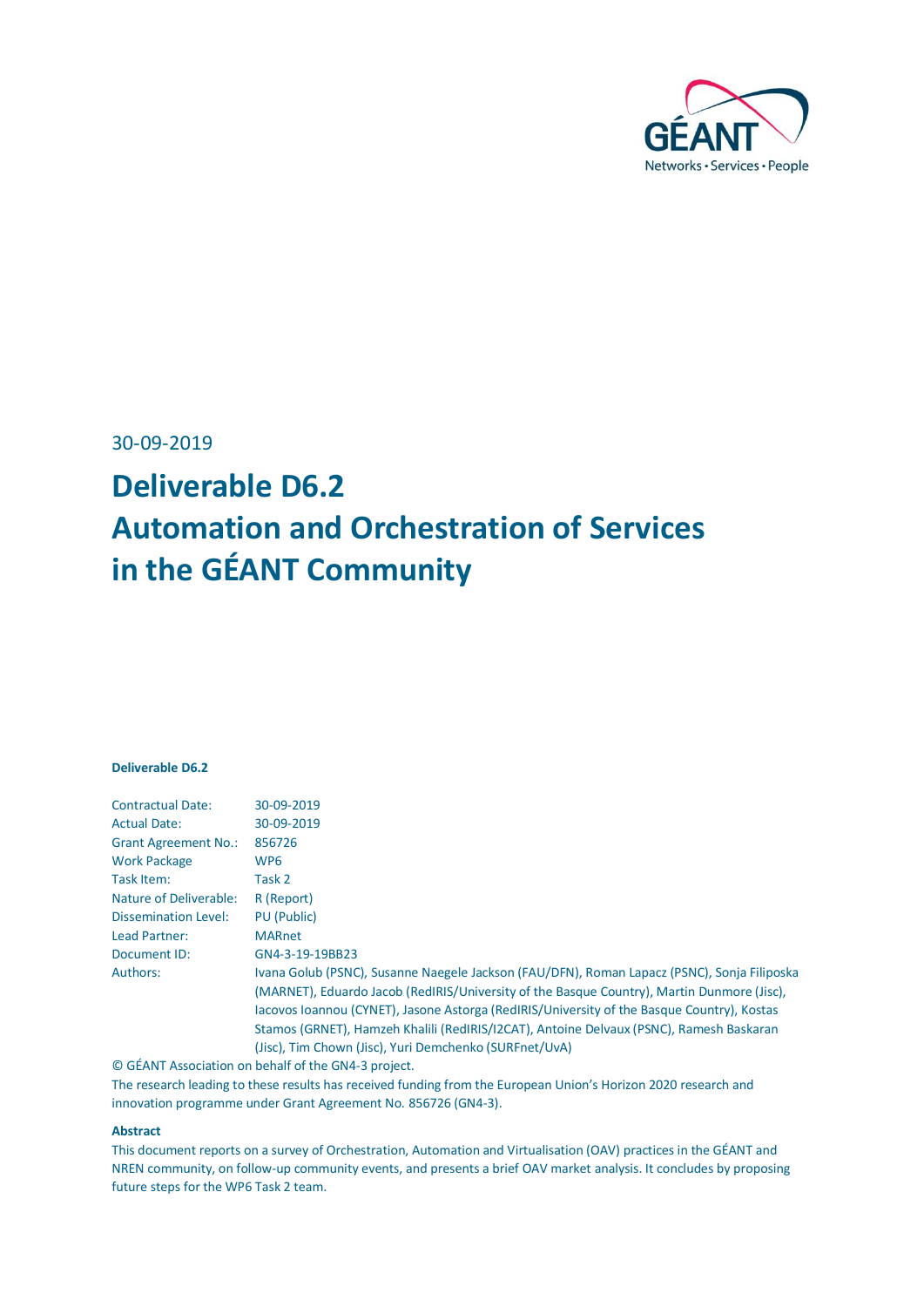30-09-2019

# Deliverable D6.2
# Automation and Orchestration of Services in the GÉANT Community

**Deliverable D6.2**

| | |
|---|---|
| Contractual Date: | 30-09-2019 |
| Actual Date: | 30-09-2019 |
| Grant Agreement No.: | 856726 |
| Work Package | WP6 |
| Task Item: | Task 2 |
| Nature of Deliverable: | R (Report) |
| Dissemination Level: | PU (Public) |
| Lead Partner: | MARnet |
| Document ID: | GN4-3-19-19BB23 |
| Authors: | Ivana Golub (PSNC), Susanne Naegele Jackson (FAU/DFN), Roman Lapacz (PSNC), Sonja Filiposka (MARNET), Eduardo Jacob (RedIRIS/University of the Basque Country), Martin Dunmore (Jisc), Iacovos Ioannou (CYNET), Jasone Astorga (RedIRIS/University of the Basque Country), Kostas Stamos (GRNET), Hamzeh Khalili (RedIRIS/I2CAT), Antoine Delvaux (PSNC), Ramesh Baskaran (Jisc), Tim Chown (Jisc), Yuri Demchenko (SURFnet/UvA) |

© GÉANT Association on behalf of the GN4-3 project.
The research leading to these results has received funding from the European Union's Horizon 2020 research and innovation programme under Grant Agreement No. 856726 (GN4-3).

**Abstract**

This document reports on a survey of Orchestration, Automation and Virtualisation (OAV) practices in the GÉANT and NREN community, on follow-up community events, and presents a brief OAV market analysis. It concludes by proposing future steps for the WP6 Task 2 team.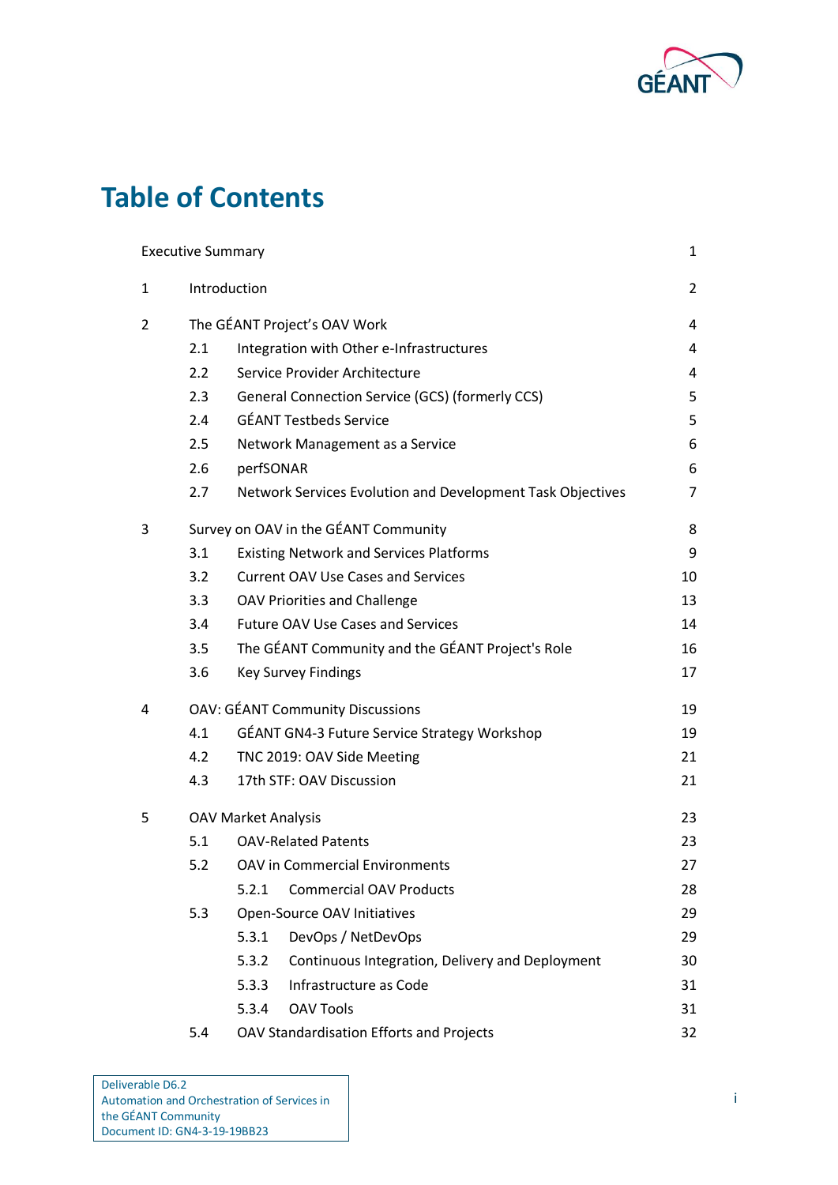# Table of Contents

| | | |
|---|---|---|
| Executive Summary | | 1 |
| 1 | Introduction | 2 |
| 2 | The GÉANT Project's OAV Work | 4 |
| | 2.1 Integration with Other e-Infrastructures | 4 |
| | 2.2 Service Provider Architecture | 4 |
| | 2.3 General Connection Service (GCS) (formerly CCS) | 5 |
| | 2.4 GÉANT Testbeds Service | 5 |
| | 2.5 Network Management as a Service | 6 |
| | 2.6 perfSONAR | 6 |
| | 2.7 Network Services Evolution and Development Task Objectives | 7 |
| 3 | Survey on OAV in the GÉANT Community | 8 |
| | 3.1 Existing Network and Services Platforms | 9 |
| | 3.2 Current OAV Use Cases and Services | 10 |
| | 3.3 OAV Priorities and Challenge | 13 |
| | 3.4 Future OAV Use Cases and Services | 14 |
| | 3.5 The GÉANT Community and the GÉANT Project's Role | 16 |
| | 3.6 Key Survey Findings | 17 |
| 4 | OAV: GÉANT Community Discussions | 19 |
| | 4.1 GÉANT GN4-3 Future Service Strategy Workshop | 19 |
| | 4.2 TNC 2019: OAV Side Meeting | 21 |
| | 4.3 17th STF: OAV Discussion | 21 |
| 5 | OAV Market Analysis | 23 |
| | 5.1 OAV-Related Patents | 23 |
| | 5.2 OAV in Commercial Environments | 27 |
| | 5.2.1 Commercial OAV Products | 28 |
| | 5.3 Open-Source OAV Initiatives | 29 |
| | 5.3.1 DevOps / NetDevOps | 29 |
| | 5.3.2 Continuous Integration, Delivery and Deployment | 30 |
| | 5.3.3 Infrastructure as Code | 31 |
| | 5.3.4 OAV Tools | 31 |
| | 5.4 OAV Standardisation Efforts and Projects | 32 |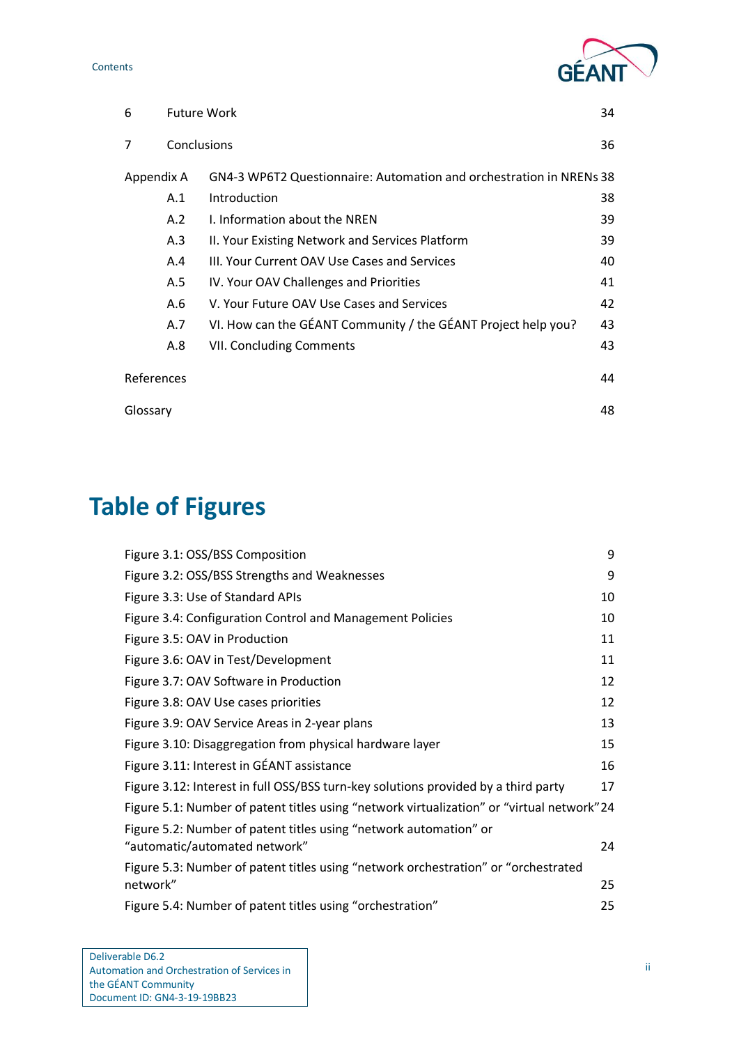6 Future Work 34

7 Conclusions 36

Appendix A GN4-3 WP6T2 Questionnaire: Automation and orchestration in NRENs 38

- A.1 Introduction 38
- A.2 I. Information about the NREN 39
- A.3 II. Your Existing Network and Services Platform 39
- A.4 III. Your Current OAV Use Cases and Services 40
- A.5 IV. Your OAV Challenges and Priorities 41
- A.6 V. Your Future OAV Use Cases and Services 42
- A.7 VI. How can the GÉANT Community / the GÉANT Project help you? 43
- A.8 VII. Concluding Comments 43

References 44

Glossary 48

# Table of Figures

Figure 3.1: OSS/BSS Composition 9

Figure 3.2: OSS/BSS Strengths and Weaknesses 9

Figure 3.3: Use of Standard APIs 10

Figure 3.4: Configuration Control and Management Policies 10

Figure 3.5: OAV in Production 11

Figure 3.6: OAV in Test/Development 11

Figure 3.7: OAV Software in Production 12

Figure 3.8: OAV Use cases priorities 12

Figure 3.9: OAV Service Areas in 2-year plans 13

Figure 3.10: Disaggregation from physical hardware layer 15

Figure 3.11: Interest in GÉANT assistance 16

Figure 3.12: Interest in full OSS/BSS turn-key solutions provided by a third party 17

Figure 5.1: Number of patent titles using "network virtualization" or "virtual network" 24

Figure 5.2: Number of patent titles using "network automation" or "automatic/automated network" 24

Figure 5.3: Number of patent titles using "network orchestration" or "orchestrated network" 25

Figure 5.4: Number of patent titles using "orchestration" 25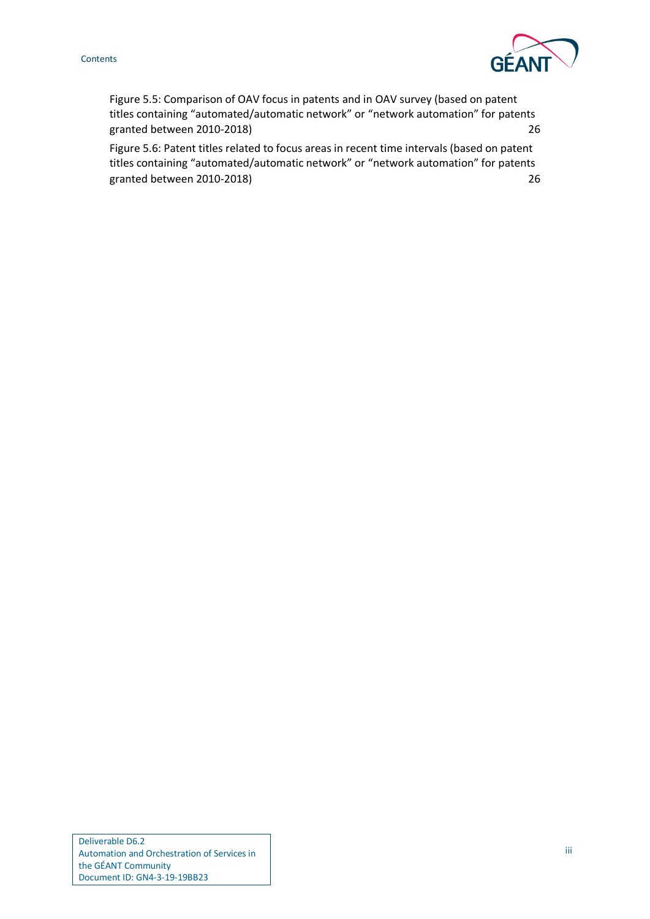Figure 5.5: Comparison of OAV focus in patents and in OAV survey (based on patent titles containing “automated/automatic network” or “network automation” for patents granted between 2010-2018) 26

Figure 5.6: Patent titles related to focus areas in recent time intervals (based on patent titles containing “automated/automatic network” or “network automation” for patents granted between 2010-2018) 26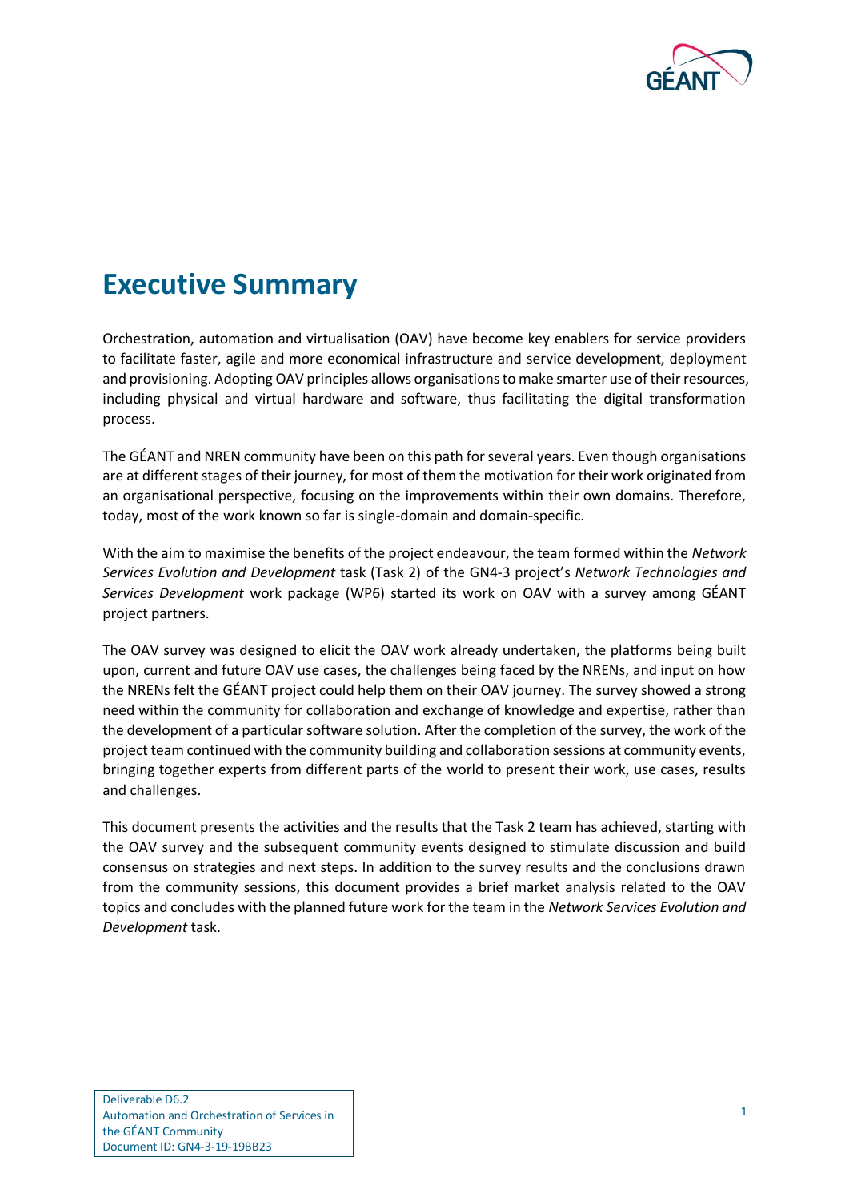# Executive Summary

Orchestration, automation and virtualisation (OAV) have become key enablers for service providers to facilitate faster, agile and more economical infrastructure and service development, deployment and provisioning. Adopting OAV principles allows organisations to make smarter use of their resources, including physical and virtual hardware and software, thus facilitating the digital transformation process.

The GÉANT and NREN community have been on this path for several years. Even though organisations are at different stages of their journey, for most of them the motivation for their work originated from an organisational perspective, focusing on the improvements within their own domains. Therefore, today, most of the work known so far is single-domain and domain-specific.

With the aim to maximise the benefits of the project endeavour, the team formed within the *Network Services Evolution and Development* task (Task 2) of the GN4-3 project's *Network Technologies and Services Development* work package (WP6) started its work on OAV with a survey among GÉANT project partners.

The OAV survey was designed to elicit the OAV work already undertaken, the platforms being built upon, current and future OAV use cases, the challenges being faced by the NRENs, and input on how the NRENs felt the GÉANT project could help them on their OAV journey. The survey showed a strong need within the community for collaboration and exchange of knowledge and expertise, rather than the development of a particular software solution. After the completion of the survey, the work of the project team continued with the community building and collaboration sessions at community events, bringing together experts from different parts of the world to present their work, use cases, results and challenges.

This document presents the activities and the results that the Task 2 team has achieved, starting with the OAV survey and the subsequent community events designed to stimulate discussion and build consensus on strategies and next steps. In addition to the survey results and the conclusions drawn from the community sessions, this document provides a brief market analysis related to the OAV topics and concludes with the planned future work for the team in the *Network Services Evolution and Development* task.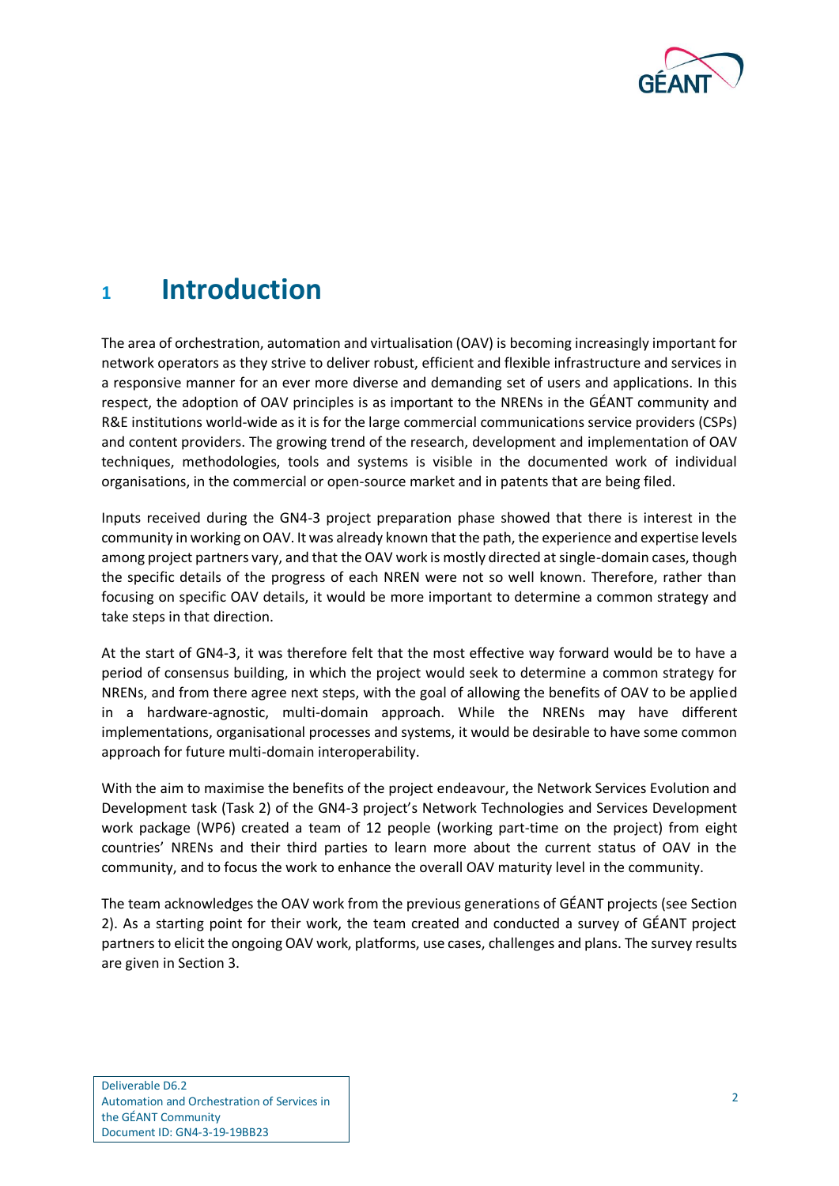# 1 Introduction

The area of orchestration, automation and virtualisation (OAV) is becoming increasingly important for network operators as they strive to deliver robust, efficient and flexible infrastructure and services in a responsive manner for an ever more diverse and demanding set of users and applications. In this respect, the adoption of OAV principles is as important to the NRENs in the GÉANT community and R&E institutions world-wide as it is for the large commercial communications service providers (CSPs) and content providers. The growing trend of the research, development and implementation of OAV techniques, methodologies, tools and systems is visible in the documented work of individual organisations, in the commercial or open-source market and in patents that are being filed.

Inputs received during the GN4-3 project preparation phase showed that there is interest in the community in working on OAV. It was already known that the path, the experience and expertise levels among project partners vary, and that the OAV work is mostly directed at single-domain cases, though the specific details of the progress of each NREN were not so well known. Therefore, rather than focusing on specific OAV details, it would be more important to determine a common strategy and take steps in that direction.

At the start of GN4-3, it was therefore felt that the most effective way forward would be to have a period of consensus building, in which the project would seek to determine a common strategy for NRENs, and from there agree next steps, with the goal of allowing the benefits of OAV to be applied in a hardware-agnostic, multi-domain approach. While the NRENs may have different implementations, organisational processes and systems, it would be desirable to have some common approach for future multi-domain interoperability.

With the aim to maximise the benefits of the project endeavour, the Network Services Evolution and Development task (Task 2) of the GN4-3 project's Network Technologies and Services Development work package (WP6) created a team of 12 people (working part-time on the project) from eight countries' NRENs and their third parties to learn more about the current status of OAV in the community, and to focus the work to enhance the overall OAV maturity level in the community.

The team acknowledges the OAV work from the previous generations of GÉANT projects (see Section 2). As a starting point for their work, the team created and conducted a survey of GÉANT project partners to elicit the ongoing OAV work, platforms, use cases, challenges and plans. The survey results are given in Section 3.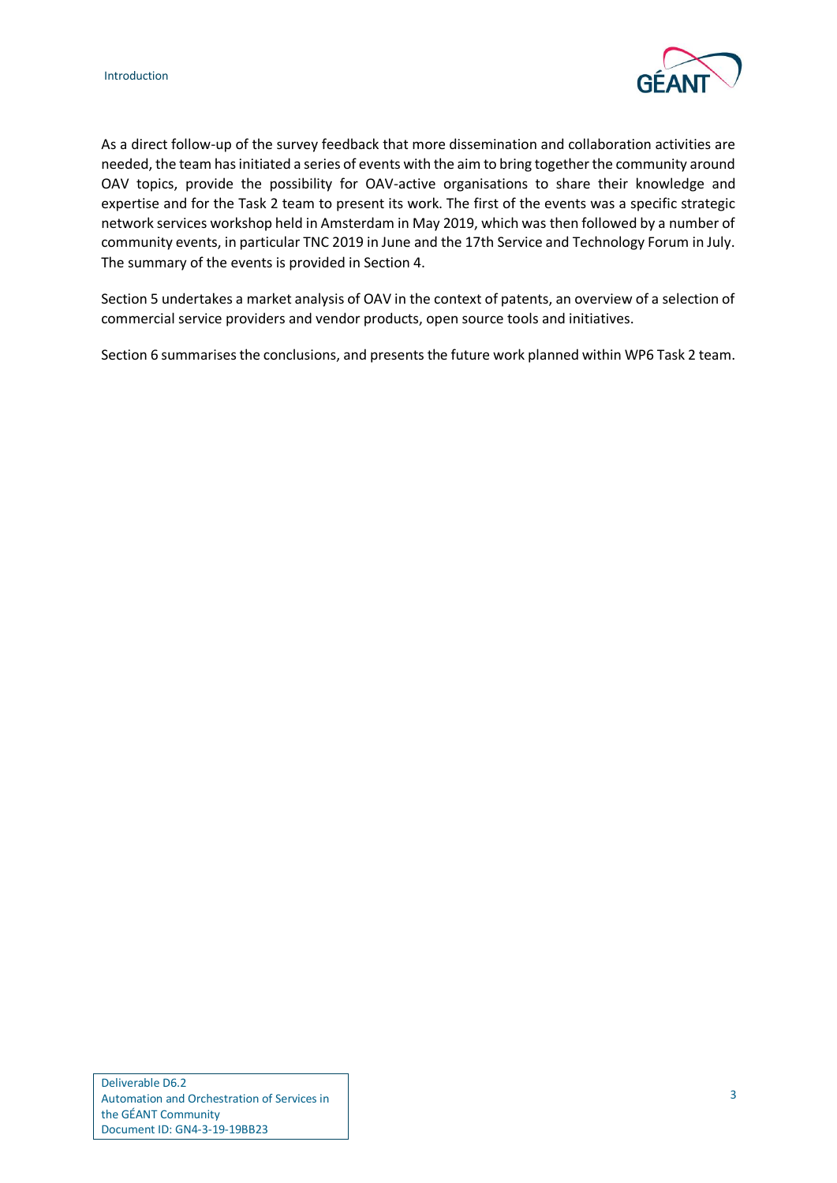As a direct follow-up of the survey feedback that more dissemination and collaboration activities are needed, the team has initiated a series of events with the aim to bring together the community around OAV topics, provide the possibility for OAV-active organisations to share their knowledge and expertise and for the Task 2 team to present its work. The first of the events was a specific strategic network services workshop held in Amsterdam in May 2019, which was then followed by a number of community events, in particular TNC 2019 in June and the 17th Service and Technology Forum in July. The summary of the events is provided in Section 4.

Section 5 undertakes a market analysis of OAV in the context of patents, an overview of a selection of commercial service providers and vendor products, open source tools and initiatives.

Section 6 summarises the conclusions, and presents the future work planned within WP6 Task 2 team.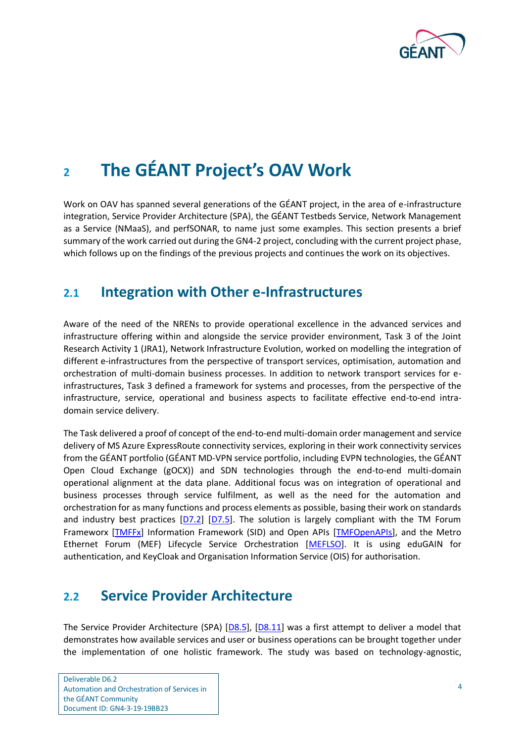# 2 The GÉANT Project's OAV Work

Work on OAV has spanned several generations of the GÉANT project, in the area of e-infrastructure integration, Service Provider Architecture (SPA), the GÉANT Testbeds Service, Network Management as a Service (NMaaS), and perfSONAR, to name just some examples. This section presents a brief summary of the work carried out during the GN4-2 project, concluding with the current project phase, which follows up on the findings of the previous projects and continues the work on its objectives.

## 2.1 Integration with Other e-Infrastructures

Aware of the need of the NRENs to provide operational excellence in the advanced services and infrastructure offering within and alongside the service provider environment, Task 3 of the Joint Research Activity 1 (JRA1), Network Infrastructure Evolution, worked on modelling the integration of different e-infrastructures from the perspective of transport services, optimisation, automation and orchestration of multi-domain business processes. In addition to network transport services for e-infrastructures, Task 3 defined a framework for systems and processes, from the perspective of the infrastructure, service, operational and business aspects to facilitate effective end-to-end intra-domain service delivery.

The Task delivered a proof of concept of the end-to-end multi-domain order management and service delivery of MS Azure ExpressRoute connectivity services, exploring in their work connectivity services from the GÉANT portfolio (GÉANT MD-VPN service portfolio, including EVPN technologies, the GÉANT Open Cloud Exchange (gOCX)) and SDN technologies through the end-to-end multi-domain operational alignment at the data plane. Additional focus was on integration of operational and business processes through service fulfilment, as well as the need for the automation and orchestration for as many functions and process elements as possible, basing their work on standards and industry best practices [D7.2] [D7.5]. The solution is largely compliant with the TM Forum Frameworx [TMFFx] Information Framework (SID) and Open APIs [TMFOpenAPIs], and the Metro Ethernet Forum (MEF) Lifecycle Service Orchestration [MEFLSO]. It is using eduGAIN for authentication, and KeyCloak and Organisation Information Service (OIS) for authorisation.

## 2.2 Service Provider Architecture

The Service Provider Architecture (SPA) [D8.5], [D8.11] was a first attempt to deliver a model that demonstrates how available services and user or business operations can be brought together under the implementation of one holistic framework. The study was based on technology-agnostic,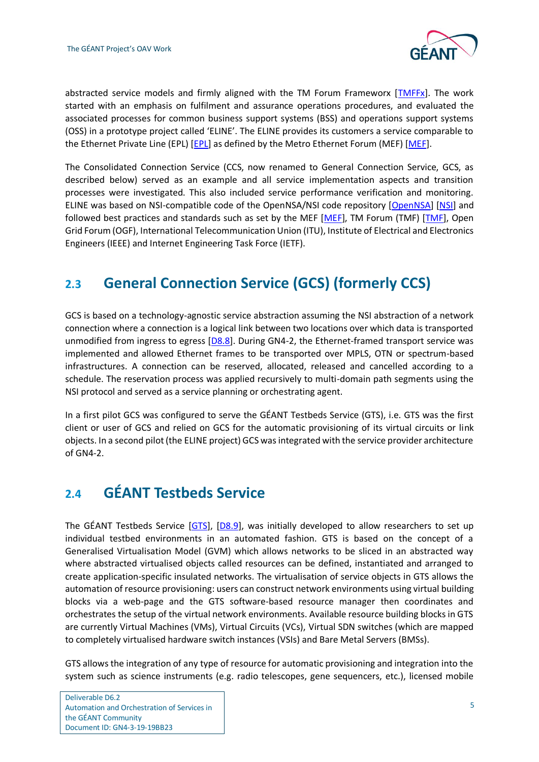abstracted service models and firmly aligned with the TM Forum Frameworx [TMFFx]. The work started with an emphasis on fulfilment and assurance operations procedures, and evaluated the associated processes for common business support systems (BSS) and operations support systems (OSS) in a prototype project called 'ELINE'. The ELINE provides its customers a service comparable to the Ethernet Private Line (EPL) [EPL] as defined by the Metro Ethernet Forum (MEF) [MEF].

The Consolidated Connection Service (CCS, now renamed to General Connection Service, GCS, as described below) served as an example and all service implementation aspects and transition processes were investigated. This also included service performance verification and monitoring. ELINE was based on NSI-compatible code of the OpenNSA/NSI code repository [OpenNSA] [NSI] and followed best practices and standards such as set by the MEF [MEF], TM Forum (TMF) [TMF], Open Grid Forum (OGF), International Telecommunication Union (ITU), Institute of Electrical and Electronics Engineers (IEEE) and Internet Engineering Task Force (IETF).

## 2.3 General Connection Service (GCS) (formerly CCS)

GCS is based on a technology-agnostic service abstraction assuming the NSI abstraction of a network connection where a connection is a logical link between two locations over which data is transported unmodified from ingress to egress [D8.8]. During GN4-2, the Ethernet-framed transport service was implemented and allowed Ethernet frames to be transported over MPLS, OTN or spectrum-based infrastructures. A connection can be reserved, allocated, released and cancelled according to a schedule. The reservation process was applied recursively to multi-domain path segments using the NSI protocol and served as a service planning or orchestrating agent.

In a first pilot GCS was configured to serve the GÉANT Testbeds Service (GTS), i.e. GTS was the first client or user of GCS and relied on GCS for the automatic provisioning of its virtual circuits or link objects. In a second pilot (the ELINE project) GCS was integrated with the service provider architecture of GN4-2.

## 2.4 GÉANT Testbeds Service

The GÉANT Testbeds Service [GTS], [D8.9], was initially developed to allow researchers to set up individual testbed environments in an automated fashion. GTS is based on the concept of a Generalised Virtualisation Model (GVM) which allows networks to be sliced in an abstracted way where abstracted virtualised objects called resources can be defined, instantiated and arranged to create application-specific insulated networks. The virtualisation of service objects in GTS allows the automation of resource provisioning: users can construct network environments using virtual building blocks via a web-page and the GTS software-based resource manager then coordinates and orchestrates the setup of the virtual network environments. Available resource building blocks in GTS are currently Virtual Machines (VMs), Virtual Circuits (VCs), Virtual SDN switches (which are mapped to completely virtualised hardware switch instances (VSIs) and Bare Metal Servers (BMSs).

GTS allows the integration of any type of resource for automatic provisioning and integration into the system such as science instruments (e.g. radio telescopes, gene sequencers, etc.), licensed mobile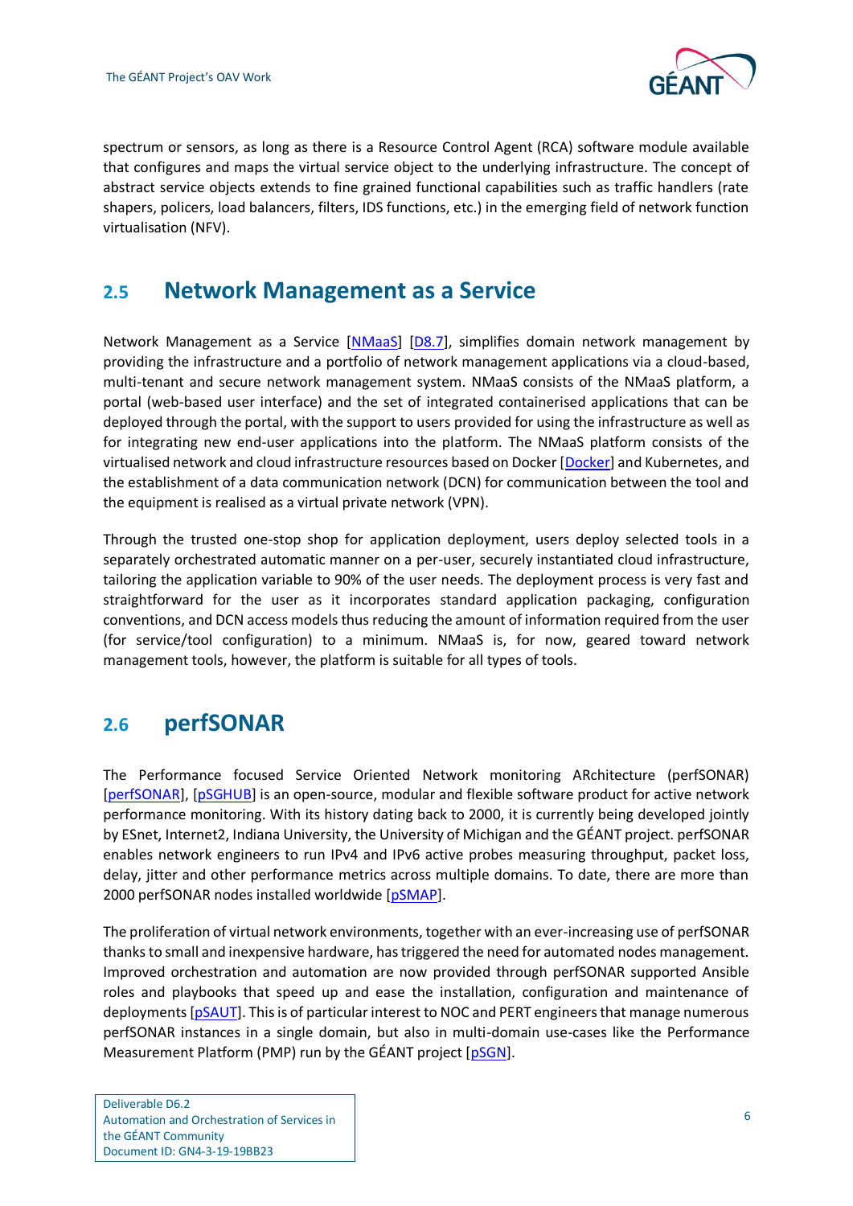spectrum or sensors, as long as there is a Resource Control Agent (RCA) software module available that configures and maps the virtual service object to the underlying infrastructure. The concept of abstract service objects extends to fine grained functional capabilities such as traffic handlers (rate shapers, policers, load balancers, filters, IDS functions, etc.) in the emerging field of network function virtualisation (NFV).

## 2.5 Network Management as a Service

Network Management as a Service [NMaaS] [D8.7], simplifies domain network management by providing the infrastructure and a portfolio of network management applications via a cloud-based, multi-tenant and secure network management system. NMaaS consists of the NMaaS platform, a portal (web-based user interface) and the set of integrated containerised applications that can be deployed through the portal, with the support to users provided for using the infrastructure as well as for integrating new end-user applications into the platform. The NMaaS platform consists of the virtualised network and cloud infrastructure resources based on Docker [Docker] and Kubernetes, and the establishment of a data communication network (DCN) for communication between the tool and the equipment is realised as a virtual private network (VPN).

Through the trusted one-stop shop for application deployment, users deploy selected tools in a separately orchestrated automatic manner on a per-user, securely instantiated cloud infrastructure, tailoring the application variable to 90% of the user needs. The deployment process is very fast and straightforward for the user as it incorporates standard application packaging, configuration conventions, and DCN access models thus reducing the amount of information required from the user (for service/tool configuration) to a minimum. NMaaS is, for now, geared toward network management tools, however, the platform is suitable for all types of tools.

## 2.6 perfSONAR

The Performance focused Service Oriented Network monitoring ARchitecture (perfSONAR) [perfSONAR], [pSGHUB] is an open-source, modular and flexible software product for active network performance monitoring. With its history dating back to 2000, it is currently being developed jointly by ESnet, Internet2, Indiana University, the University of Michigan and the GÉANT project. perfSONAR enables network engineers to run IPv4 and IPv6 active probes measuring throughput, packet loss, delay, jitter and other performance metrics across multiple domains. To date, there are more than 2000 perfSONAR nodes installed worldwide [pSMAP].

The proliferation of virtual network environments, together with an ever-increasing use of perfSONAR thanks to small and inexpensive hardware, has triggered the need for automated nodes management. Improved orchestration and automation are now provided through perfSONAR supported Ansible roles and playbooks that speed up and ease the installation, configuration and maintenance of deployments [pSAUT]. This is of particular interest to NOC and PERT engineers that manage numerous perfSONAR instances in a single domain, but also in multi-domain use-cases like the Performance Measurement Platform (PMP) run by the GÉANT project [pSGN].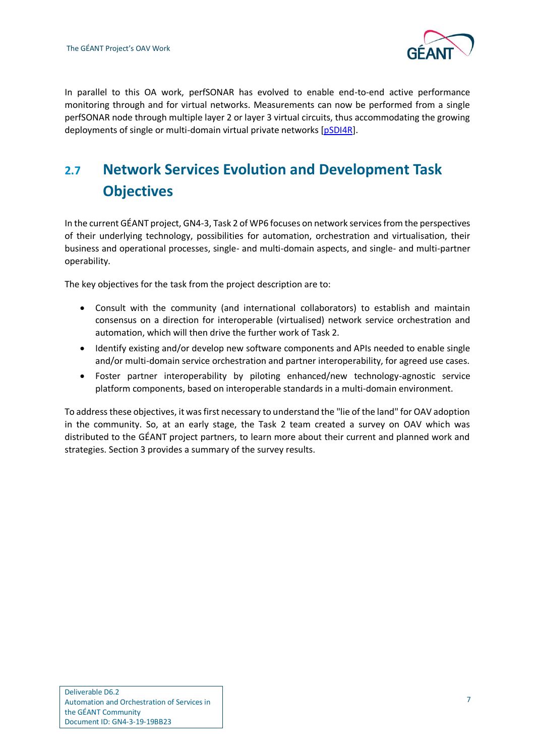In parallel to this OA work, perfSONAR has evolved to enable end-to-end active performance monitoring through and for virtual networks. Measurements can now be performed from a single perfSONAR node through multiple layer 2 or layer 3 virtual circuits, thus accommodating the growing deployments of single or multi-domain virtual private networks [pSDI4R].

## 2.7 Network Services Evolution and Development Task Objectives

In the current GÉANT project, GN4-3, Task 2 of WP6 focuses on network services from the perspectives of their underlying technology, possibilities for automation, orchestration and virtualisation, their business and operational processes, single- and multi-domain aspects, and single- and multi-partner operability.

The key objectives for the task from the project description are to:

- Consult with the community (and international collaborators) to establish and maintain consensus on a direction for interoperable (virtualised) network service orchestration and automation, which will then drive the further work of Task 2.
- Identify existing and/or develop new software components and APIs needed to enable single and/or multi-domain service orchestration and partner interoperability, for agreed use cases.
- Foster partner interoperability by piloting enhanced/new technology-agnostic service platform components, based on interoperable standards in a multi-domain environment.

To address these objectives, it was first necessary to understand the "lie of the land" for OAV adoption in the community. So, at an early stage, the Task 2 team created a survey on OAV which was distributed to the GÉANT project partners, to learn more about their current and planned work and strategies. Section 3 provides a summary of the survey results.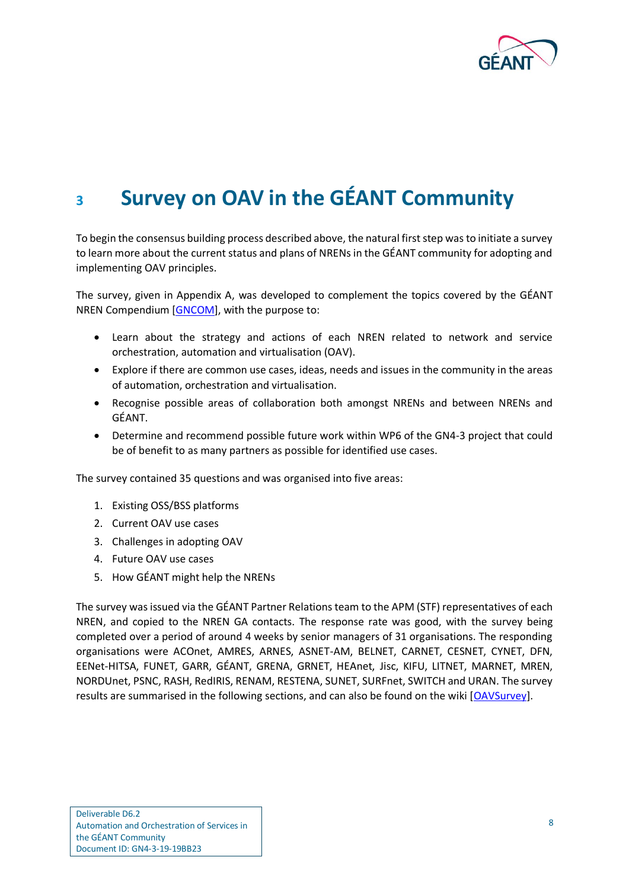# 3 Survey on OAV in the GÉANT Community

To begin the consensus building process described above, the natural first step was to initiate a survey to learn more about the current status and plans of NRENs in the GÉANT community for adopting and implementing OAV principles.

The survey, given in Appendix A, was developed to complement the topics covered by the GÉANT NREN Compendium [GNCOM], with the purpose to:

- Learn about the strategy and actions of each NREN related to network and service orchestration, automation and virtualisation (OAV).
- Explore if there are common use cases, ideas, needs and issues in the community in the areas of automation, orchestration and virtualisation.
- Recognise possible areas of collaboration both amongst NRENs and between NRENs and GÉANT.
- Determine and recommend possible future work within WP6 of the GN4-3 project that could be of benefit to as many partners as possible for identified use cases.

The survey contained 35 questions and was organised into five areas:

1. Existing OSS/BSS platforms
2. Current OAV use cases
3. Challenges in adopting OAV
4. Future OAV use cases
5. How GÉANT might help the NRENs

The survey was issued via the GÉANT Partner Relations team to the APM (STF) representatives of each NREN, and copied to the NREN GA contacts. The response rate was good, with the survey being completed over a period of around 4 weeks by senior managers of 31 organisations. The responding organisations were ACOnet, AMRES, ARNES, ASNET-AM, BELNET, CARNET, CESNET, CYNET, DFN, EENet-HITSA, FUNET, GARR, GÉANT, GRENA, GRNET, HEAnet, Jisc, KIFU, LITNET, MARNET, MREN, NORDUnet, PSNC, RASH, RedIRIS, RENAM, RESTENA, SUNET, SURFnet, SWITCH and URAN. The survey results are summarised in the following sections, and can also be found on the wiki [OAVSurvey].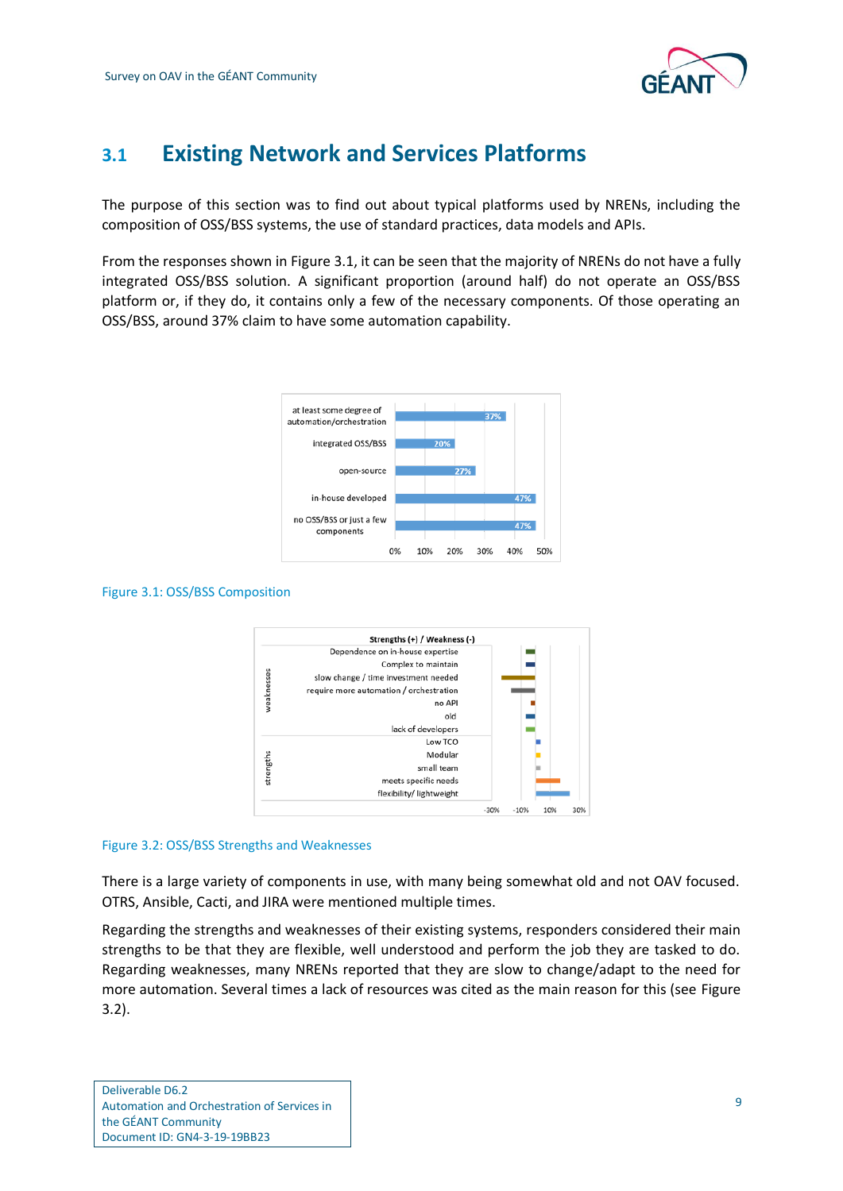## 3.1 Existing Network and Services Platforms

The purpose of this section was to find out about typical platforms used by NRENs, including the composition of OSS/BSS systems, the use of standard practices, data models and APIs.

From the responses shown in Figure 3.1, it can be seen that the majority of NRENs do not have a fully integrated OSS/BSS solution. A significant proportion (around half) do not operate an OSS/BSS platform or, if they do, it contains only a few of the necessary components. Of those operating an OSS/BSS, around 37% claim to have some automation capability.

| | |
|---|---|
| at least some degree of automation/orchestration | 37% |
| integrated OSS/BSS | 20% |
| open-source | 27% |
| in-house developed | 47% |
| no OSS/BSS or just a few components | 47% |

Figure 3.1: OSS/BSS Composition

Figure 3.2: OSS/BSS Strengths and Weaknesses

There is a large variety of components in use, with many being somewhat old and not OAV focused. OTRS, Ansible, Cacti, and JIRA were mentioned multiple times.

Regarding the strengths and weaknesses of their existing systems, responders considered their main strengths to be that they are flexible, well understood and perform the job they are tasked to do. Regarding weaknesses, many NRENs reported that they are slow to change/adapt to the need for more automation. Several times a lack of resources was cited as the main reason for this (see Figure 3.2).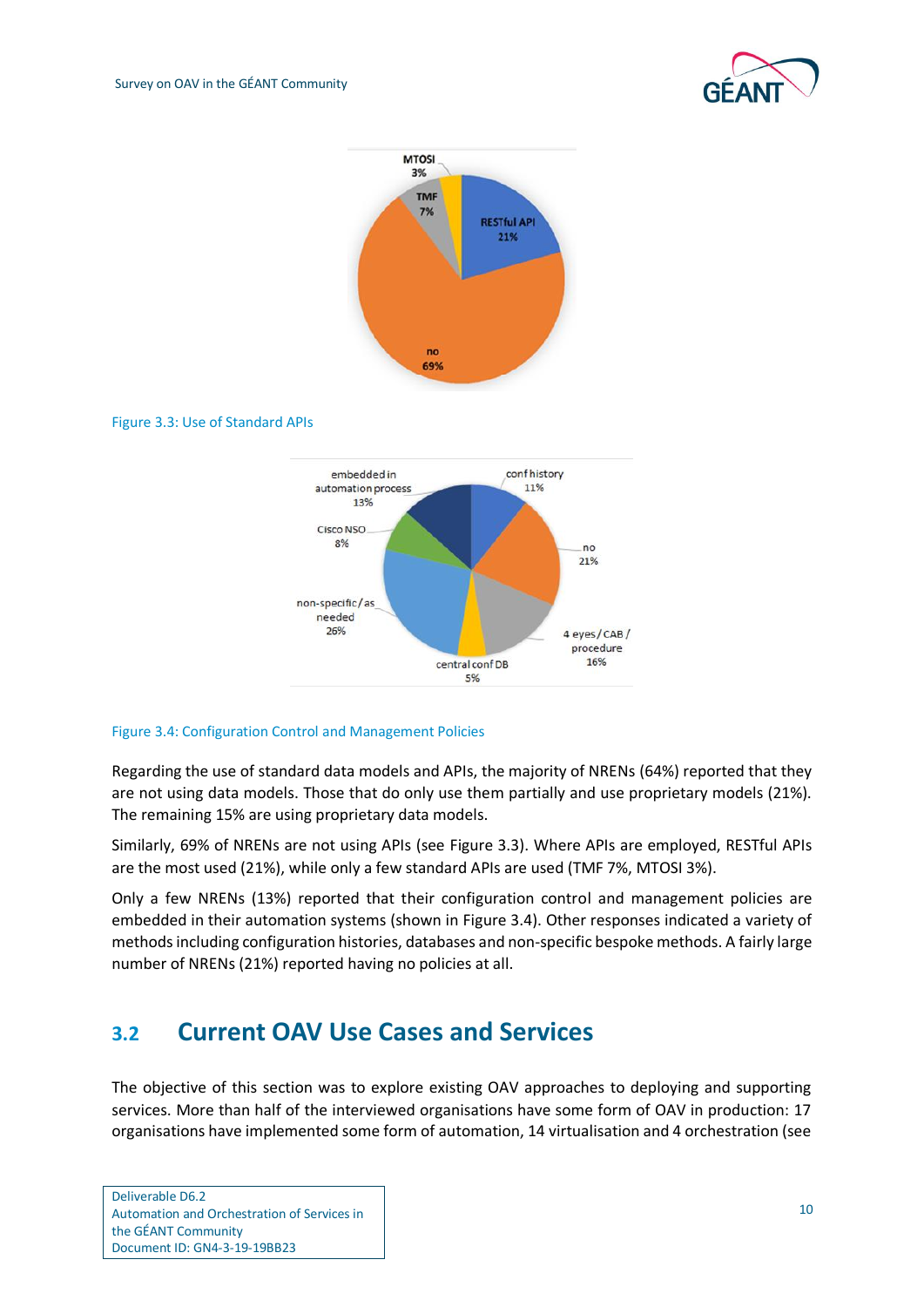Figure 3.3: Use of Standard APIs

Figure 3.4: Configuration Control and Management Policies

Regarding the use of standard data models and APIs, the majority of NRENs (64%) reported that they are not using data models. Those that do only use them partially and use proprietary models (21%). The remaining 15% are using proprietary data models.

Similarly, 69% of NRENs are not using APIs (see Figure 3.3). Where APIs are employed, RESTful APIs are the most used (21%), while only a few standard APIs are used (TMF 7%, MTOSI 3%).

Only a few NRENs (13%) reported that their configuration control and management policies are embedded in their automation systems (shown in Figure 3.4). Other responses indicated a variety of methods including configuration histories, databases and non-specific bespoke methods. A fairly large number of NRENs (21%) reported having no policies at all.

## 3.2 Current OAV Use Cases and Services

The objective of this section was to explore existing OAV approaches to deploying and supporting services. More than half of the interviewed organisations have some form of OAV in production: 17 organisations have implemented some form of automation, 14 virtualisation and 4 orchestration (see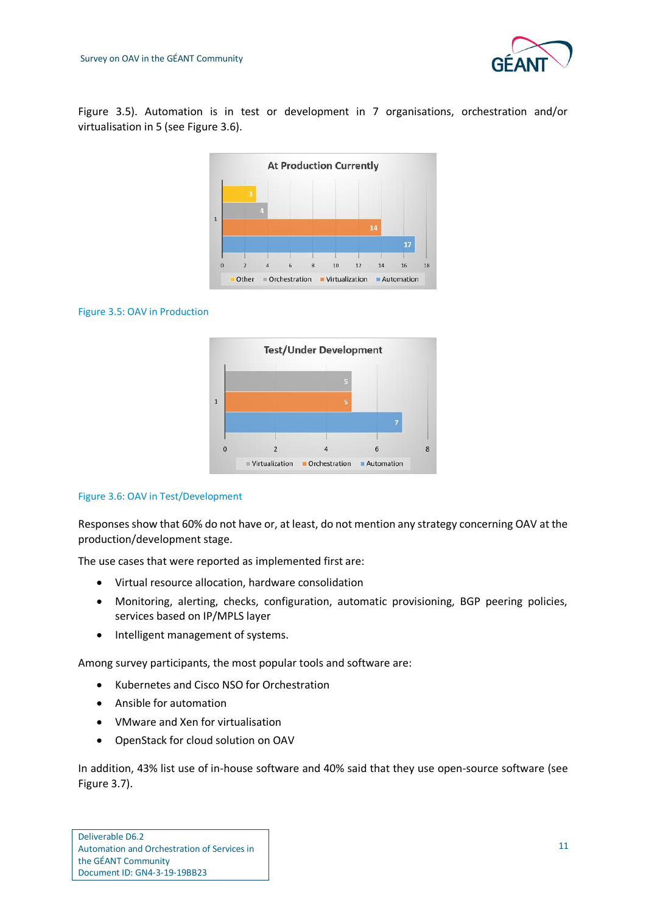Figure 3.5). Automation is in test or development in 7 organisations, orchestration and/or virtualisation in 5 (see Figure 3.6).

Figure 3.5: OAV in Production

Figure 3.6: OAV in Test/Development

Responses show that 60% do not have or, at least, do not mention any strategy concerning OAV at the production/development stage.

The use cases that were reported as implemented first are:

- Virtual resource allocation, hardware consolidation
- Monitoring, alerting, checks, configuration, automatic provisioning, BGP peering policies, services based on IP/MPLS layer
- Intelligent management of systems.

Among survey participants, the most popular tools and software are:

- Kubernetes and Cisco NSO for Orchestration
- Ansible for automation
- VMware and Xen for virtualisation
- OpenStack for cloud solution on OAV

In addition, 43% list use of in-house software and 40% said that they use open-source software (see Figure 3.7).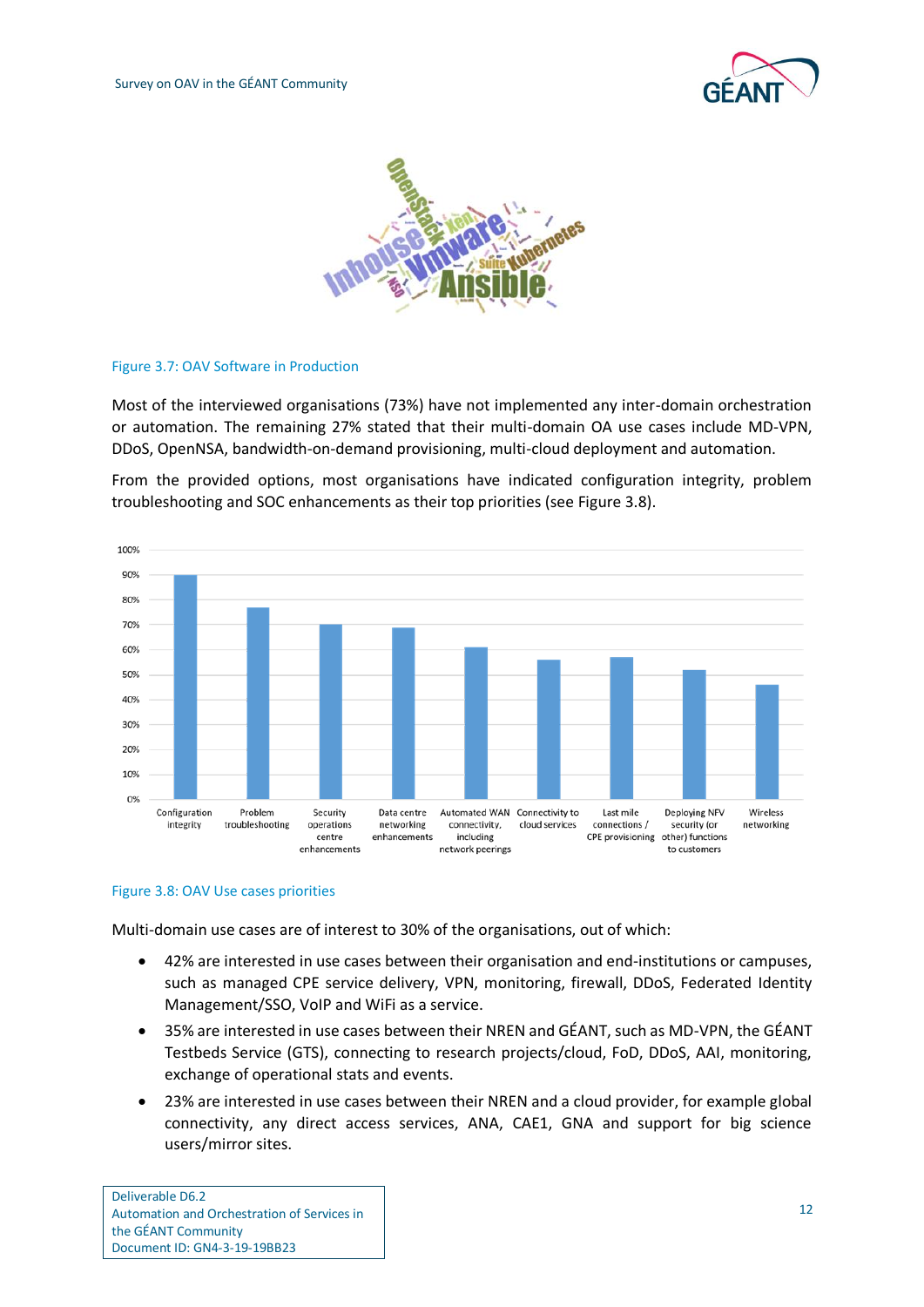Figure 3.7: OAV Software in Production

Most of the interviewed organisations (73%) have not implemented any inter-domain orchestration or automation. The remaining 27% stated that their multi-domain OA use cases include MD-VPN, DDoS, OpenNSA, bandwidth-on-demand provisioning, multi-cloud deployment and automation.

From the provided options, most organisations have indicated configuration integrity, problem troubleshooting and SOC enhancements as their top priorities (see Figure 3.8).

Figure 3.8: OAV Use cases priorities

Multi-domain use cases are of interest to 30% of the organisations, out of which:

- 42% are interested in use cases between their organisation and end-institutions or campuses, such as managed CPE service delivery, VPN, monitoring, firewall, DDoS, Federated Identity Management/SSO, VoIP and WiFi as a service.
- 35% are interested in use cases between their NREN and GÉANT, such as MD-VPN, the GÉANT Testbeds Service (GTS), connecting to research projects/cloud, FoD, DDoS, AAI, monitoring, exchange of operational stats and events.
- 23% are interested in use cases between their NREN and a cloud provider, for example global connectivity, any direct access services, ANA, CAE1, GNA and support for big science users/mirror sites.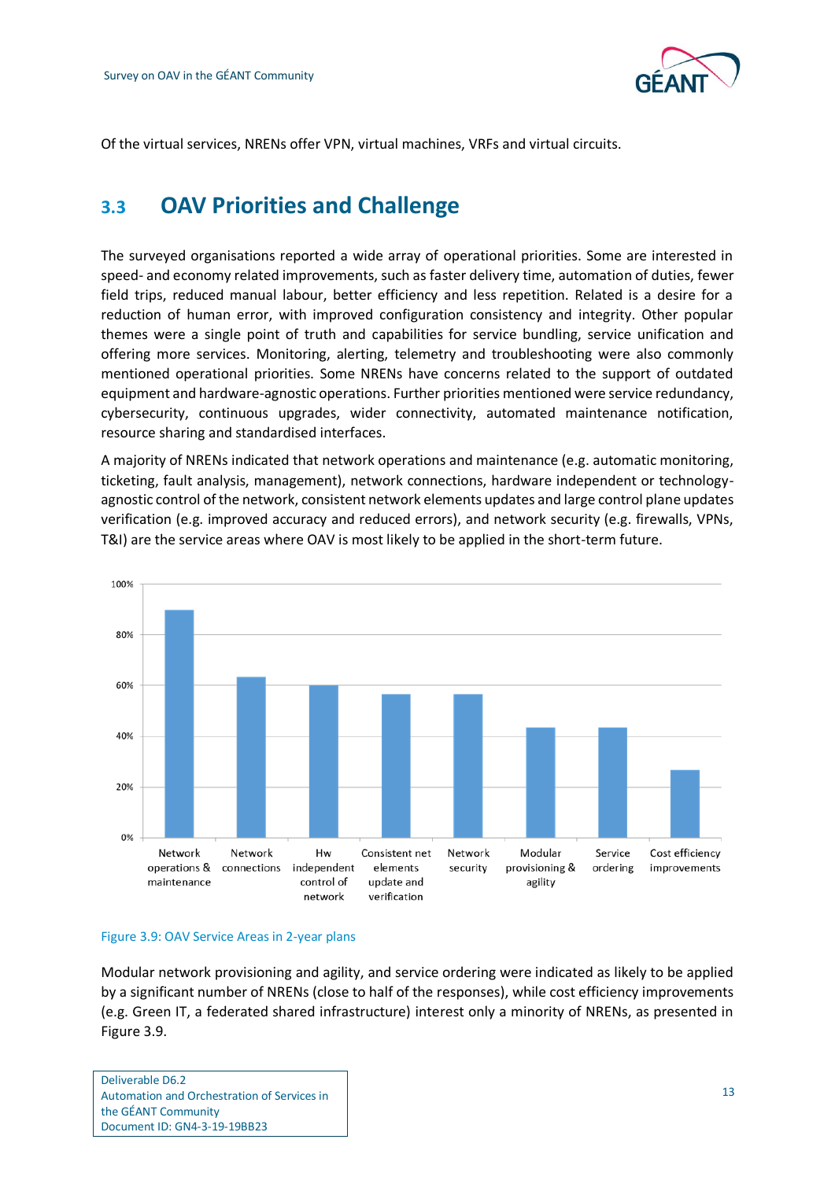Of the virtual services, NRENs offer VPN, virtual machines, VRFs and virtual circuits.

## 3.3 OAV Priorities and Challenge

The surveyed organisations reported a wide array of operational priorities. Some are interested in speed- and economy related improvements, such as faster delivery time, automation of duties, fewer field trips, reduced manual labour, better efficiency and less repetition. Related is a desire for a reduction of human error, with improved configuration consistency and integrity. Other popular themes were a single point of truth and capabilities for service bundling, service unification and offering more services. Monitoring, alerting, telemetry and troubleshooting were also commonly mentioned operational priorities. Some NRENs have concerns related to the support of outdated equipment and hardware-agnostic operations. Further priorities mentioned were service redundancy, cybersecurity, continuous upgrades, wider connectivity, automated maintenance notification, resource sharing and standardised interfaces.

A majority of NRENs indicated that network operations and maintenance (e.g. automatic monitoring, ticketing, fault analysis, management), network connections, hardware independent or technology-agnostic control of the network, consistent network elements updates and large control plane updates verification (e.g. improved accuracy and reduced errors), and network security (e.g. firewalls, VPNs, T&I) are the service areas where OAV is most likely to be applied in the short-term future.

Figure 3.9: OAV Service Areas in 2-year plans

Modular network provisioning and agility, and service ordering were indicated as likely to be applied by a significant number of NRENs (close to half of the responses), while cost efficiency improvements (e.g. Green IT, a federated shared infrastructure) interest only a minority of NRENs, as presented in Figure 3.9.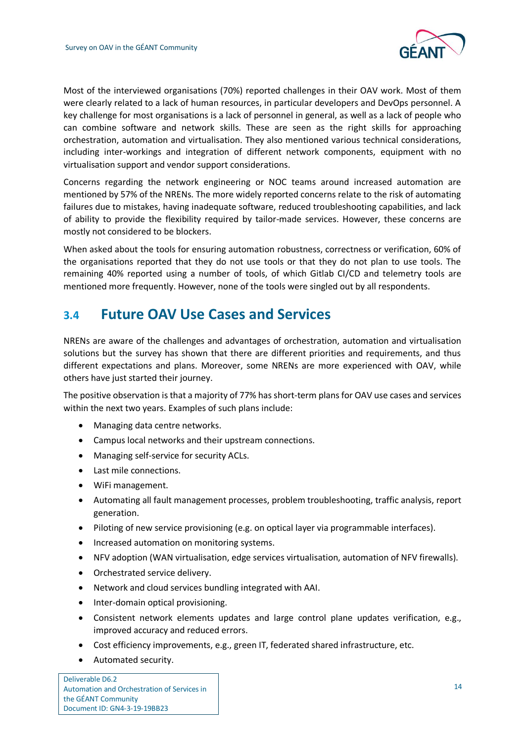Most of the interviewed organisations (70%) reported challenges in their OAV work. Most of them were clearly related to a lack of human resources, in particular developers and DevOps personnel. A key challenge for most organisations is a lack of personnel in general, as well as a lack of people who can combine software and network skills. These are seen as the right skills for approaching orchestration, automation and virtualisation. They also mentioned various technical considerations, including inter-workings and integration of different network components, equipment with no virtualisation support and vendor support considerations.

Concerns regarding the network engineering or NOC teams around increased automation are mentioned by 57% of the NRENs. The more widely reported concerns relate to the risk of automating failures due to mistakes, having inadequate software, reduced troubleshooting capabilities, and lack of ability to provide the flexibility required by tailor-made services. However, these concerns are mostly not considered to be blockers.

When asked about the tools for ensuring automation robustness, correctness or verification, 60% of the organisations reported that they do not use tools or that they do not plan to use tools. The remaining 40% reported using a number of tools, of which Gitlab CI/CD and telemetry tools are mentioned more frequently. However, none of the tools were singled out by all respondents.

## 3.4 Future OAV Use Cases and Services

NRENs are aware of the challenges and advantages of orchestration, automation and virtualisation solutions but the survey has shown that there are different priorities and requirements, and thus different expectations and plans. Moreover, some NRENs are more experienced with OAV, while others have just started their journey.

The positive observation is that a majority of 77% has short-term plans for OAV use cases and services within the next two years. Examples of such plans include:

- Managing data centre networks.
- Campus local networks and their upstream connections.
- Managing self-service for security ACLs.
- Last mile connections.
- WiFi management.
- Automating all fault management processes, problem troubleshooting, traffic analysis, report generation.
- Piloting of new service provisioning (e.g. on optical layer via programmable interfaces).
- Increased automation on monitoring systems.
- NFV adoption (WAN virtualisation, edge services virtualisation, automation of NFV firewalls).
- Orchestrated service delivery.
- Network and cloud services bundling integrated with AAI.
- Inter-domain optical provisioning.
- Consistent network elements updates and large control plane updates verification, e.g., improved accuracy and reduced errors.
- Cost efficiency improvements, e.g., green IT, federated shared infrastructure, etc.
- Automated security.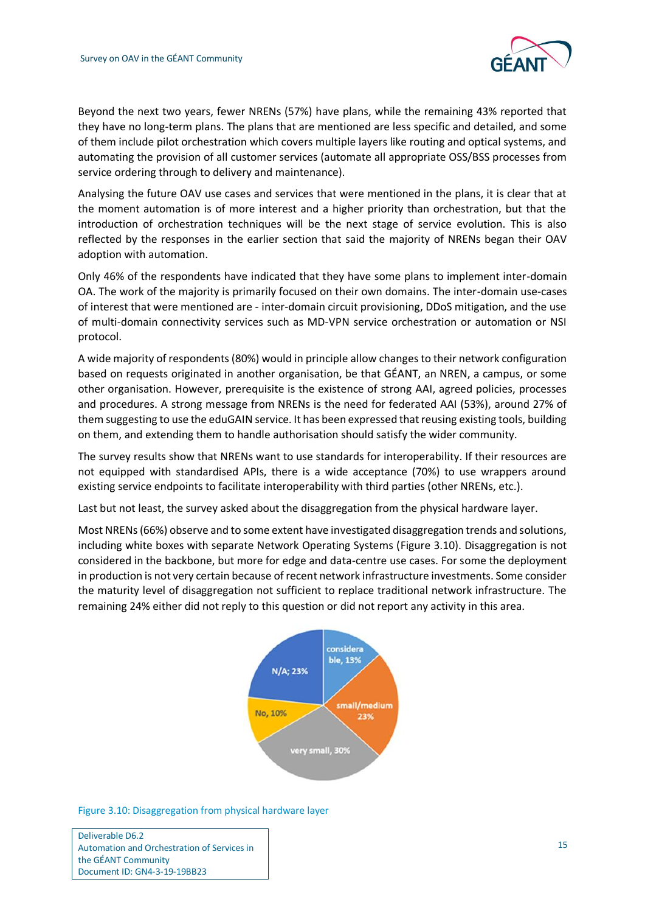Beyond the next two years, fewer NRENs (57%) have plans, while the remaining 43% reported that they have no long-term plans. The plans that are mentioned are less specific and detailed, and some of them include pilot orchestration which covers multiple layers like routing and optical systems, and automating the provision of all customer services (automate all appropriate OSS/BSS processes from service ordering through to delivery and maintenance).

Analysing the future OAV use cases and services that were mentioned in the plans, it is clear that at the moment automation is of more interest and a higher priority than orchestration, but that the introduction of orchestration techniques will be the next stage of service evolution. This is also reflected by the responses in the earlier section that said the majority of NRENs began their OAV adoption with automation.

Only 46% of the respondents have indicated that they have some plans to implement inter-domain OA. The work of the majority is primarily focused on their own domains. The inter-domain use-cases of interest that were mentioned are - inter-domain circuit provisioning, DDoS mitigation, and the use of multi-domain connectivity services such as MD-VPN service orchestration or automation or NSI protocol.

A wide majority of respondents (80%) would in principle allow changes to their network configuration based on requests originated in another organisation, be that GÉANT, an NREN, a campus, or some other organisation. However, prerequisite is the existence of strong AAI, agreed policies, processes and procedures. A strong message from NRENs is the need for federated AAI (53%), around 27% of them suggesting to use the eduGAIN service. It has been expressed that reusing existing tools, building on them, and extending them to handle authorisation should satisfy the wider community.

The survey results show that NRENs want to use standards for interoperability. If their resources are not equipped with standardised APIs, there is a wide acceptance (70%) to use wrappers around existing service endpoints to facilitate interoperability with third parties (other NRENs, etc.).

Last but not least, the survey asked about the disaggregation from the physical hardware layer.

Most NRENs (66%) observe and to some extent have investigated disaggregation trends and solutions, including white boxes with separate Network Operating Systems (Figure 3.10). Disaggregation is not considered in the backbone, but more for edge and data-centre use cases. For some the deployment in production is not very certain because of recent network infrastructure investments. Some consider the maturity level of disaggregation not sufficient to replace traditional network infrastructure. The remaining 24% either did not reply to this question or did not report any activity in this area.

| Category | Share |
|---|---|
| considerable | 13% |
| small/medium | 23% |
| very small | 30% |
| No | 10% |
| N/A | 23% |

Figure 3.10: Disaggregation from physical hardware layer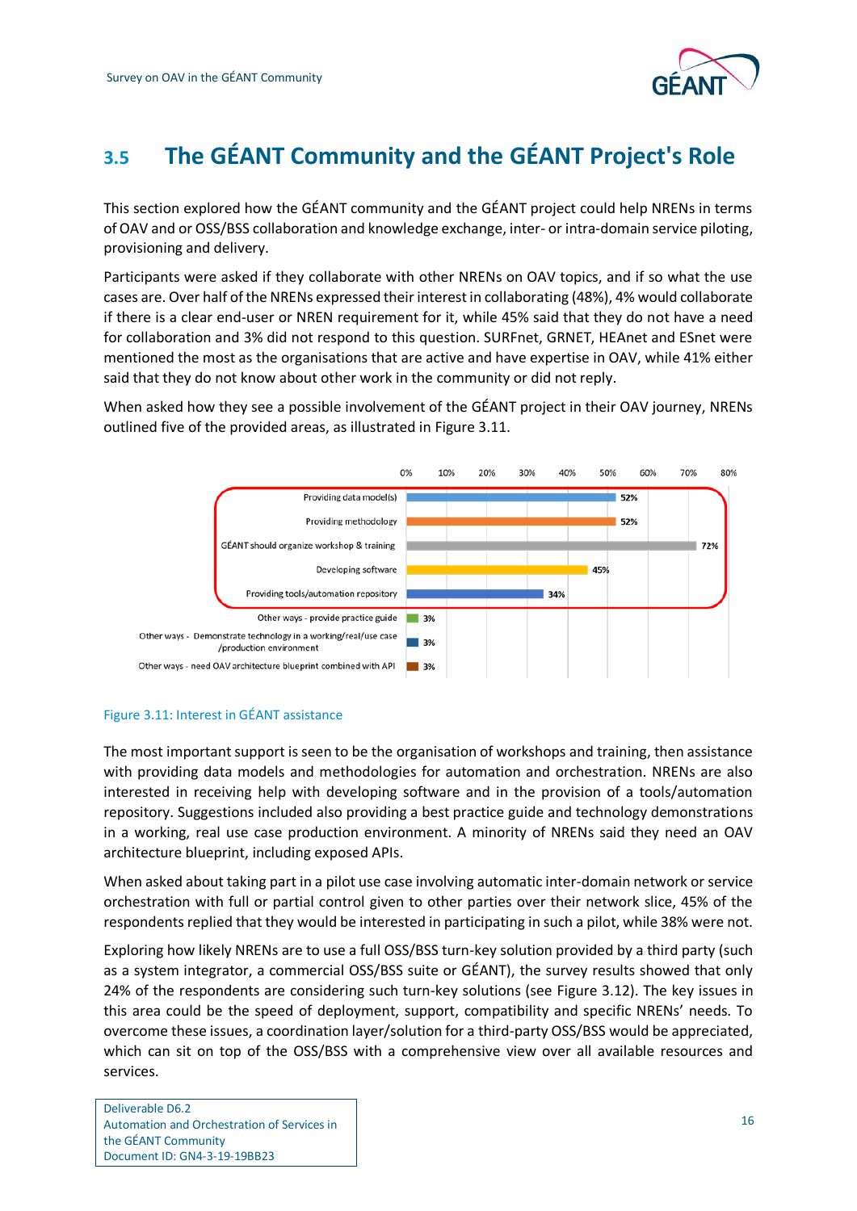## 3.5 The GÉANT Community and the GÉANT Project's Role

This section explored how the GÉANT community and the GÉANT project could help NRENs in terms of OAV and or OSS/BSS collaboration and knowledge exchange, inter- or intra-domain service piloting, provisioning and delivery.

Participants were asked if they collaborate with other NRENs on OAV topics, and if so what the use cases are. Over half of the NRENs expressed their interest in collaborating (48%), 4% would collaborate if there is a clear end-user or NREN requirement for it, while 45% said that they do not have a need for collaboration and 3% did not respond to this question. SURFnet, GRNET, HEAnet and ESnet were mentioned the most as the organisations that are active and have expertise in OAV, while 41% either said that they do not know about other work in the community or did not reply.

When asked how they see a possible involvement of the GÉANT project in their OAV journey, NRENs outlined five of the provided areas, as illustrated in Figure 3.11.

| Area | Percentage |
|---|---|
| Providing data model(s) | 52% |
| Providing methodology | 52% |
| GÉANT should organize workshop & training | 72% |
| Developing software | 45% |
| Providing tools/automation repository | 34% |
| Other ways - provide practice guide | 3% |
| Other ways - Demonstrate technology in a working/real/use case /production environment | 3% |
| Other ways - need OAV architecture blueprint combined with API | 3% |

Figure 3.11: Interest in GÉANT assistance

The most important support is seen to be the organisation of workshops and training, then assistance with providing data models and methodologies for automation and orchestration. NRENs are also interested in receiving help with developing software and in the provision of a tools/automation repository. Suggestions included also providing a best practice guide and technology demonstrations in a working, real use case production environment. A minority of NRENs said they need an OAV architecture blueprint, including exposed APIs.

When asked about taking part in a pilot use case involving automatic inter-domain network or service orchestration with full or partial control given to other parties over their network slice, 45% of the respondents replied that they would be interested in participating in such a pilot, while 38% were not.

Exploring how likely NRENs are to use a full OSS/BSS turn-key solution provided by a third party (such as a system integrator, a commercial OSS/BSS suite or GÉANT), the survey results showed that only 24% of the respondents are considering such turn-key solutions (see Figure 3.12). The key issues in this area could be the speed of deployment, support, compatibility and specific NRENs' needs. To overcome these issues, a coordination layer/solution for a third-party OSS/BSS would be appreciated, which can sit on top of the OSS/BSS with a comprehensive view over all available resources and services.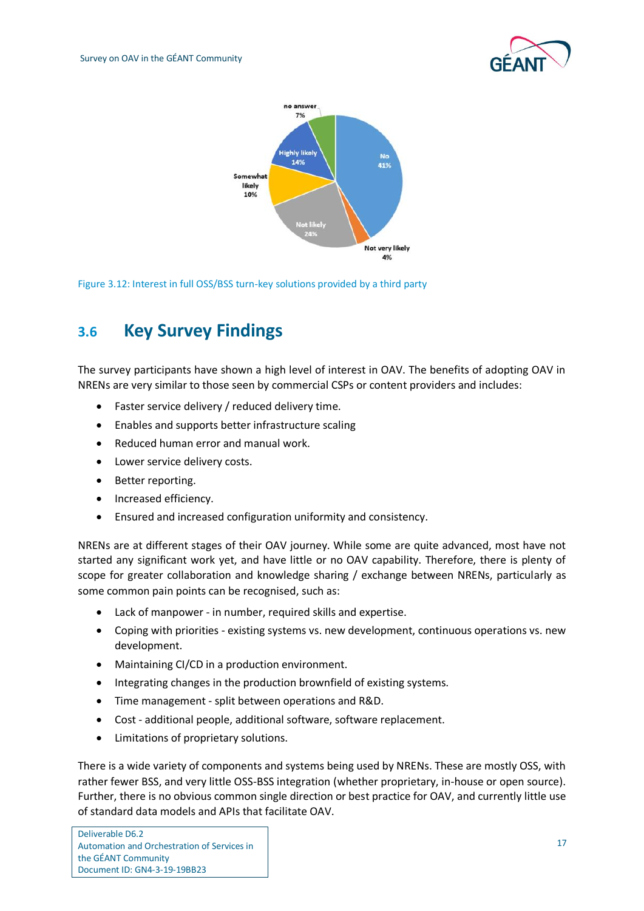Figure 3.12: Interest in full OSS/BSS turn-key solutions provided by a third party

## 3.6 Key Survey Findings

The survey participants have shown a high level of interest in OAV. The benefits of adopting OAV in NRENs are very similar to those seen by commercial CSPs or content providers and includes:

- Faster service delivery / reduced delivery time.
- Enables and supports better infrastructure scaling
- Reduced human error and manual work.
- Lower service delivery costs.
- Better reporting.
- Increased efficiency.
- Ensured and increased configuration uniformity and consistency.

NRENs are at different stages of their OAV journey. While some are quite advanced, most have not started any significant work yet, and have little or no OAV capability. Therefore, there is plenty of scope for greater collaboration and knowledge sharing / exchange between NRENs, particularly as some common pain points can be recognised, such as:

- Lack of manpower - in number, required skills and expertise.
- Coping with priorities - existing systems vs. new development, continuous operations vs. new development.
- Maintaining CI/CD in a production environment.
- Integrating changes in the production brownfield of existing systems.
- Time management - split between operations and R&D.
- Cost - additional people, additional software, software replacement.
- Limitations of proprietary solutions.

There is a wide variety of components and systems being used by NRENs. These are mostly OSS, with rather fewer BSS, and very little OSS-BSS integration (whether proprietary, in-house or open source). Further, there is no obvious common single direction or best practice for OAV, and currently little use of standard data models and APIs that facilitate OAV.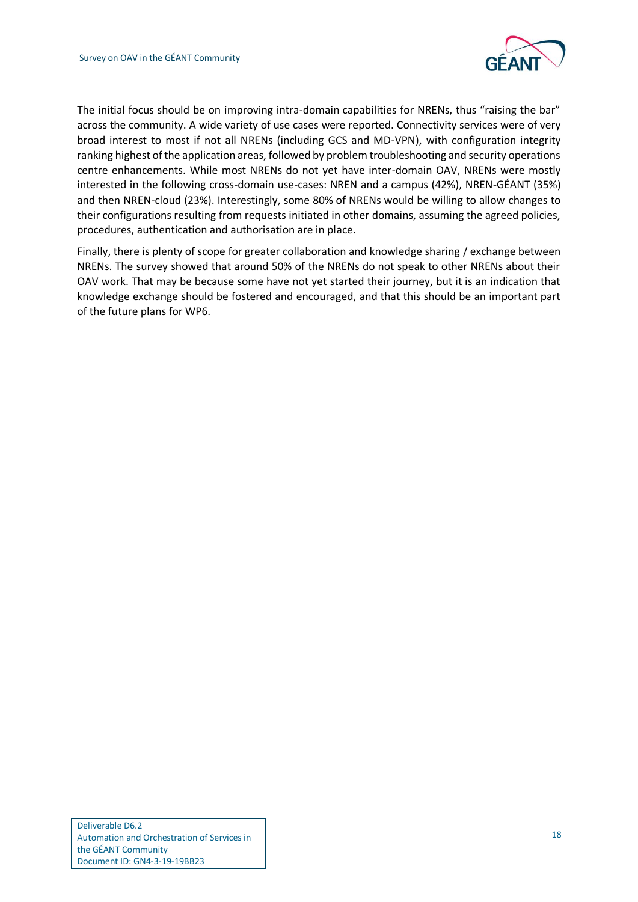The initial focus should be on improving intra-domain capabilities for NRENs, thus "raising the bar" across the community. A wide variety of use cases were reported. Connectivity services were of very broad interest to most if not all NRENs (including GCS and MD-VPN), with configuration integrity ranking highest of the application areas, followed by problem troubleshooting and security operations centre enhancements. While most NRENs do not yet have inter-domain OAV, NRENs were mostly interested in the following cross-domain use-cases: NREN and a campus (42%), NREN-GÉANT (35%) and then NREN-cloud (23%). Interestingly, some 80% of NRENs would be willing to allow changes to their configurations resulting from requests initiated in other domains, assuming the agreed policies, procedures, authentication and authorisation are in place.

Finally, there is plenty of scope for greater collaboration and knowledge sharing / exchange between NRENs. The survey showed that around 50% of the NRENs do not speak to other NRENs about their OAV work. That may be because some have not yet started their journey, but it is an indication that knowledge exchange should be fostered and encouraged, and that this should be an important part of the future plans for WP6.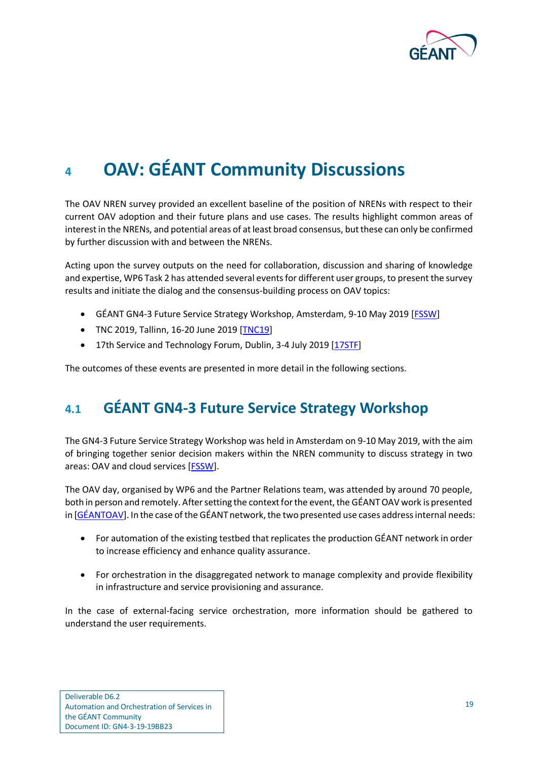# 4 OAV: GÉANT Community Discussions

The OAV NREN survey provided an excellent baseline of the position of NRENs with respect to their current OAV adoption and their future plans and use cases. The results highlight common areas of interest in the NRENs, and potential areas of at least broad consensus, but these can only be confirmed by further discussion with and between the NRENs.

Acting upon the survey outputs on the need for collaboration, discussion and sharing of knowledge and expertise, WP6 Task 2 has attended several events for different user groups, to present the survey results and initiate the dialog and the consensus-building process on OAV topics:

- GÉANT GN4-3 Future Service Strategy Workshop, Amsterdam, 9-10 May 2019 [FSSW]
- TNC 2019, Tallinn, 16-20 June 2019 [TNC19]
- 17th Service and Technology Forum, Dublin, 3-4 July 2019 [17STF]

The outcomes of these events are presented in more detail in the following sections.

## 4.1 GÉANT GN4-3 Future Service Strategy Workshop

The GN4-3 Future Service Strategy Workshop was held in Amsterdam on 9-10 May 2019, with the aim of bringing together senior decision makers within the NREN community to discuss strategy in two areas: OAV and cloud services [FSSW].

The OAV day, organised by WP6 and the Partner Relations team, was attended by around 70 people, both in person and remotely. After setting the context for the event, the GÉANT OAV work is presented in [GÉANTOAV]. In the case of the GÉANT network, the two presented use cases address internal needs:

- For automation of the existing testbed that replicates the production GÉANT network in order to increase efficiency and enhance quality assurance.
- For orchestration in the disaggregated network to manage complexity and provide flexibility in infrastructure and service provisioning and assurance.

In the case of external-facing service orchestration, more information should be gathered to understand the user requirements.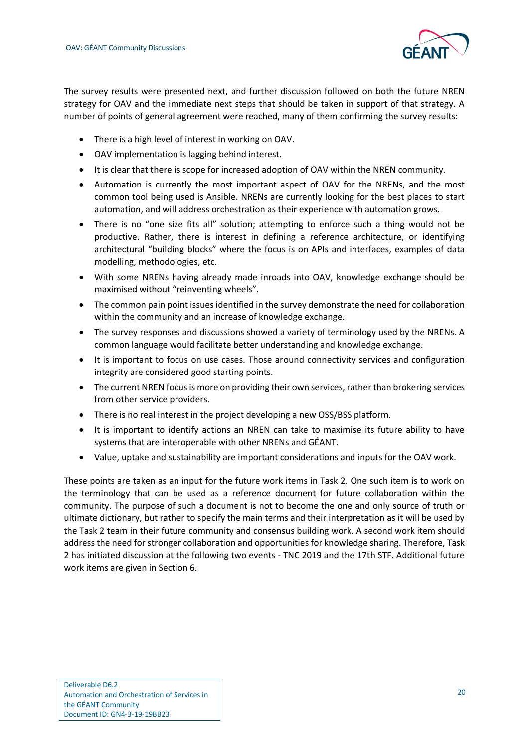The survey results were presented next, and further discussion followed on both the future NREN strategy for OAV and the immediate next steps that should be taken in support of that strategy. A number of points of general agreement were reached, many of them confirming the survey results:

- There is a high level of interest in working on OAV.
- OAV implementation is lagging behind interest.
- It is clear that there is scope for increased adoption of OAV within the NREN community.
- Automation is currently the most important aspect of OAV for the NRENs, and the most common tool being used is Ansible. NRENs are currently looking for the best places to start automation, and will address orchestration as their experience with automation grows.
- There is no "one size fits all" solution; attempting to enforce such a thing would not be productive. Rather, there is interest in defining a reference architecture, or identifying architectural "building blocks" where the focus is on APIs and interfaces, examples of data modelling, methodologies, etc.
- With some NRENs having already made inroads into OAV, knowledge exchange should be maximised without "reinventing wheels".
- The common pain point issues identified in the survey demonstrate the need for collaboration within the community and an increase of knowledge exchange.
- The survey responses and discussions showed a variety of terminology used by the NRENs. A common language would facilitate better understanding and knowledge exchange.
- It is important to focus on use cases. Those around connectivity services and configuration integrity are considered good starting points.
- The current NREN focus is more on providing their own services, rather than brokering services from other service providers.
- There is no real interest in the project developing a new OSS/BSS platform.
- It is important to identify actions an NREN can take to maximise its future ability to have systems that are interoperable with other NRENs and GÉANT.
- Value, uptake and sustainability are important considerations and inputs for the OAV work.

These points are taken as an input for the future work items in Task 2. One such item is to work on the terminology that can be used as a reference document for future collaboration within the community. The purpose of such a document is not to become the one and only source of truth or ultimate dictionary, but rather to specify the main terms and their interpretation as it will be used by the Task 2 team in their future community and consensus building work. A second work item should address the need for stronger collaboration and opportunities for knowledge sharing. Therefore, Task 2 has initiated discussion at the following two events - TNC 2019 and the 17th STF. Additional future work items are given in Section 6.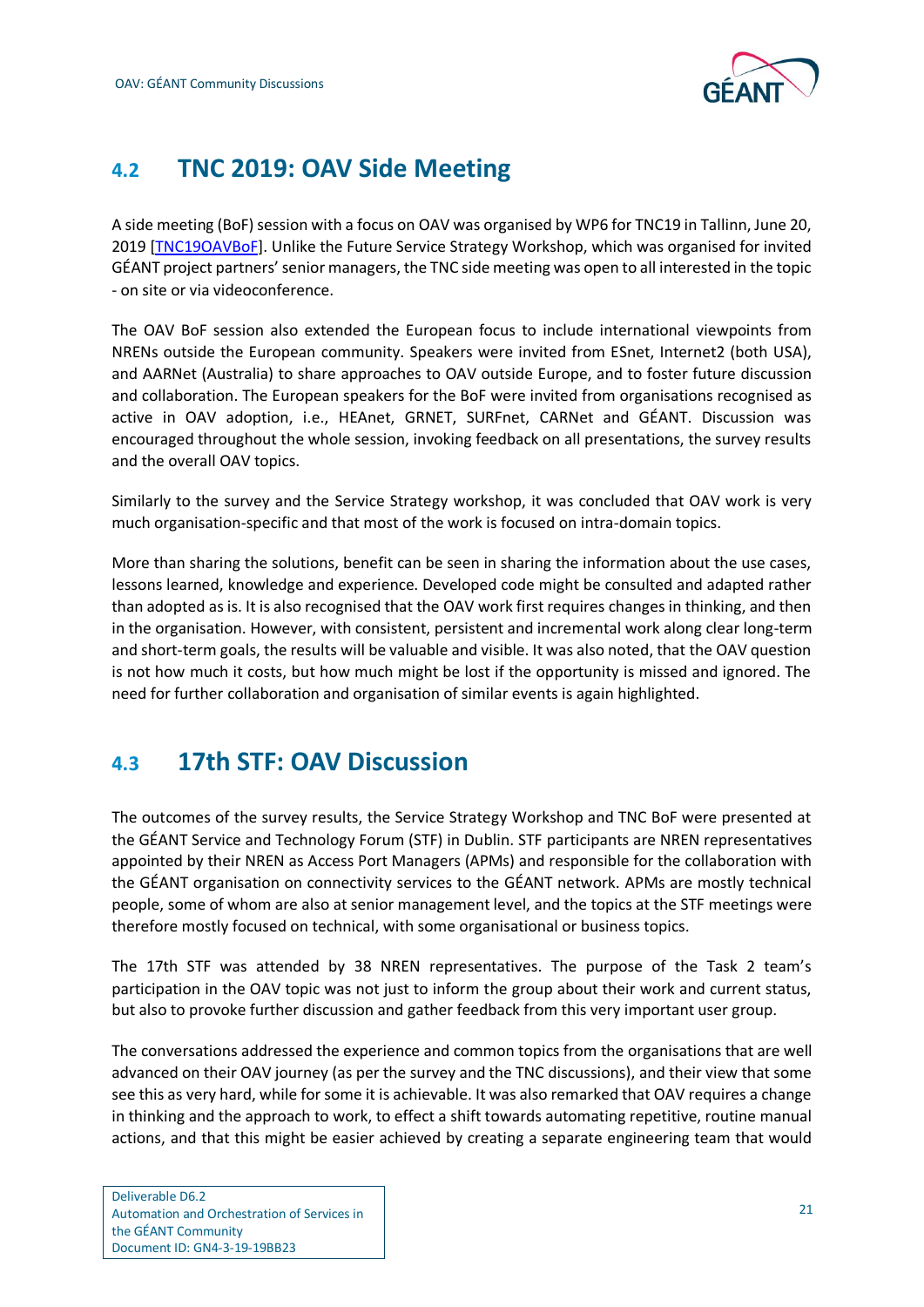## 4.2 TNC 2019: OAV Side Meeting

A side meeting (BoF) session with a focus on OAV was organised by WP6 for TNC19 in Tallinn, June 20, 2019 [TNC19OAVBoF]. Unlike the Future Service Strategy Workshop, which was organised for invited GÉANT project partners' senior managers, the TNC side meeting was open to all interested in the topic - on site or via videoconference.

The OAV BoF session also extended the European focus to include international viewpoints from NRENs outside the European community. Speakers were invited from ESnet, Internet2 (both USA), and AARNet (Australia) to share approaches to OAV outside Europe, and to foster future discussion and collaboration. The European speakers for the BoF were invited from organisations recognised as active in OAV adoption, i.e., HEAnet, GRNET, SURFnet, CARNet and GÉANT. Discussion was encouraged throughout the whole session, invoking feedback on all presentations, the survey results and the overall OAV topics.

Similarly to the survey and the Service Strategy workshop, it was concluded that OAV work is very much organisation-specific and that most of the work is focused on intra-domain topics.

More than sharing the solutions, benefit can be seen in sharing the information about the use cases, lessons learned, knowledge and experience. Developed code might be consulted and adapted rather than adopted as is. It is also recognised that the OAV work first requires changes in thinking, and then in the organisation. However, with consistent, persistent and incremental work along clear long-term and short-term goals, the results will be valuable and visible. It was also noted, that the OAV question is not how much it costs, but how much might be lost if the opportunity is missed and ignored. The need for further collaboration and organisation of similar events is again highlighted.

## 4.3 17th STF: OAV Discussion

The outcomes of the survey results, the Service Strategy Workshop and TNC BoF were presented at the GÉANT Service and Technology Forum (STF) in Dublin. STF participants are NREN representatives appointed by their NREN as Access Port Managers (APMs) and responsible for the collaboration with the GÉANT organisation on connectivity services to the GÉANT network. APMs are mostly technical people, some of whom are also at senior management level, and the topics at the STF meetings were therefore mostly focused on technical, with some organisational or business topics.

The 17th STF was attended by 38 NREN representatives. The purpose of the Task 2 team's participation in the OAV topic was not just to inform the group about their work and current status, but also to provoke further discussion and gather feedback from this very important user group.

The conversations addressed the experience and common topics from the organisations that are well advanced on their OAV journey (as per the survey and the TNC discussions), and their view that some see this as very hard, while for some it is achievable. It was also remarked that OAV requires a change in thinking and the approach to work, to effect a shift towards automating repetitive, routine manual actions, and that this might be easier achieved by creating a separate engineering team that would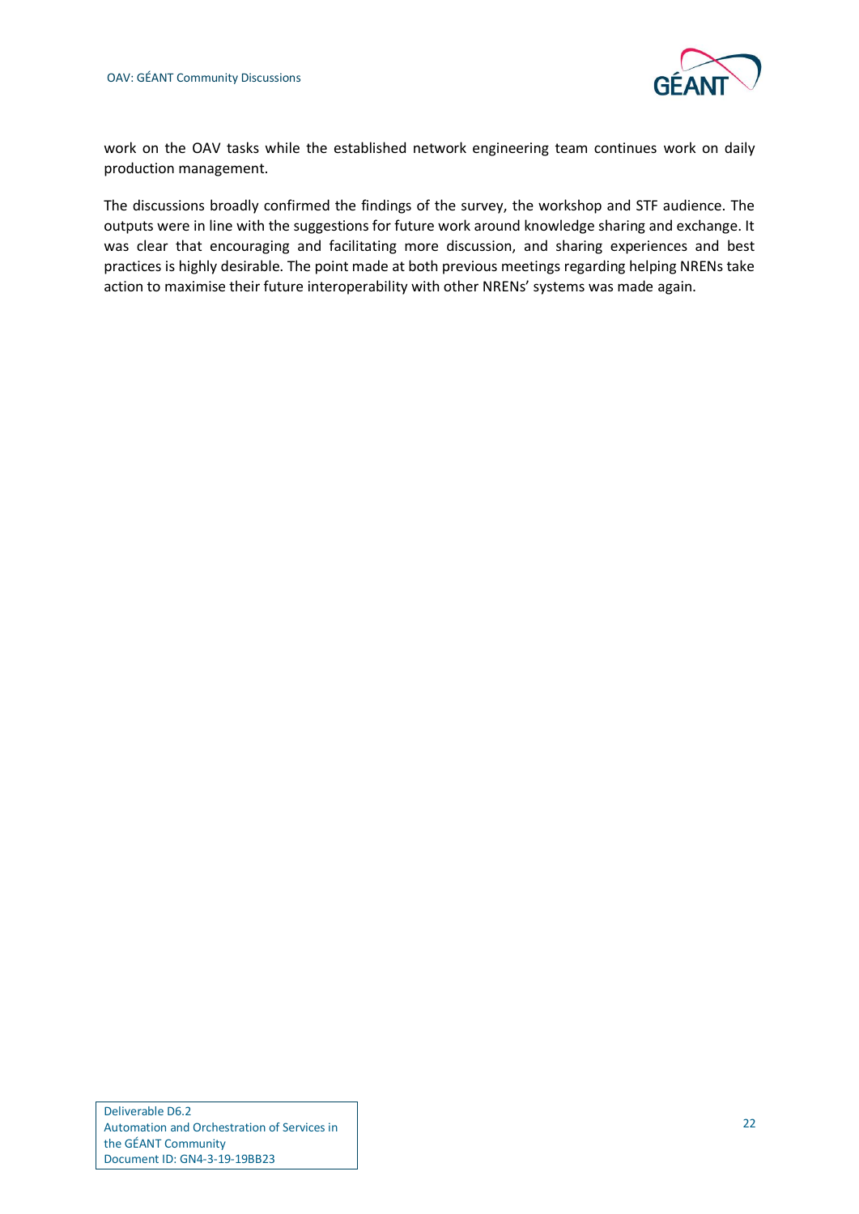work on the OAV tasks while the established network engineering team continues work on daily production management.

The discussions broadly confirmed the findings of the survey, the workshop and STF audience. The outputs were in line with the suggestions for future work around knowledge sharing and exchange. It was clear that encouraging and facilitating more discussion, and sharing experiences and best practices is highly desirable. The point made at both previous meetings regarding helping NRENs take action to maximise their future interoperability with other NRENs' systems was made again.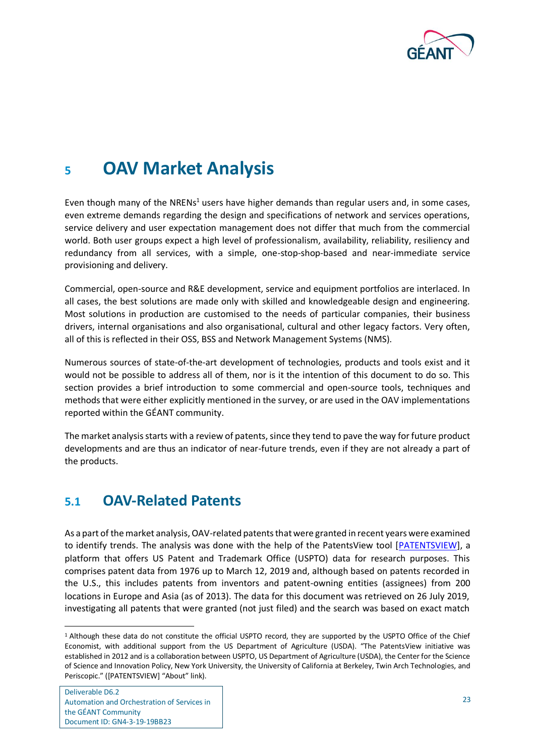# 5 OAV Market Analysis

Even though many of the NRENs[1] users have higher demands than regular users and, in some cases, even extreme demands regarding the design and specifications of network and services operations, service delivery and user expectation management does not differ that much from the commercial world. Both user groups expect a high level of professionalism, availability, reliability, resiliency and redundancy from all services, with a simple, one-stop-shop-based and near-immediate service provisioning and delivery.

Commercial, open-source and R&E development, service and equipment portfolios are interlaced. In all cases, the best solutions are made only with skilled and knowledgeable design and engineering. Most solutions in production are customised to the needs of particular companies, their business drivers, internal organisations and also organisational, cultural and other legacy factors. Very often, all of this is reflected in their OSS, BSS and Network Management Systems (NMS).

Numerous sources of state-of-the-art development of technologies, products and tools exist and it would not be possible to address all of them, nor is it the intention of this document to do so. This section provides a brief introduction to some commercial and open-source tools, techniques and methods that were either explicitly mentioned in the survey, or are used in the OAV implementations reported within the GÉANT community.

The market analysis starts with a review of patents, since they tend to pave the way for future product developments and are thus an indicator of near-future trends, even if they are not already a part of the products.

## 5.1 OAV-Related Patents

As a part of the market analysis, OAV-related patents that were granted in recent years were examined to identify trends. The analysis was done with the help of the PatentsView tool [PATENTSVIEW], a platform that offers US Patent and Trademark Office (USPTO) data for research purposes. This comprises patent data from 1976 up to March 12, 2019 and, although based on patents recorded in the U.S., this includes patents from inventors and patent-owning entities (assignees) from 200 locations in Europe and Asia (as of 2013). The data for this document was retrieved on 26 July 2019, investigating all patents that were granted (not just filed) and the search was based on exact match

[1] Although these data do not constitute the official USPTO record, they are supported by the USPTO Office of the Chief Economist, with additional support from the US Department of Agriculture (USDA). "The PatentsView initiative was established in 2012 and is a collaboration between USPTO, US Department of Agriculture (USDA), the Center for the Science of Science and Innovation Policy, New York University, the University of California at Berkeley, Twin Arch Technologies, and Periscopic." ([PATENTSVIEW] "About" link).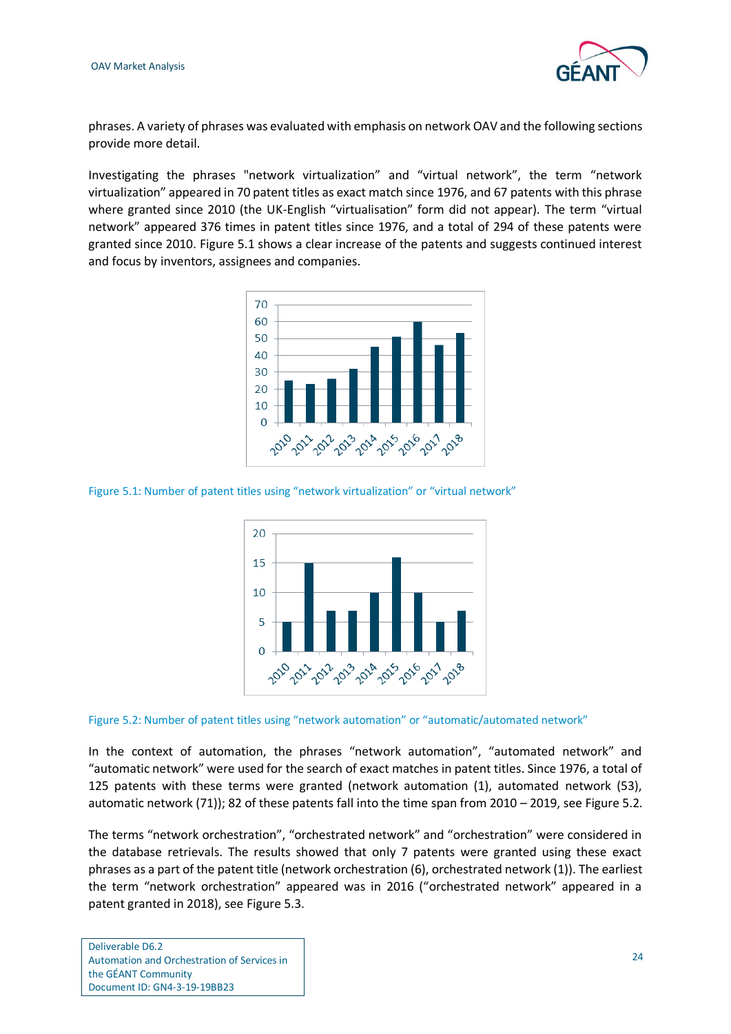phrases. A variety of phrases was evaluated with emphasis on network OAV and the following sections provide more detail.

Investigating the phrases "network virtualization" and "virtual network", the term "network virtualization" appeared in 70 patent titles as exact match since 1976, and 67 patents with this phrase where granted since 2010 (the UK-English "virtualisation" form did not appear). The term "virtual network" appeared 376 times in patent titles since 1976, and a total of 294 of these patents were granted since 2010. Figure 5.1 shows a clear increase of the patents and suggests continued interest and focus by inventors, assignees and companies.

Figure 5.1: Number of patent titles using "network virtualization" or "virtual network"

Figure 5.2: Number of patent titles using "network automation" or "automatic/automated network"

In the context of automation, the phrases "network automation", "automated network" and "automatic network" were used for the search of exact matches in patent titles. Since 1976, a total of 125 patents with these terms were granted (network automation (1), automated network (53), automatic network (71)); 82 of these patents fall into the time span from 2010 – 2019, see Figure 5.2.

The terms "network orchestration", "orchestrated network" and "orchestration" were considered in the database retrievals. The results showed that only 7 patents were granted using these exact phrases as a part of the patent title (network orchestration (6), orchestrated network (1)). The earliest the term "network orchestration" appeared was in 2016 ("orchestrated network" appeared in a patent granted in 2018), see Figure 5.3.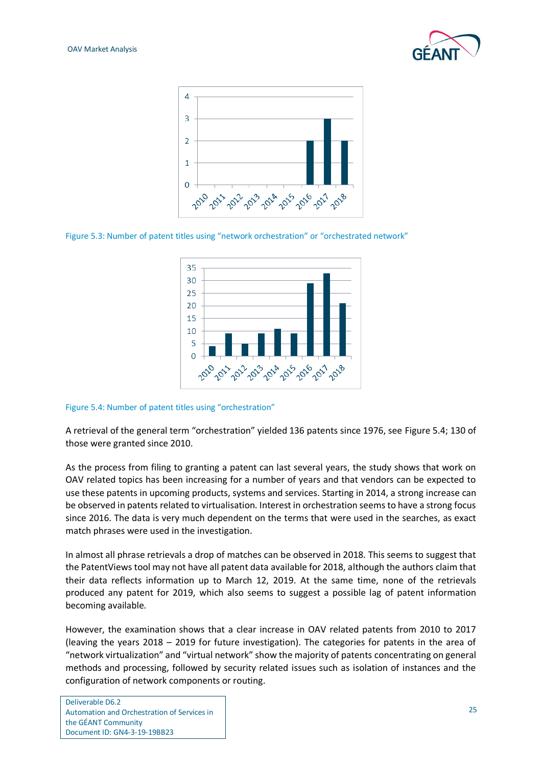Figure 5.3: Number of patent titles using “network orchestration” or “orchestrated network”

Figure 5.4: Number of patent titles using “orchestration”

A retrieval of the general term “orchestration” yielded 136 patents since 1976, see Figure 5.4; 130 of those were granted since 2010.

As the process from filing to granting a patent can last several years, the study shows that work on OAV related topics has been increasing for a number of years and that vendors can be expected to use these patents in upcoming products, systems and services. Starting in 2014, a strong increase can be observed in patents related to virtualisation. Interest in orchestration seems to have a strong focus since 2016. The data is very much dependent on the terms that were used in the searches, as exact match phrases were used in the investigation.

In almost all phrase retrievals a drop of matches can be observed in 2018. This seems to suggest that the PatentViews tool may not have all patent data available for 2018, although the authors claim that their data reflects information up to March 12, 2019. At the same time, none of the retrievals produced any patent for 2019, which also seems to suggest a possible lag of patent information becoming available.

However, the examination shows that a clear increase in OAV related patents from 2010 to 2017 (leaving the years 2018 – 2019 for future investigation). The categories for patents in the area of “network virtualization” and “virtual network” show the majority of patents concentrating on general methods and processing, followed by security related issues such as isolation of instances and the configuration of network components or routing.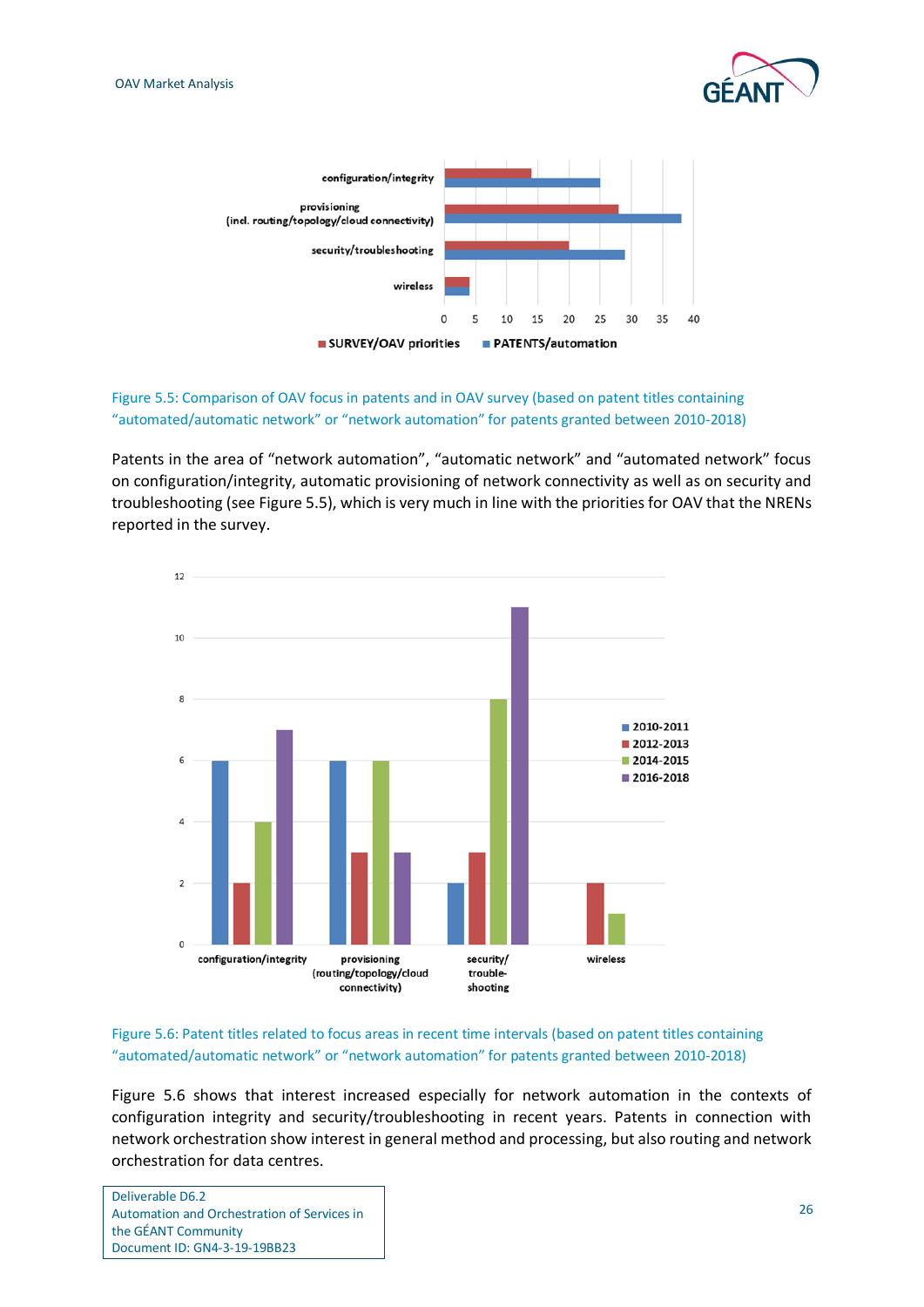Figure 5.5: Comparison of OAV focus in patents and in OAV survey (based on patent titles containing “automated/automatic network” or “network automation” for patents granted between 2010-2018)

Patents in the area of “network automation”, “automatic network” and “automated network” focus on configuration/integrity, automatic provisioning of network connectivity as well as on security and troubleshooting (see Figure 5.5), which is very much in line with the priorities for OAV that the NRENs reported in the survey.

Figure 5.6: Patent titles related to focus areas in recent time intervals (based on patent titles containing “automated/automatic network” or “network automation” for patents granted between 2010-2018)

Figure 5.6 shows that interest increased especially for network automation in the contexts of configuration integrity and security/troubleshooting in recent years. Patents in connection with network orchestration show interest in general method and processing, but also routing and network orchestration for data centres.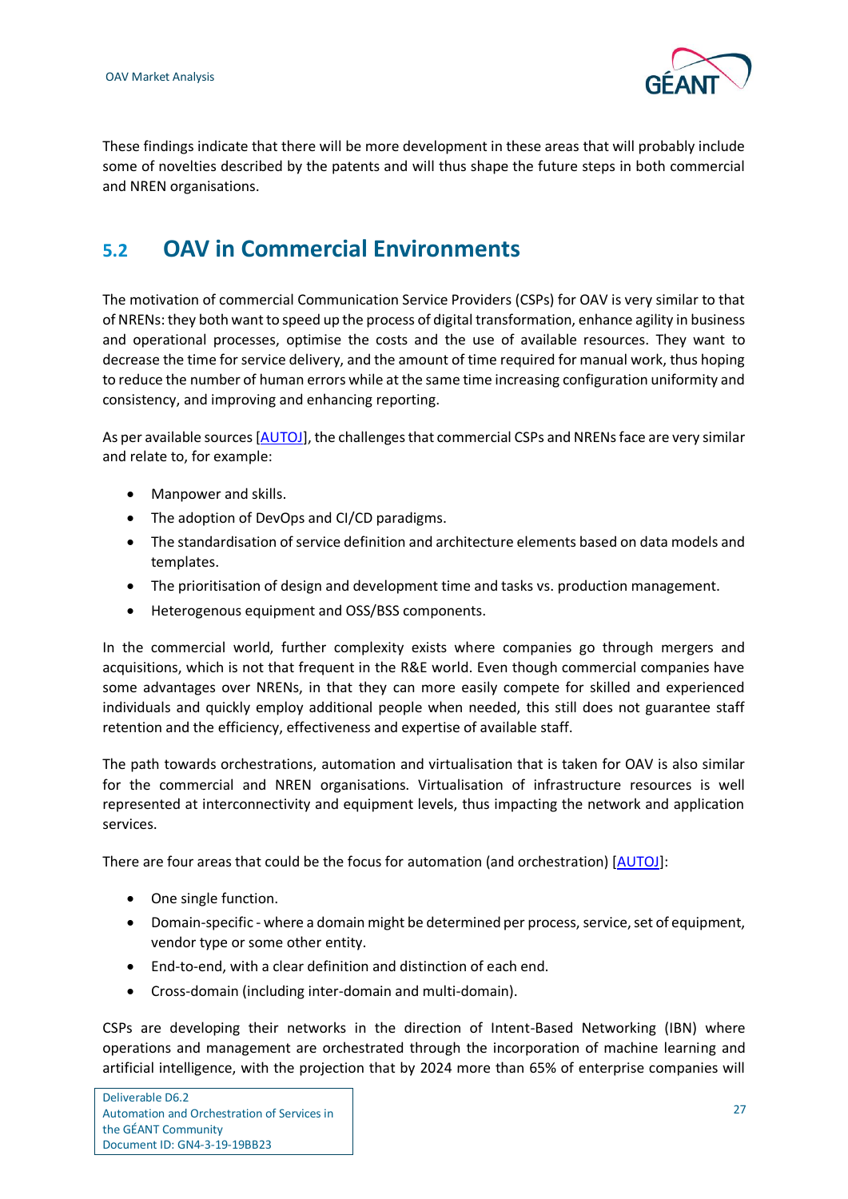These findings indicate that there will be more development in these areas that will probably include some of novelties described by the patents and will thus shape the future steps in both commercial and NREN organisations.

## 5.2 OAV in Commercial Environments

The motivation of commercial Communication Service Providers (CSPs) for OAV is very similar to that of NRENs: they both want to speed up the process of digital transformation, enhance agility in business and operational processes, optimise the costs and the use of available resources. They want to decrease the time for service delivery, and the amount of time required for manual work, thus hoping to reduce the number of human errors while at the same time increasing configuration uniformity and consistency, and improving and enhancing reporting.

As per available sources [AUTOJ], the challenges that commercial CSPs and NRENs face are very similar and relate to, for example:

- Manpower and skills.
- The adoption of DevOps and CI/CD paradigms.
- The standardisation of service definition and architecture elements based on data models and templates.
- The prioritisation of design and development time and tasks vs. production management.
- Heterogenous equipment and OSS/BSS components.

In the commercial world, further complexity exists where companies go through mergers and acquisitions, which is not that frequent in the R&E world. Even though commercial companies have some advantages over NRENs, in that they can more easily compete for skilled and experienced individuals and quickly employ additional people when needed, this still does not guarantee staff retention and the efficiency, effectiveness and expertise of available staff.

The path towards orchestrations, automation and virtualisation that is taken for OAV is also similar for the commercial and NREN organisations. Virtualisation of infrastructure resources is well represented at interconnectivity and equipment levels, thus impacting the network and application services.

There are four areas that could be the focus for automation (and orchestration) [AUTOJ]:

- One single function.
- Domain-specific - where a domain might be determined per process, service, set of equipment, vendor type or some other entity.
- End-to-end, with a clear definition and distinction of each end.
- Cross-domain (including inter-domain and multi-domain).

CSPs are developing their networks in the direction of Intent-Based Networking (IBN) where operations and management are orchestrated through the incorporation of machine learning and artificial intelligence, with the projection that by 2024 more than 65% of enterprise companies will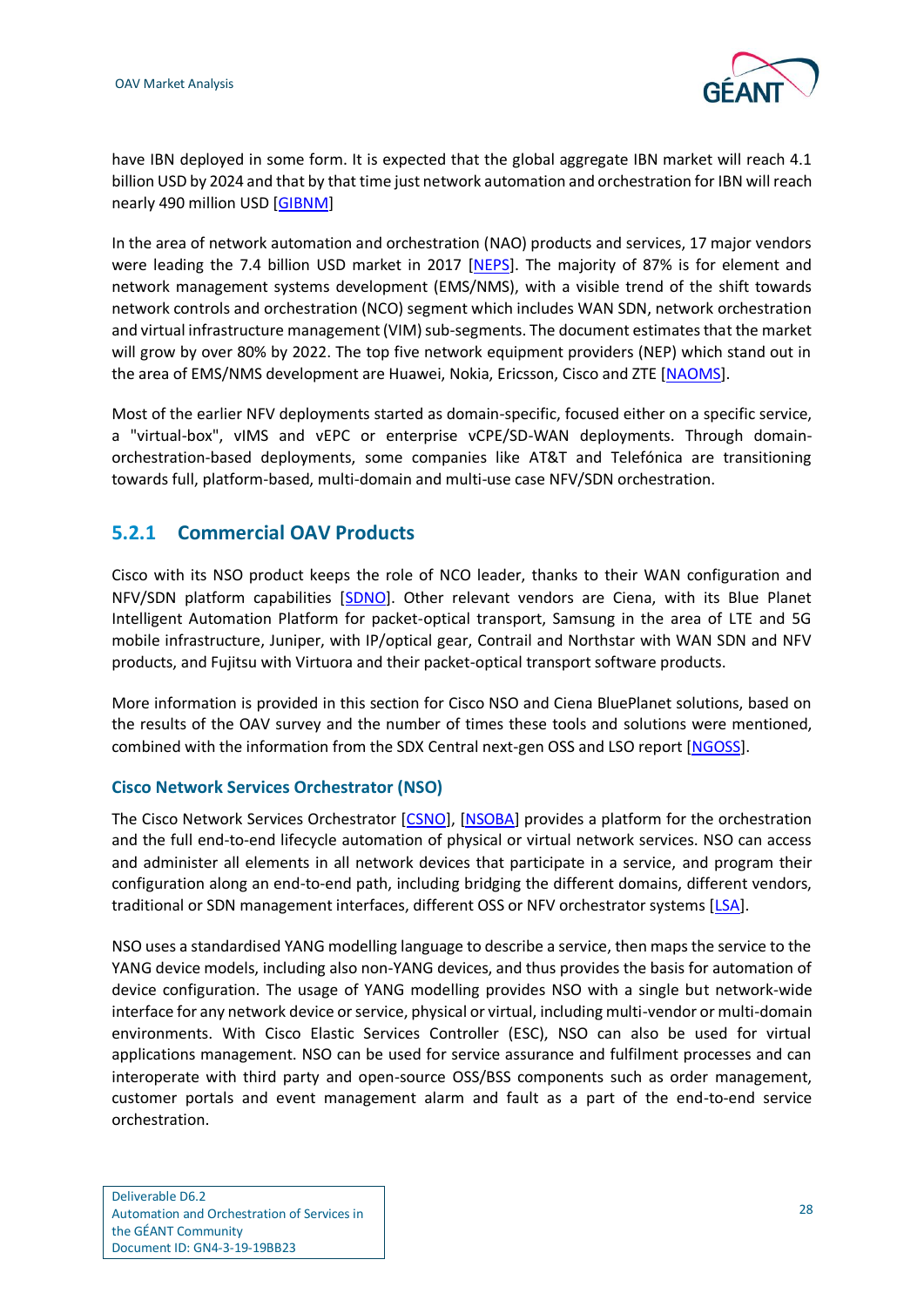have IBN deployed in some form. It is expected that the global aggregate IBN market will reach 4.1 billion USD by 2024 and that by that time just network automation and orchestration for IBN will reach nearly 490 million USD [GIBNM]

In the area of network automation and orchestration (NAO) products and services, 17 major vendors were leading the 7.4 billion USD market in 2017 [NEPS]. The majority of 87% is for element and network management systems development (EMS/NMS), with a visible trend of the shift towards network controls and orchestration (NCO) segment which includes WAN SDN, network orchestration and virtual infrastructure management (VIM) sub-segments. The document estimates that the market will grow by over 80% by 2022. The top five network equipment providers (NEP) which stand out in the area of EMS/NMS development are Huawei, Nokia, Ericsson, Cisco and ZTE [NAOMS].

Most of the earlier NFV deployments started as domain-specific, focused either on a specific service, a "virtual-box", vIMS and vEPC or enterprise vCPE/SD-WAN deployments. Through domain-orchestration-based deployments, some companies like AT&T and Telefónica are transitioning towards full, platform-based, multi-domain and multi-use case NFV/SDN orchestration.

### 5.2.1 Commercial OAV Products

Cisco with its NSO product keeps the role of NCO leader, thanks to their WAN configuration and NFV/SDN platform capabilities [SDNO]. Other relevant vendors are Ciena, with its Blue Planet Intelligent Automation Platform for packet-optical transport, Samsung in the area of LTE and 5G mobile infrastructure, Juniper, with IP/optical gear, Contrail and Northstar with WAN SDN and NFV products, and Fujitsu with Virtuora and their packet-optical transport software products.

More information is provided in this section for Cisco NSO and Ciena BluePlanet solutions, based on the results of the OAV survey and the number of times these tools and solutions were mentioned, combined with the information from the SDX Central next-gen OSS and LSO report [NGOSS].

#### Cisco Network Services Orchestrator (NSO)

The Cisco Network Services Orchestrator [CSNO], [NSOBA] provides a platform for the orchestration and the full end-to-end lifecycle automation of physical or virtual network services. NSO can access and administer all elements in all network devices that participate in a service, and program their configuration along an end-to-end path, including bridging the different domains, different vendors, traditional or SDN management interfaces, different OSS or NFV orchestrator systems [LSA].

NSO uses a standardised YANG modelling language to describe a service, then maps the service to the YANG device models, including also non-YANG devices, and thus provides the basis for automation of device configuration. The usage of YANG modelling provides NSO with a single but network-wide interface for any network device or service, physical or virtual, including multi-vendor or multi-domain environments. With Cisco Elastic Services Controller (ESC), NSO can also be used for virtual applications management. NSO can be used for service assurance and fulfilment processes and can interoperate with third party and open-source OSS/BSS components such as order management, customer portals and event management alarm and fault as a part of the end-to-end service orchestration.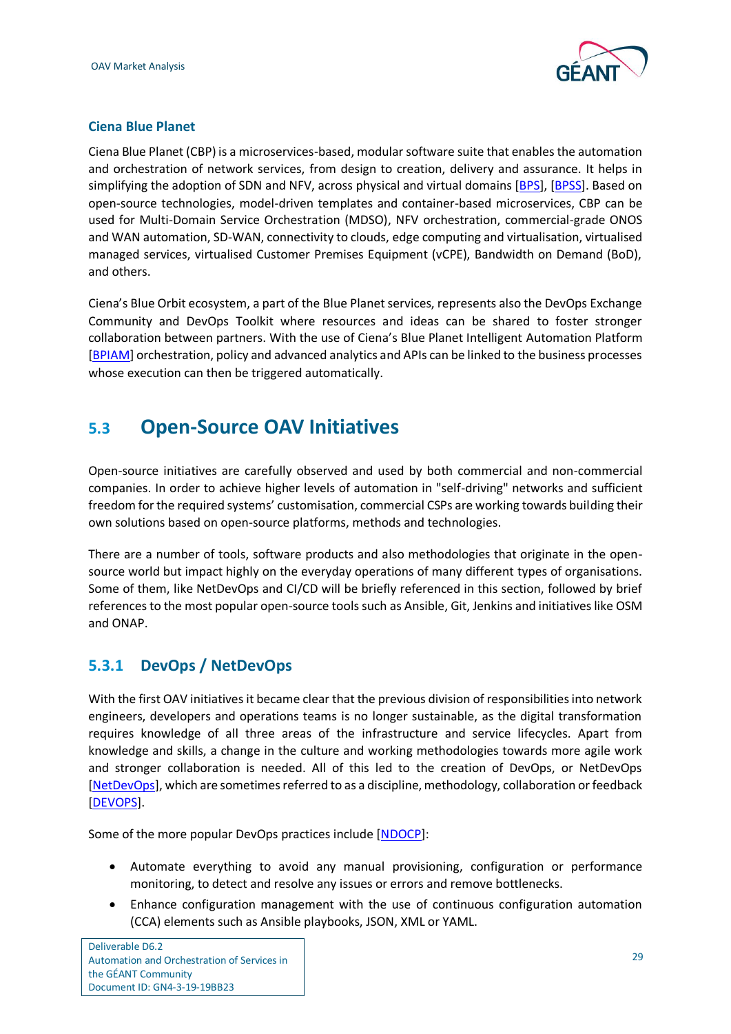### Ciena Blue Planet

Ciena Blue Planet (CBP) is a microservices-based, modular software suite that enables the automation and orchestration of network services, from design to creation, delivery and assurance. It helps in simplifying the adoption of SDN and NFV, across physical and virtual domains [BPS], [BPSS]. Based on open-source technologies, model-driven templates and container-based microservices, CBP can be used for Multi-Domain Service Orchestration (MDSO), NFV orchestration, commercial-grade ONOS and WAN automation, SD-WAN, connectivity to clouds, edge computing and virtualisation, virtualised managed services, virtualised Customer Premises Equipment (vCPE), Bandwidth on Demand (BoD), and others.

Ciena's Blue Orbit ecosystem, a part of the Blue Planet services, represents also the DevOps Exchange Community and DevOps Toolkit where resources and ideas can be shared to foster stronger collaboration between partners. With the use of Ciena's Blue Planet Intelligent Automation Platform [BPIAM] orchestration, policy and advanced analytics and APIs can be linked to the business processes whose execution can then be triggered automatically.

## 5.3 Open-Source OAV Initiatives

Open-source initiatives are carefully observed and used by both commercial and non-commercial companies. In order to achieve higher levels of automation in "self-driving" networks and sufficient freedom for the required systems' customisation, commercial CSPs are working towards building their own solutions based on open-source platforms, methods and technologies.

There are a number of tools, software products and also methodologies that originate in the open-source world but impact highly on the everyday operations of many different types of organisations. Some of them, like NetDevOps and CI/CD will be briefly referenced in this section, followed by brief references to the most popular open-source tools such as Ansible, Git, Jenkins and initiatives like OSM and ONAP.

### 5.3.1 DevOps / NetDevOps

With the first OAV initiatives it became clear that the previous division of responsibilities into network engineers, developers and operations teams is no longer sustainable, as the digital transformation requires knowledge of all three areas of the infrastructure and service lifecycles. Apart from knowledge and skills, a change in the culture and working methodologies towards more agile work and stronger collaboration is needed. All of this led to the creation of DevOps, or NetDevOps [NetDevOps], which are sometimes referred to as a discipline, methodology, collaboration or feedback [DEVOPS].

Some of the more popular DevOps practices include [NDOCP]:

- Automate everything to avoid any manual provisioning, configuration or performance monitoring, to detect and resolve any issues or errors and remove bottlenecks.
- Enhance configuration management with the use of continuous configuration automation (CCA) elements such as Ansible playbooks, JSON, XML or YAML.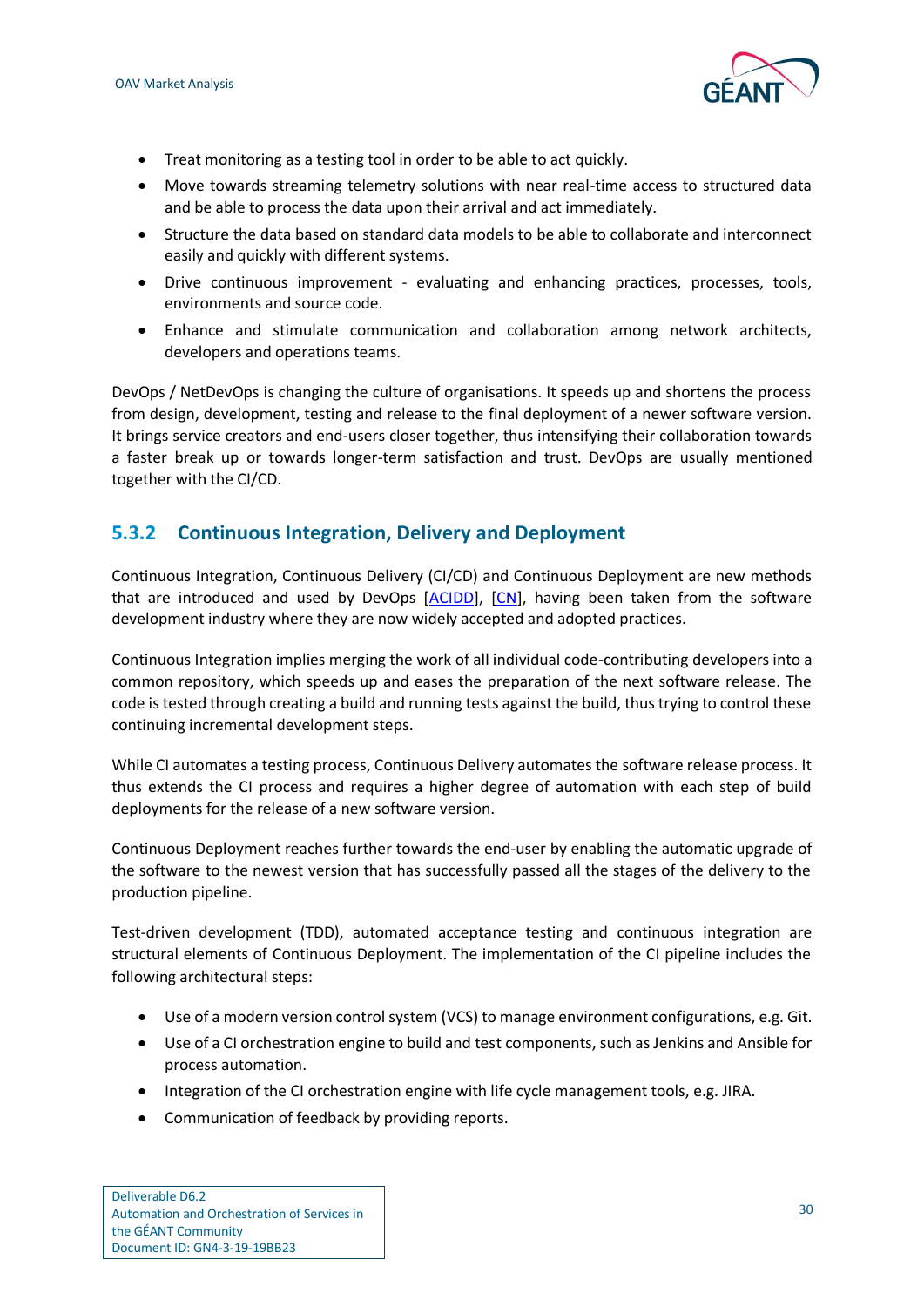- Treat monitoring as a testing tool in order to be able to act quickly.
- Move towards streaming telemetry solutions with near real-time access to structured data and be able to process the data upon their arrival and act immediately.
- Structure the data based on standard data models to be able to collaborate and interconnect easily and quickly with different systems.
- Drive continuous improvement - evaluating and enhancing practices, processes, tools, environments and source code.
- Enhance and stimulate communication and collaboration among network architects, developers and operations teams.

DevOps / NetDevOps is changing the culture of organisations. It speeds up and shortens the process from design, development, testing and release to the final deployment of a newer software version. It brings service creators and end-users closer together, thus intensifying their collaboration towards a faster break up or towards longer-term satisfaction and trust. DevOps are usually mentioned together with the CI/CD.

### 5.3.2 Continuous Integration, Delivery and Deployment

Continuous Integration, Continuous Delivery (CI/CD) and Continuous Deployment are new methods that are introduced and used by DevOps [ACIDD], [CN], having been taken from the software development industry where they are now widely accepted and adopted practices.

Continuous Integration implies merging the work of all individual code-contributing developers into a common repository, which speeds up and eases the preparation of the next software release. The code is tested through creating a build and running tests against the build, thus trying to control these continuing incremental development steps.

While CI automates a testing process, Continuous Delivery automates the software release process. It thus extends the CI process and requires a higher degree of automation with each step of build deployments for the release of a new software version.

Continuous Deployment reaches further towards the end-user by enabling the automatic upgrade of the software to the newest version that has successfully passed all the stages of the delivery to the production pipeline.

Test-driven development (TDD), automated acceptance testing and continuous integration are structural elements of Continuous Deployment. The implementation of the CI pipeline includes the following architectural steps:

- Use of a modern version control system (VCS) to manage environment configurations, e.g. Git.
- Use of a CI orchestration engine to build and test components, such as Jenkins and Ansible for process automation.
- Integration of the CI orchestration engine with life cycle management tools, e.g. JIRA.
- Communication of feedback by providing reports.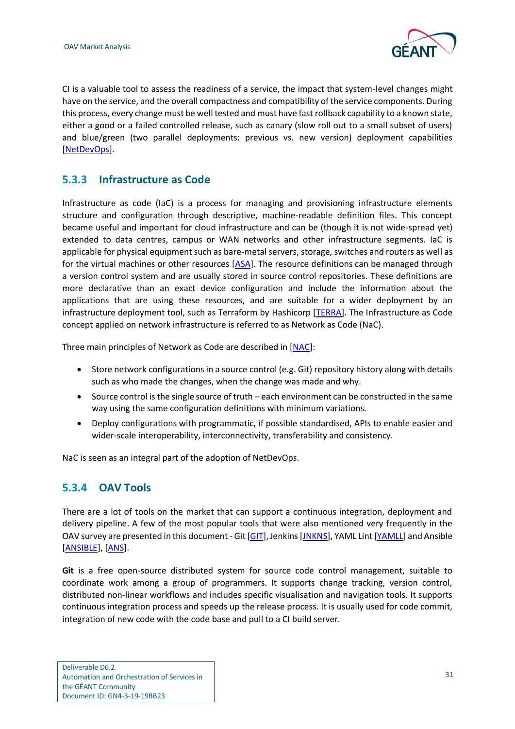CI is a valuable tool to assess the readiness of a service, the impact that system-level changes might have on the service, and the overall compactness and compatibility of the service components. During this process, every change must be well tested and must have fast rollback capability to a known state, either a good or a failed controlled release, such as canary (slow roll out to a small subset of users) and blue/green (two parallel deployments: previous vs. new version) deployment capabilities [NetDevOps].

### 5.3.3 Infrastructure as Code

Infrastructure as code (IaC) is a process for managing and provisioning infrastructure elements structure and configuration through descriptive, machine-readable definition files. This concept became useful and important for cloud infrastructure and can be (though it is not wide-spread yet) extended to data centres, campus or WAN networks and other infrastructure segments. IaC is applicable for physical equipment such as bare-metal servers, storage, switches and routers as well as for the virtual machines or other resources [ASA]. The resource definitions can be managed through a version control system and are usually stored in source control repositories. These definitions are more declarative than an exact device configuration and include the information about the applications that are using these resources, and are suitable for a wider deployment by an infrastructure deployment tool, such as Terraform by Hashicorp [TERRA]. The Infrastructure as Code concept applied on network infrastructure is referred to as Network as Code (NaC).

Three main principles of Network as Code are described in [NAC]:

- Store network configurations in a source control (e.g. Git) repository history along with details such as who made the changes, when the change was made and why.
- Source control is the single source of truth – each environment can be constructed in the same way using the same configuration definitions with minimum variations.
- Deploy configurations with programmatic, if possible standardised, APIs to enable easier and wider-scale interoperability, interconnectivity, transferability and consistency.

NaC is seen as an integral part of the adoption of NetDevOps.

### 5.3.4 OAV Tools

There are a lot of tools on the market that can support a continuous integration, deployment and delivery pipeline. A few of the most popular tools that were also mentioned very frequently in the OAV survey are presented in this document - Git [GIT], Jenkins [JNKNS], YAML Lint [YAMLL] and Ansible [ANSIBLE], [ANS].

**Git** is a free open-source distributed system for source code control management, suitable to coordinate work among a group of programmers. It supports change tracking, version control, distributed non-linear workflows and includes specific visualisation and navigation tools. It supports continuous integration process and speeds up the release process. It is usually used for code commit, integration of new code with the code base and pull to a CI build server.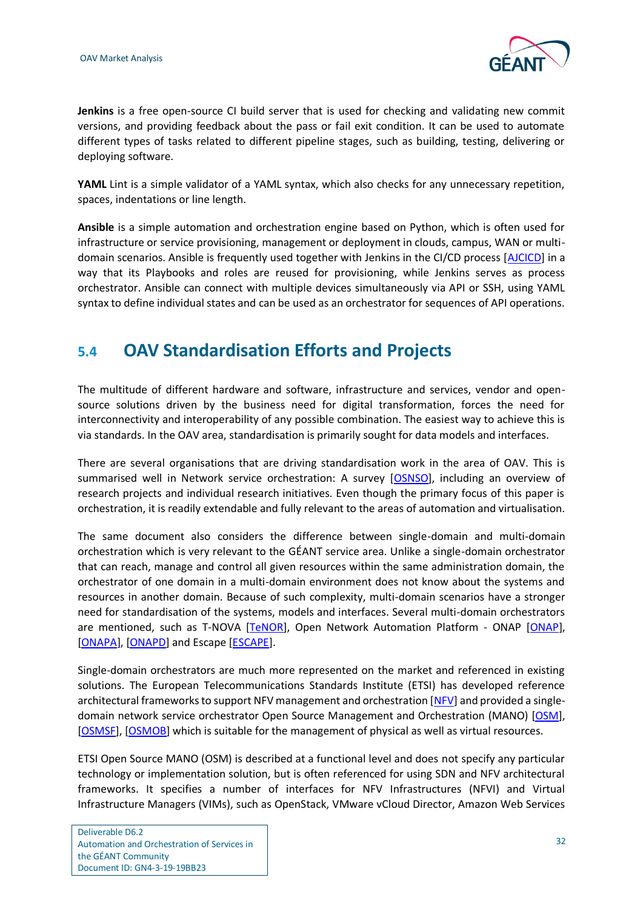**Jenkins** is a free open-source CI build server that is used for checking and validating new commit versions, and providing feedback about the pass or fail exit condition. It can be used to automate different types of tasks related to different pipeline stages, such as building, testing, delivering or deploying software.

**YAML** Lint is a simple validator of a YAML syntax, which also checks for any unnecessary repetition, spaces, indentations or line length.

**Ansible** is a simple automation and orchestration engine based on Python, which is often used for infrastructure or service provisioning, management or deployment in clouds, campus, WAN or multi-domain scenarios. Ansible is frequently used together with Jenkins in the CI/CD process [AJCICD] in a way that its Playbooks and roles are reused for provisioning, while Jenkins serves as process orchestrator. Ansible can connect with multiple devices simultaneously via API or SSH, using YAML syntax to define individual states and can be used as an orchestrator for sequences of API operations.

## 5.4 OAV Standardisation Efforts and Projects

The multitude of different hardware and software, infrastructure and services, vendor and open-source solutions driven by the business need for digital transformation, forces the need for interconnectivity and interoperability of any possible combination. The easiest way to achieve this is via standards. In the OAV area, standardisation is primarily sought for data models and interfaces.

There are several organisations that are driving standardisation work in the area of OAV. This is summarised well in Network service orchestration: A survey [OSNSO], including an overview of research projects and individual research initiatives. Even though the primary focus of this paper is orchestration, it is readily extendable and fully relevant to the areas of automation and virtualisation.

The same document also considers the difference between single-domain and multi-domain orchestration which is very relevant to the GÉANT service area. Unlike a single-domain orchestrator that can reach, manage and control all given resources within the same administration domain, the orchestrator of one domain in a multi-domain environment does not know about the systems and resources in another domain. Because of such complexity, multi-domain scenarios have a stronger need for standardisation of the systems, models and interfaces. Several multi-domain orchestrators are mentioned, such as T-NOVA [TeNOR], Open Network Automation Platform - ONAP [ONAP], [ONAPA], [ONAPD] and Escape [ESCAPE].

Single-domain orchestrators are much more represented on the market and referenced in existing solutions. The European Telecommunications Standards Institute (ETSI) has developed reference architectural frameworks to support NFV management and orchestration [NFV] and provided a single-domain network service orchestrator Open Source Management and Orchestration (MANO) [OSM], [OSMSF], [OSMOB] which is suitable for the management of physical as well as virtual resources.

ETSI Open Source MANO (OSM) is described at a functional level and does not specify any particular technology or implementation solution, but is often referenced for using SDN and NFV architectural frameworks. It specifies a number of interfaces for NFV Infrastructures (NFVI) and Virtual Infrastructure Managers (VIMs), such as OpenStack, VMware vCloud Director, Amazon Web Services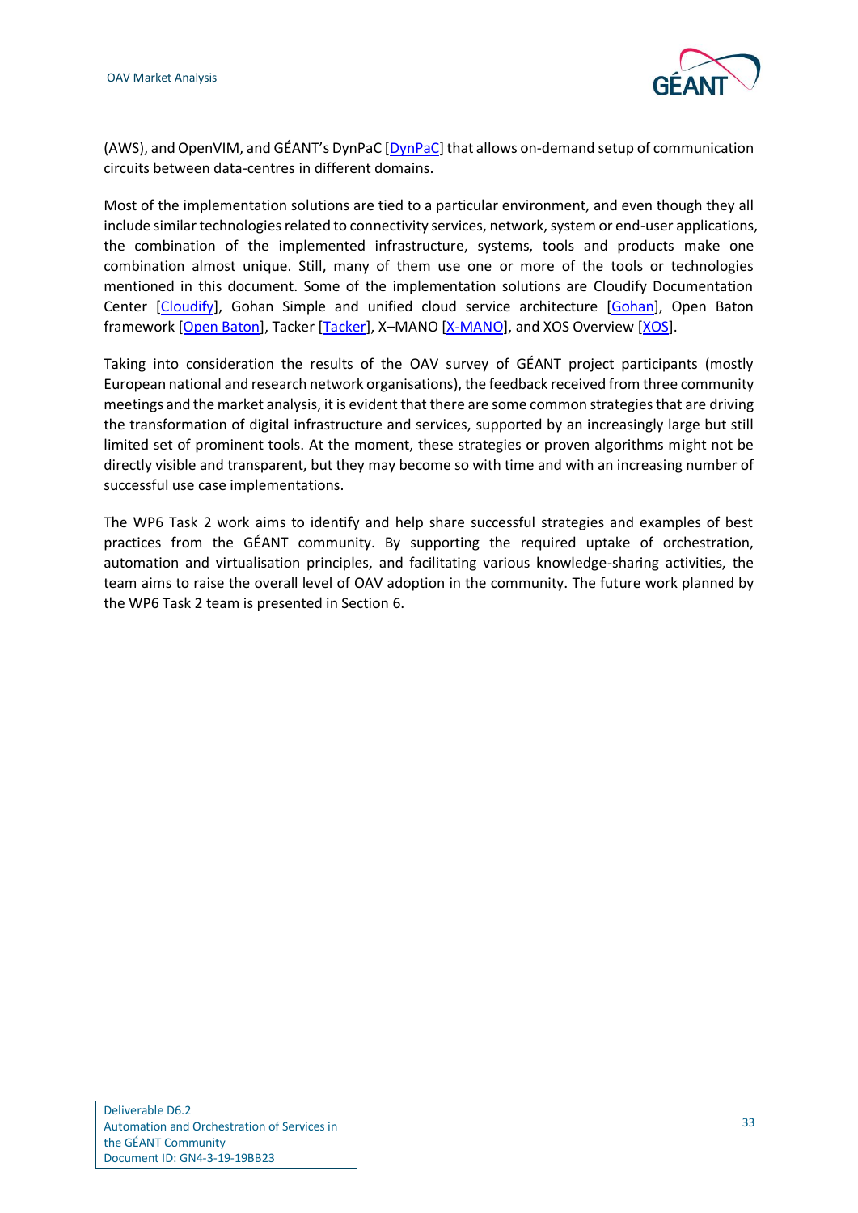(AWS), and OpenVIM, and GÉANT's DynPaC [DynPaC] that allows on-demand setup of communication circuits between data-centres in different domains.

Most of the implementation solutions are tied to a particular environment, and even though they all include similar technologies related to connectivity services, network, system or end-user applications, the combination of the implemented infrastructure, systems, tools and products make one combination almost unique. Still, many of them use one or more of the tools or technologies mentioned in this document. Some of the implementation solutions are Cloudify Documentation Center [Cloudify], Gohan Simple and unified cloud service architecture [Gohan], Open Baton framework [Open Baton], Tacker [Tacker], X–MANO [X-MANO], and XOS Overview [XOS].

Taking into consideration the results of the OAV survey of GÉANT project participants (mostly European national and research network organisations), the feedback received from three community meetings and the market analysis, it is evident that there are some common strategies that are driving the transformation of digital infrastructure and services, supported by an increasingly large but still limited set of prominent tools. At the moment, these strategies or proven algorithms might not be directly visible and transparent, but they may become so with time and with an increasing number of successful use case implementations.

The WP6 Task 2 work aims to identify and help share successful strategies and examples of best practices from the GÉANT community. By supporting the required uptake of orchestration, automation and virtualisation principles, and facilitating various knowledge-sharing activities, the team aims to raise the overall level of OAV adoption in the community. The future work planned by the WP6 Task 2 team is presented in Section 6.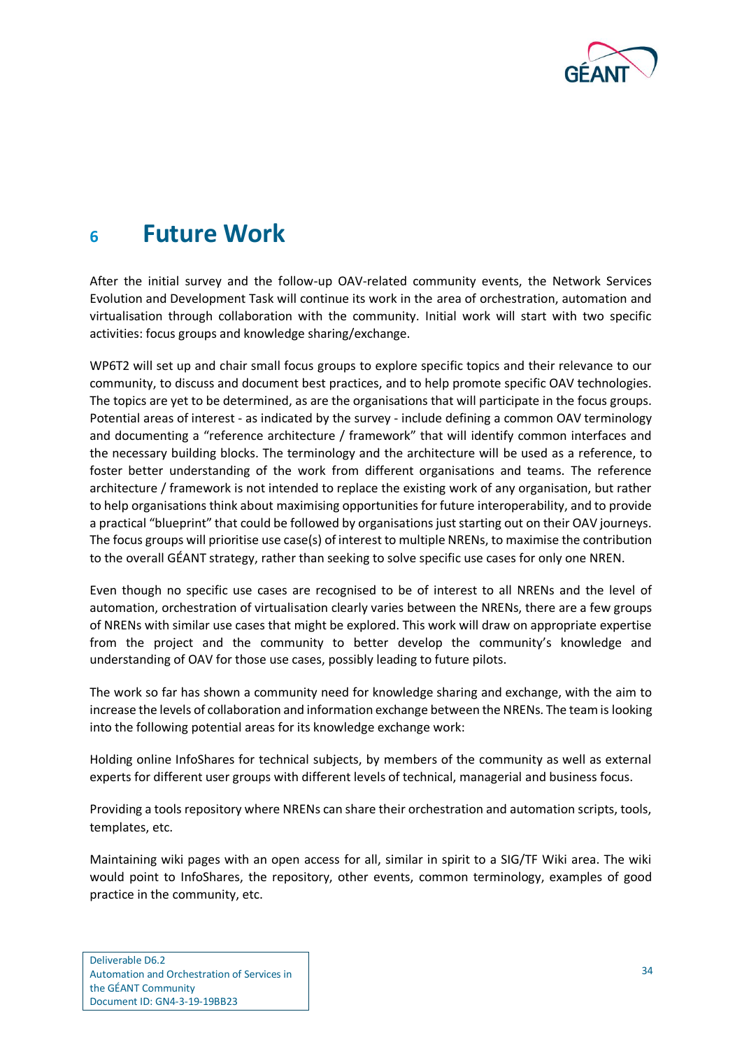# 6 Future Work

After the initial survey and the follow-up OAV-related community events, the Network Services Evolution and Development Task will continue its work in the area of orchestration, automation and virtualisation through collaboration with the community. Initial work will start with two specific activities: focus groups and knowledge sharing/exchange.

WP6T2 will set up and chair small focus groups to explore specific topics and their relevance to our community, to discuss and document best practices, and to help promote specific OAV technologies. The topics are yet to be determined, as are the organisations that will participate in the focus groups. Potential areas of interest - as indicated by the survey - include defining a common OAV terminology and documenting a "reference architecture / framework" that will identify common interfaces and the necessary building blocks. The terminology and the architecture will be used as a reference, to foster better understanding of the work from different organisations and teams. The reference architecture / framework is not intended to replace the existing work of any organisation, but rather to help organisations think about maximising opportunities for future interoperability, and to provide a practical "blueprint" that could be followed by organisations just starting out on their OAV journeys. The focus groups will prioritise use case(s) of interest to multiple NRENs, to maximise the contribution to the overall GÉANT strategy, rather than seeking to solve specific use cases for only one NREN.

Even though no specific use cases are recognised to be of interest to all NRENs and the level of automation, orchestration of virtualisation clearly varies between the NRENs, there are a few groups of NRENs with similar use cases that might be explored. This work will draw on appropriate expertise from the project and the community to better develop the community's knowledge and understanding of OAV for those use cases, possibly leading to future pilots.

The work so far has shown a community need for knowledge sharing and exchange, with the aim to increase the levels of collaboration and information exchange between the NRENs. The team is looking into the following potential areas for its knowledge exchange work:

Holding online InfoShares for technical subjects, by members of the community as well as external experts for different user groups with different levels of technical, managerial and business focus.

Providing a tools repository where NRENs can share their orchestration and automation scripts, tools, templates, etc.

Maintaining wiki pages with an open access for all, similar in spirit to a SIG/TF Wiki area. The wiki would point to InfoShares, the repository, other events, common terminology, examples of good practice in the community, etc.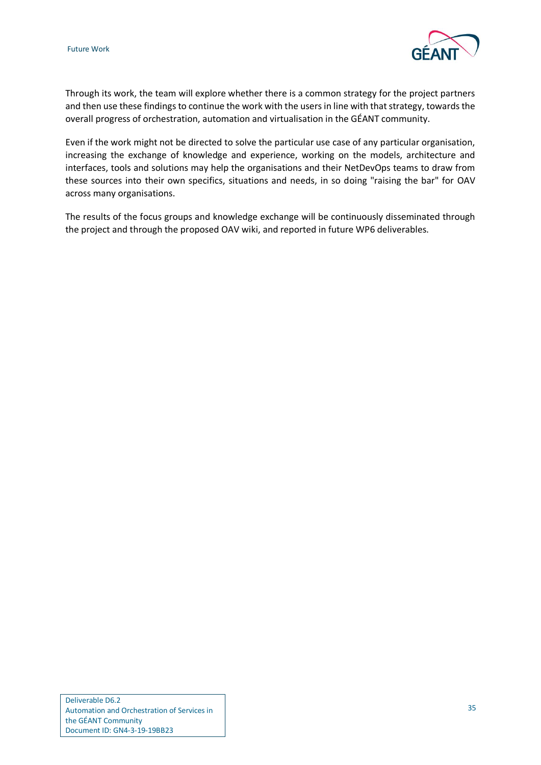Through its work, the team will explore whether there is a common strategy for the project partners and then use these findings to continue the work with the users in line with that strategy, towards the overall progress of orchestration, automation and virtualisation in the GÉANT community.

Even if the work might not be directed to solve the particular use case of any particular organisation, increasing the exchange of knowledge and experience, working on the models, architecture and interfaces, tools and solutions may help the organisations and their NetDevOps teams to draw from these sources into their own specifics, situations and needs, in so doing "raising the bar" for OAV across many organisations.

The results of the focus groups and knowledge exchange will be continuously disseminated through the project and through the proposed OAV wiki, and reported in future WP6 deliverables.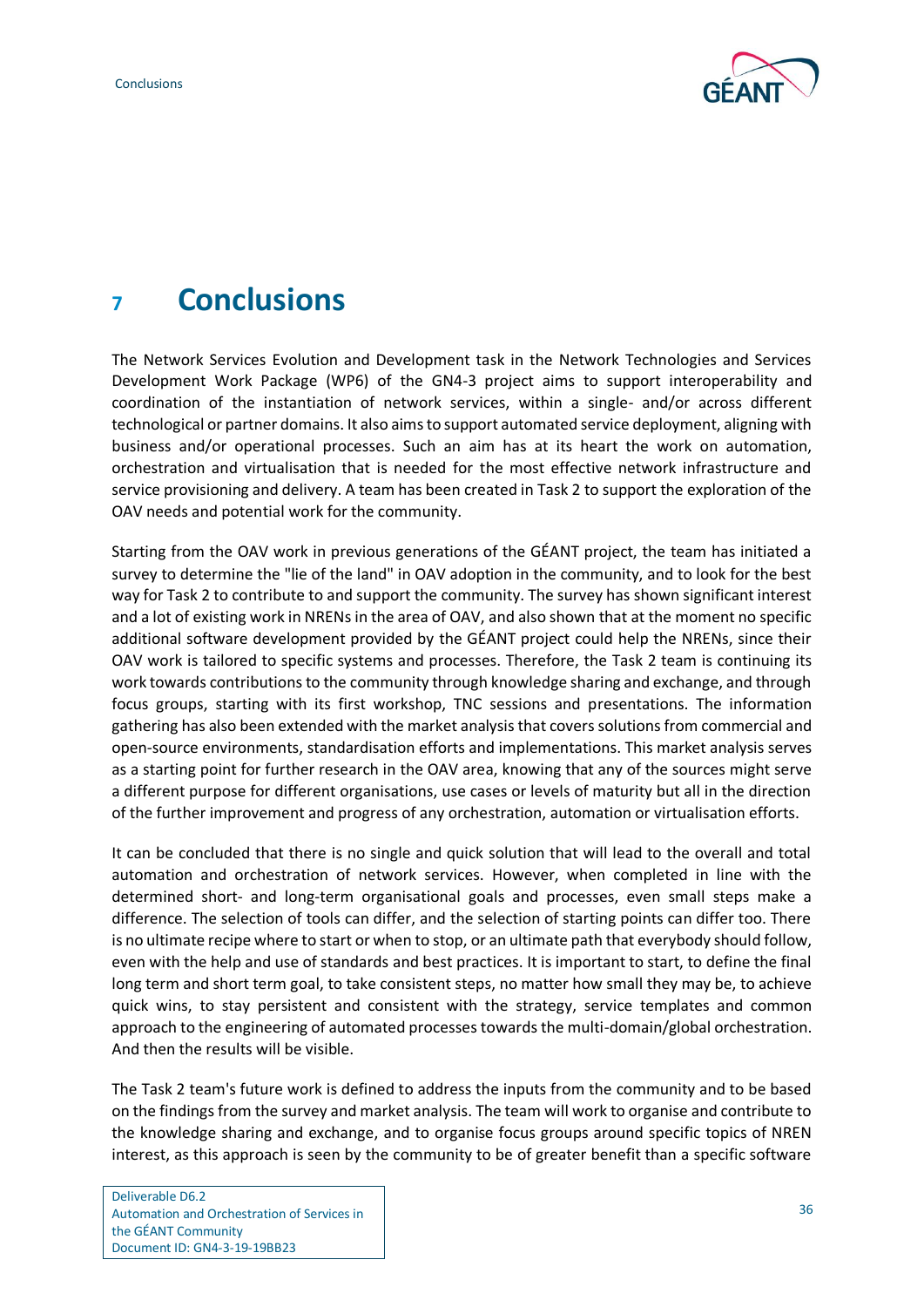# 7 Conclusions

The Network Services Evolution and Development task in the Network Technologies and Services Development Work Package (WP6) of the GN4-3 project aims to support interoperability and coordination of the instantiation of network services, within a single- and/or across different technological or partner domains. It also aims to support automated service deployment, aligning with business and/or operational processes. Such an aim has at its heart the work on automation, orchestration and virtualisation that is needed for the most effective network infrastructure and service provisioning and delivery. A team has been created in Task 2 to support the exploration of the OAV needs and potential work for the community.

Starting from the OAV work in previous generations of the GÉANT project, the team has initiated a survey to determine the "lie of the land" in OAV adoption in the community, and to look for the best way for Task 2 to contribute to and support the community. The survey has shown significant interest and a lot of existing work in NRENs in the area of OAV, and also shown that at the moment no specific additional software development provided by the GÉANT project could help the NRENs, since their OAV work is tailored to specific systems and processes. Therefore, the Task 2 team is continuing its work towards contributions to the community through knowledge sharing and exchange, and through focus groups, starting with its first workshop, TNC sessions and presentations. The information gathering has also been extended with the market analysis that covers solutions from commercial and open-source environments, standardisation efforts and implementations. This market analysis serves as a starting point for further research in the OAV area, knowing that any of the sources might serve a different purpose for different organisations, use cases or levels of maturity but all in the direction of the further improvement and progress of any orchestration, automation or virtualisation efforts.

It can be concluded that there is no single and quick solution that will lead to the overall and total automation and orchestration of network services. However, when completed in line with the determined short- and long-term organisational goals and processes, even small steps make a difference. The selection of tools can differ, and the selection of starting points can differ too. There is no ultimate recipe where to start or when to stop, or an ultimate path that everybody should follow, even with the help and use of standards and best practices. It is important to start, to define the final long term and short term goal, to take consistent steps, no matter how small they may be, to achieve quick wins, to stay persistent and consistent with the strategy, service templates and common approach to the engineering of automated processes towards the multi-domain/global orchestration. And then the results will be visible.

The Task 2 team's future work is defined to address the inputs from the community and to be based on the findings from the survey and market analysis. The team will work to organise and contribute to the knowledge sharing and exchange, and to organise focus groups around specific topics of NREN interest, as this approach is seen by the community to be of greater benefit than a specific software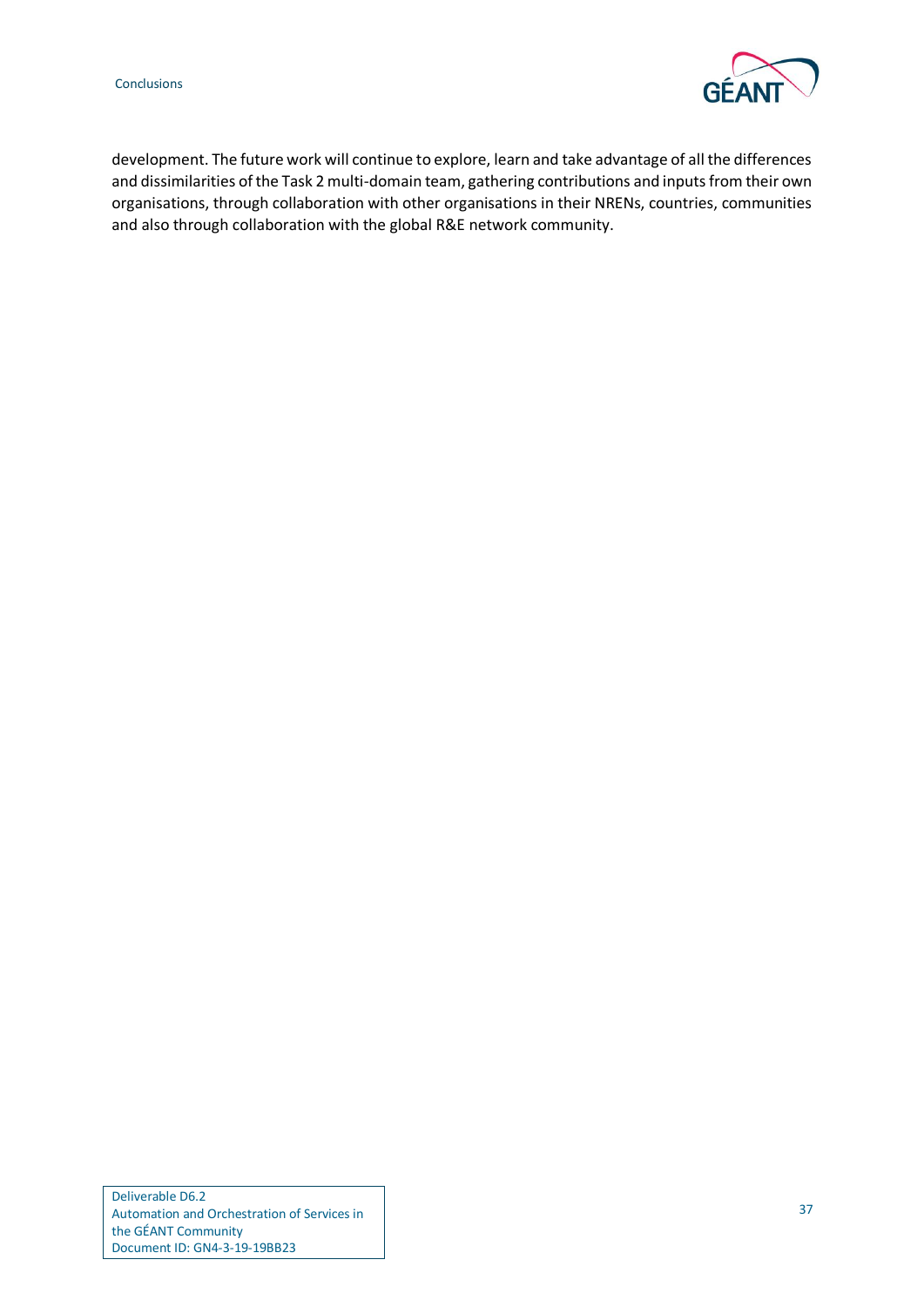development. The future work will continue to explore, learn and take advantage of all the differences and dissimilarities of the Task 2 multi-domain team, gathering contributions and inputs from their own organisations, through collaboration with other organisations in their NRENs, countries, communities and also through collaboration with the global R&E network community.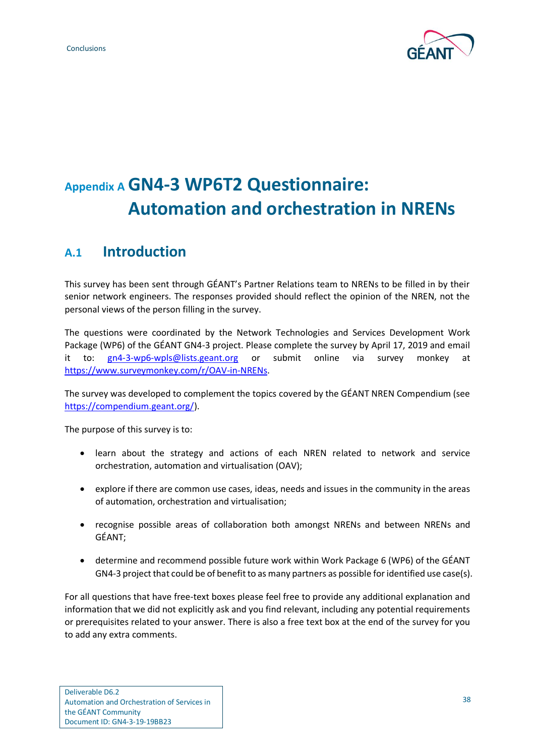# Appendix A GN4-3 WP6T2 Questionnaire: Automation and orchestration in NRENs

## A.1 Introduction

This survey has been sent through GÉANT's Partner Relations team to NRENs to be filled in by their senior network engineers. The responses provided should reflect the opinion of the NREN, not the personal views of the person filling in the survey.

The questions were coordinated by the Network Technologies and Services Development Work Package (WP6) of the GÉANT GN4-3 project. Please complete the survey by April 17, 2019 and email it to: gn4-3-wp6-wpls@lists.geant.org or submit online via survey monkey at https://www.surveymonkey.com/r/OAV-in-NRENs.

The survey was developed to complement the topics covered by the GÉANT NREN Compendium (see https://compendium.geant.org/).

The purpose of this survey is to:

- learn about the strategy and actions of each NREN related to network and service orchestration, automation and virtualisation (OAV);
- explore if there are common use cases, ideas, needs and issues in the community in the areas of automation, orchestration and virtualisation;
- recognise possible areas of collaboration both amongst NRENs and between NRENs and GÉANT;
- determine and recommend possible future work within Work Package 6 (WP6) of the GÉANT GN4-3 project that could be of benefit to as many partners as possible for identified use case(s).

For all questions that have free-text boxes please feel free to provide any additional explanation and information that we did not explicitly ask and you find relevant, including any potential requirements or prerequisites related to your answer. There is also a free text box at the end of the survey for you to add any extra comments.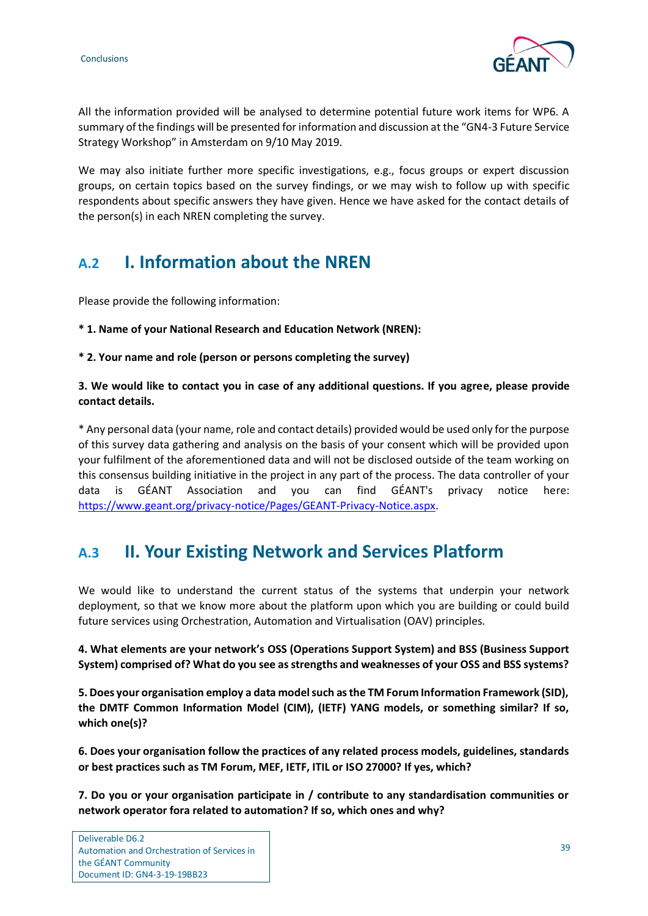All the information provided will be analysed to determine potential future work items for WP6. A summary of the findings will be presented for information and discussion at the "GN4-3 Future Service Strategy Workshop" in Amsterdam on 9/10 May 2019.

We may also initiate further more specific investigations, e.g., focus groups or expert discussion groups, on certain topics based on the survey findings, or we may wish to follow up with specific respondents about specific answers they have given. Hence we have asked for the contact details of the person(s) in each NREN completing the survey.

## A.2 I. Information about the NREN

Please provide the following information:

**\* 1. Name of your National Research and Education Network (NREN):**

**\* 2. Your name and role (person or persons completing the survey)**

**3. We would like to contact you in case of any additional questions. If you agree, please provide contact details.**

\* Any personal data (your name, role and contact details) provided would be used only for the purpose of this survey data gathering and analysis on the basis of your consent which will be provided upon your fulfilment of the aforementioned data and will not be disclosed outside of the team working on this consensus building initiative in the project in any part of the process. The data controller of your data is GÉANT Association and you can find GÉANT's privacy notice here: https://www.geant.org/privacy-notice/Pages/GEANT-Privacy-Notice.aspx.

## A.3 II. Your Existing Network and Services Platform

We would like to understand the current status of the systems that underpin your network deployment, so that we know more about the platform upon which you are building or could build future services using Orchestration, Automation and Virtualisation (OAV) principles.

**4. What elements are your network's OSS (Operations Support System) and BSS (Business Support System) comprised of? What do you see as strengths and weaknesses of your OSS and BSS systems?**

**5. Does your organisation employ a data model such as the TM Forum Information Framework (SID), the DMTF Common Information Model (CIM), (IETF) YANG models, or something similar? If so, which one(s)?**

**6. Does your organisation follow the practices of any related process models, guidelines, standards or best practices such as TM Forum, MEF, IETF, ITIL or ISO 27000? If yes, which?**

**7. Do you or your organisation participate in / contribute to any standardisation communities or network operator fora related to automation? If so, which ones and why?**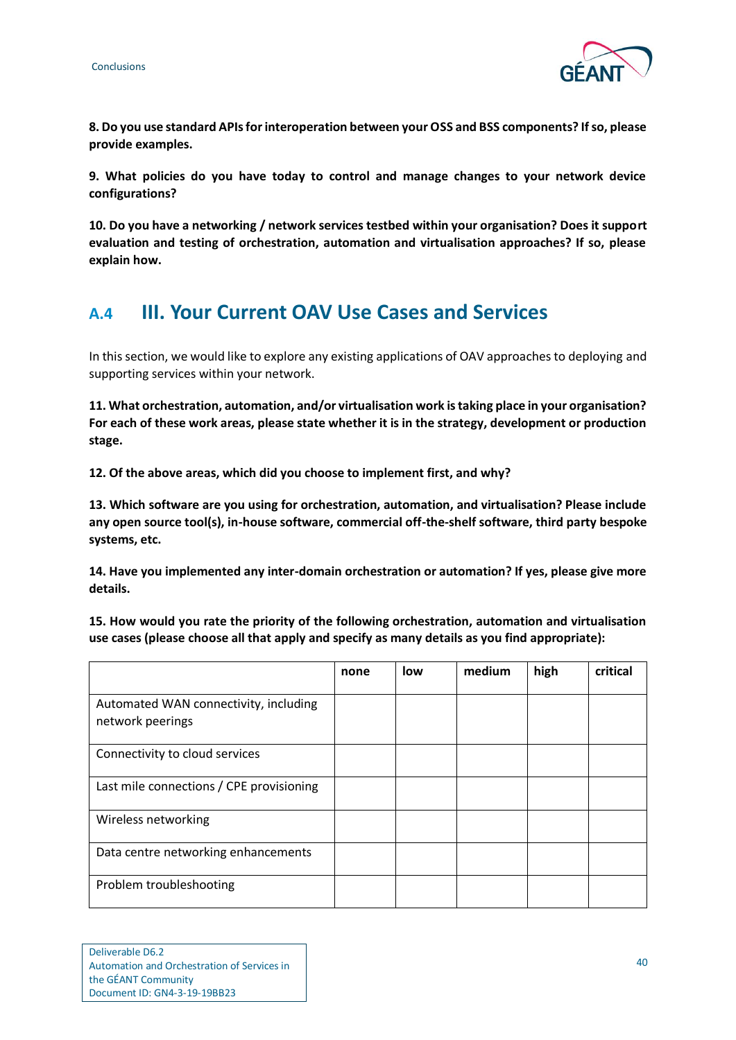**8. Do you use standard APIs for interoperation between your OSS and BSS components? If so, please provide examples.**

**9. What policies do you have today to control and manage changes to your network device configurations?**

**10. Do you have a networking / network services testbed within your organisation? Does it support evaluation and testing of orchestration, automation and virtualisation approaches? If so, please explain how.**

## A.4 III. Your Current OAV Use Cases and Services

In this section, we would like to explore any existing applications of OAV approaches to deploying and supporting services within your network.

**11. What orchestration, automation, and/or virtualisation work is taking place in your organisation? For each of these work areas, please state whether it is in the strategy, development or production stage.**

**12. Of the above areas, which did you choose to implement first, and why?**

**13. Which software are you using for orchestration, automation, and virtualisation? Please include any open source tool(s), in-house software, commercial off-the-shelf software, third party bespoke systems, etc.**

**14. Have you implemented any inter-domain orchestration or automation? If yes, please give more details.**

**15. How would you rate the priority of the following orchestration, automation and virtualisation use cases (please choose all that apply and specify as many details as you find appropriate):**

| | none | low | medium | high | critical |
|---|---|---|---|---|---|
| Automated WAN connectivity, including network peerings | | | | | |
| Connectivity to cloud services | | | | | |
| Last mile connections / CPE provisioning | | | | | |
| Wireless networking | | | | | |
| Data centre networking enhancements | | | | | |
| Problem troubleshooting | | | | | |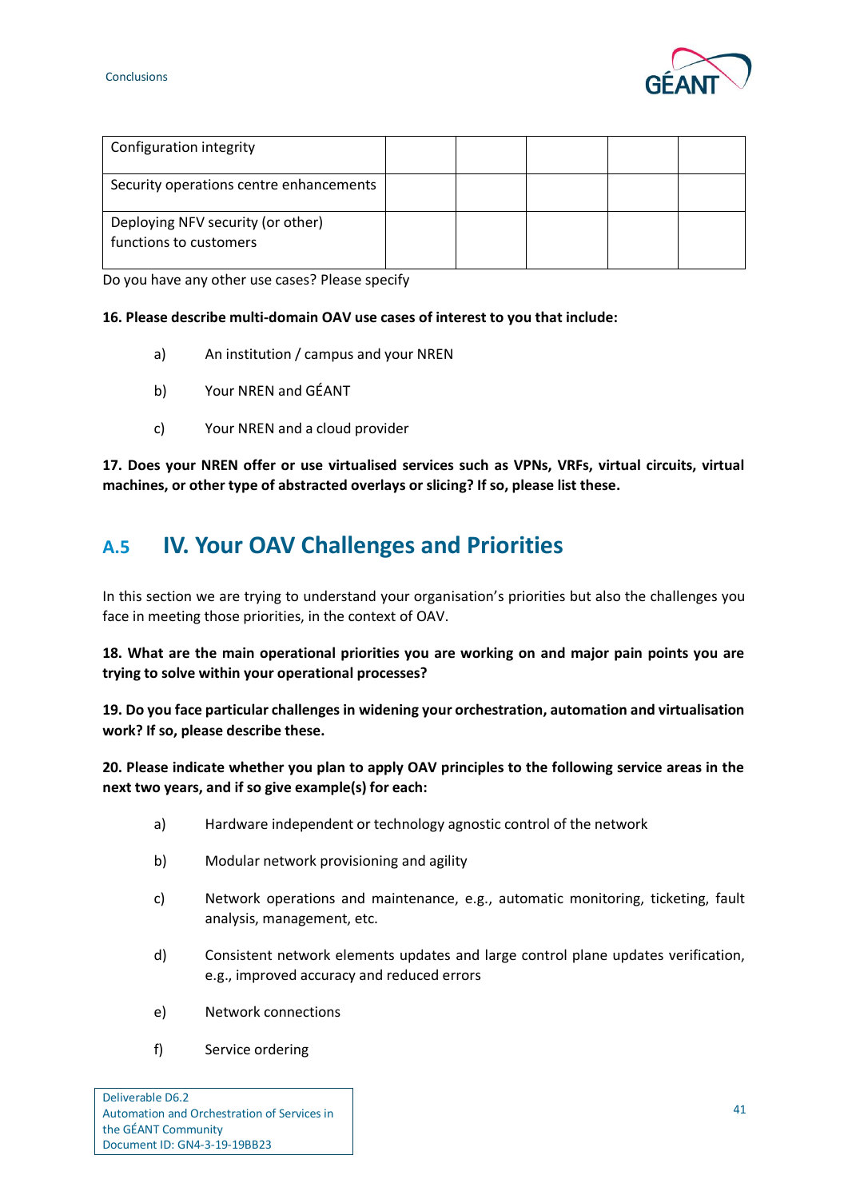| Configuration integrity | | | | | |
|---|---|---|---|---|---|
| Security operations centre enhancements | | | | | |
| Deploying NFV security (or other) functions to customers | | | | | |

Do you have any other use cases? Please specify

**16. Please describe multi-domain OAV use cases of interest to you that include:**

a) An institution / campus and your NREN

b) Your NREN and GÉANT

c) Your NREN and a cloud provider

**17. Does your NREN offer or use virtualised services such as VPNs, VRFs, virtual circuits, virtual machines, or other type of abstracted overlays or slicing? If so, please list these.**

## A.5 IV. Your OAV Challenges and Priorities

In this section we are trying to understand your organisation's priorities but also the challenges you face in meeting those priorities, in the context of OAV.

**18. What are the main operational priorities you are working on and major pain points you are trying to solve within your operational processes?**

**19. Do you face particular challenges in widening your orchestration, automation and virtualisation work? If so, please describe these.**

**20. Please indicate whether you plan to apply OAV principles to the following service areas in the next two years, and if so give example(s) for each:**

a) Hardware independent or technology agnostic control of the network

b) Modular network provisioning and agility

c) Network operations and maintenance, e.g., automatic monitoring, ticketing, fault analysis, management, etc.

d) Consistent network elements updates and large control plane updates verification, e.g., improved accuracy and reduced errors

e) Network connections

f) Service ordering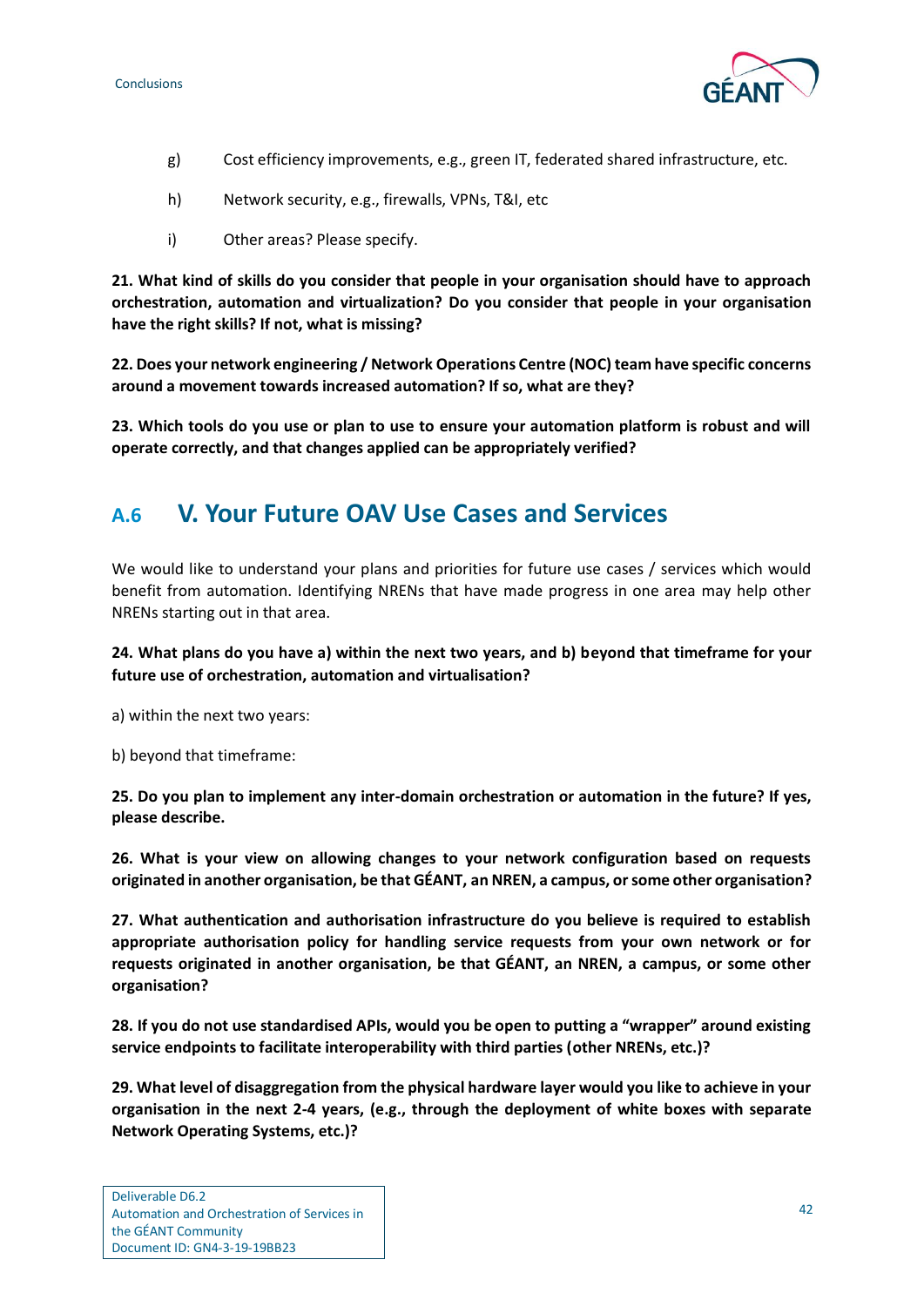g) Cost efficiency improvements, e.g., green IT, federated shared infrastructure, etc.

h) Network security, e.g., firewalls, VPNs, T&I, etc

i) Other areas? Please specify.

**21. What kind of skills do you consider that people in your organisation should have to approach orchestration, automation and virtualization? Do you consider that people in your organisation have the right skills? If not, what is missing?**

**22. Does your network engineering / Network Operations Centre (NOC) team have specific concerns around a movement towards increased automation? If so, what are they?**

**23. Which tools do you use or plan to use to ensure your automation platform is robust and will operate correctly, and that changes applied can be appropriately verified?**

## A.6 V. Your Future OAV Use Cases and Services

We would like to understand your plans and priorities for future use cases / services which would benefit from automation. Identifying NRENs that have made progress in one area may help other NRENs starting out in that area.

**24. What plans do you have a) within the next two years, and b) beyond that timeframe for your future use of orchestration, automation and virtualisation?**

a) within the next two years:

b) beyond that timeframe:

**25. Do you plan to implement any inter-domain orchestration or automation in the future? If yes, please describe.**

**26. What is your view on allowing changes to your network configuration based on requests originated in another organisation, be that GÉANT, an NREN, a campus, or some other organisation?**

**27. What authentication and authorisation infrastructure do you believe is required to establish appropriate authorisation policy for handling service requests from your own network or for requests originated in another organisation, be that GÉANT, an NREN, a campus, or some other organisation?**

**28. If you do not use standardised APIs, would you be open to putting a "wrapper" around existing service endpoints to facilitate interoperability with third parties (other NRENs, etc.)?**

**29. What level of disaggregation from the physical hardware layer would you like to achieve in your organisation in the next 2-4 years, (e.g., through the deployment of white boxes with separate Network Operating Systems, etc.)?**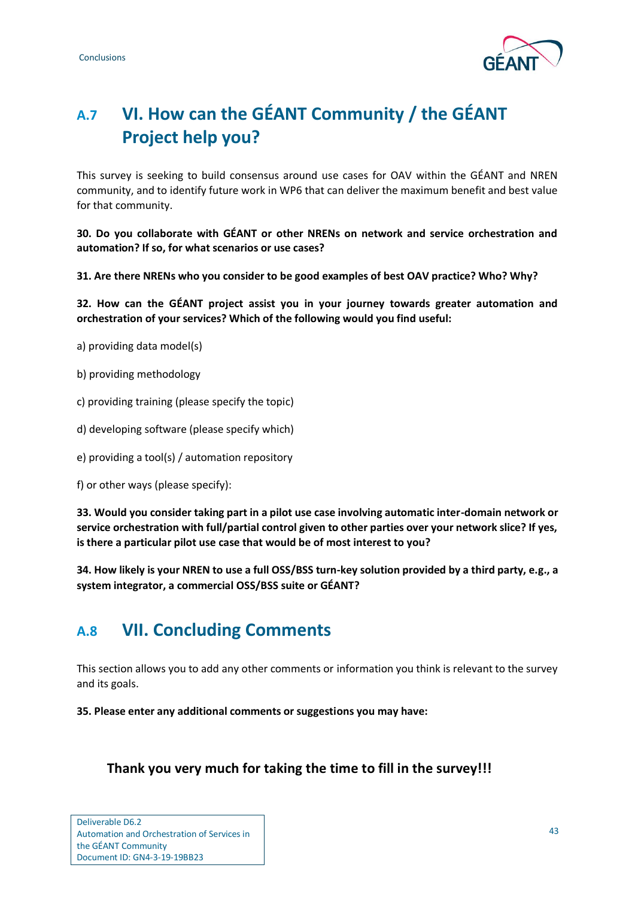## A.7 VI. How can the GÉANT Community / the GÉANT Project help you?

This survey is seeking to build consensus around use cases for OAV within the GÉANT and NREN community, and to identify future work in WP6 that can deliver the maximum benefit and best value for that community.

**30. Do you collaborate with GÉANT or other NRENs on network and service orchestration and automation? If so, for what scenarios or use cases?**

**31. Are there NRENs who you consider to be good examples of best OAV practice? Who? Why?**

**32. How can the GÉANT project assist you in your journey towards greater automation and orchestration of your services? Which of the following would you find useful:**

a) providing data model(s)

b) providing methodology

c) providing training (please specify the topic)

d) developing software (please specify which)

e) providing a tool(s) / automation repository

f) or other ways (please specify):

**33. Would you consider taking part in a pilot use case involving automatic inter-domain network or service orchestration with full/partial control given to other parties over your network slice? If yes, is there a particular pilot use case that would be of most interest to you?**

**34. How likely is your NREN to use a full OSS/BSS turn-key solution provided by a third party, e.g., a system integrator, a commercial OSS/BSS suite or GÉANT?**

## A.8 VII. Concluding Comments

This section allows you to add any other comments or information you think is relevant to the survey and its goals.

**35. Please enter any additional comments or suggestions you may have:**

**Thank you very much for taking the time to fill in the survey!!!**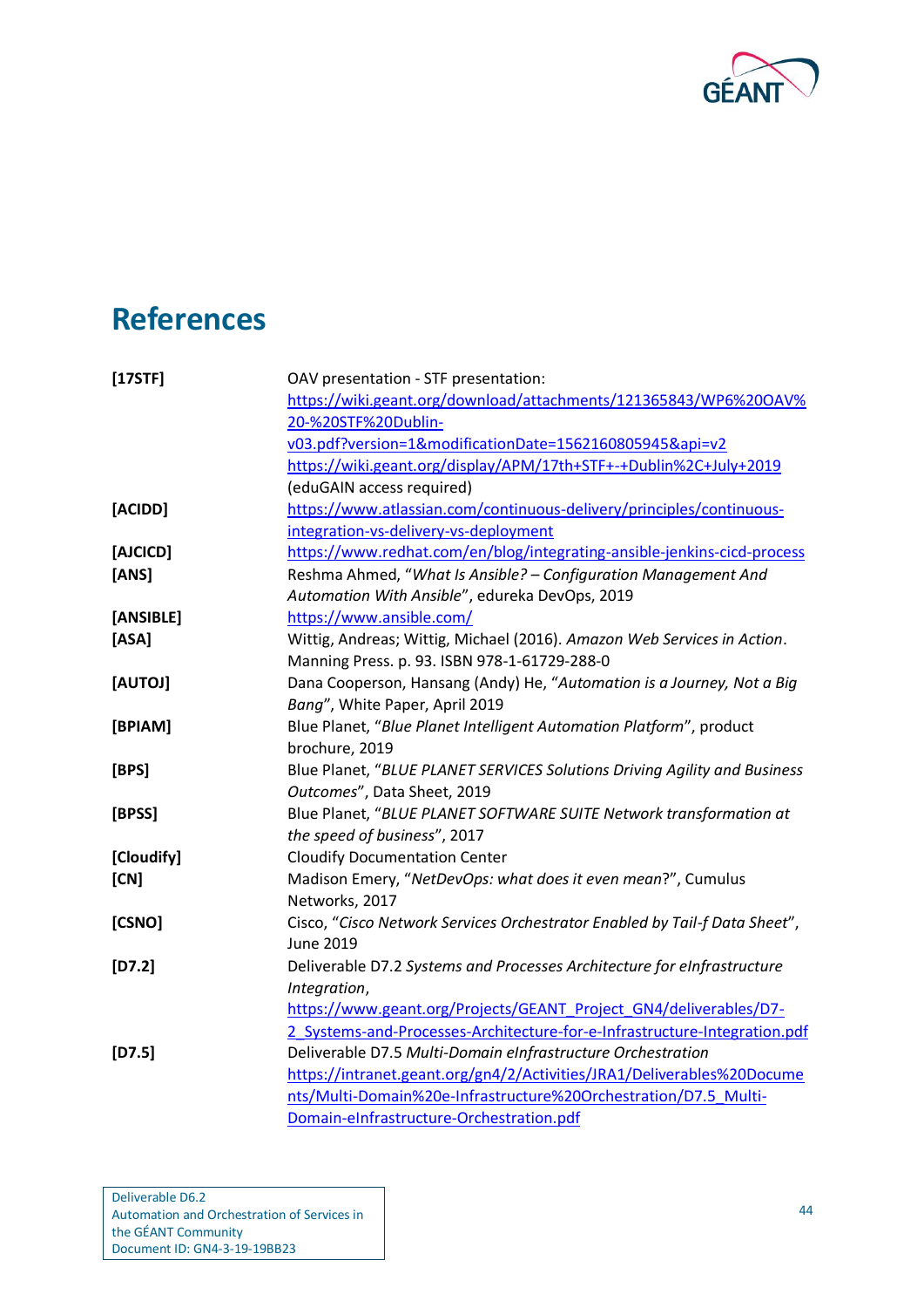# References

| | |
|---|---|
| **[17STF]** | OAV presentation - STF presentation: https://wiki.geant.org/download/attachments/121365843/WP6%20OAV%20-%20STF%20Dublin-v03.pdf?version=1&modificationDate=1562160805945&api=v2 https://wiki.geant.org/display/APM/17th+STF+-+Dublin%2C+July+2019 (eduGAIN access required) |
| **[ACIDD]** | https://www.atlassian.com/continuous-delivery/principles/continuous-integration-vs-delivery-vs-deployment |
| **[AJCICD]** | https://www.redhat.com/en/blog/integrating-ansible-jenkins-cicd-process |
| **[ANS]** | Reshma Ahmed, "*What Is Ansible? – Configuration Management And Automation With Ansible*", edureka DevOps, 2019 |
| **[ANSIBLE]** | https://www.ansible.com/ |
| **[ASA]** | Wittig, Andreas; Wittig, Michael (2016). *Amazon Web Services in Action*. Manning Press. p. 93. ISBN 978-1-61729-288-0 |
| **[AUTOJ]** | Dana Cooperson, Hansang (Andy) He, "*Automation is a Journey, Not a Big Bang*", White Paper, April 2019 |
| **[BPIAM]** | Blue Planet, "*Blue Planet Intelligent Automation Platform*", product brochure, 2019 |
| **[BPS]** | Blue Planet, "*BLUE PLANET SERVICES Solutions Driving Agility and Business Outcomes*", Data Sheet, 2019 |
| **[BPSS]** | Blue Planet, "*BLUE PLANET SOFTWARE SUITE Network transformation at the speed of business*", 2017 |
| **[Cloudify]** | Cloudify Documentation Center |
| **[CN]** | Madison Emery, "*NetDevOps: what does it even mean*?", Cumulus Networks, 2017 |
| **[CSNO]** | Cisco, "*Cisco Network Services Orchestrator Enabled by Tail-f Data Sheet*", June 2019 |
| **[D7.2]** | Deliverable D7.2 *Systems and Processes Architecture for eInfrastructure Integration*, https://www.geant.org/Projects/GEANT_Project_GN4/deliverables/D7-2_Systems-and-Processes-Architecture-for-e-Infrastructure-Integration.pdf |
| **[D7.5]** | Deliverable D7.5 *Multi-Domain eInfrastructure Orchestration* https://intranet.geant.org/gn4/2/Activities/JRA1/Deliverables%20Documents/Multi-Domain%20e-Infrastructure%20Orchestration/D7.5_Multi-Domain-eInfrastructure-Orchestration.pdf |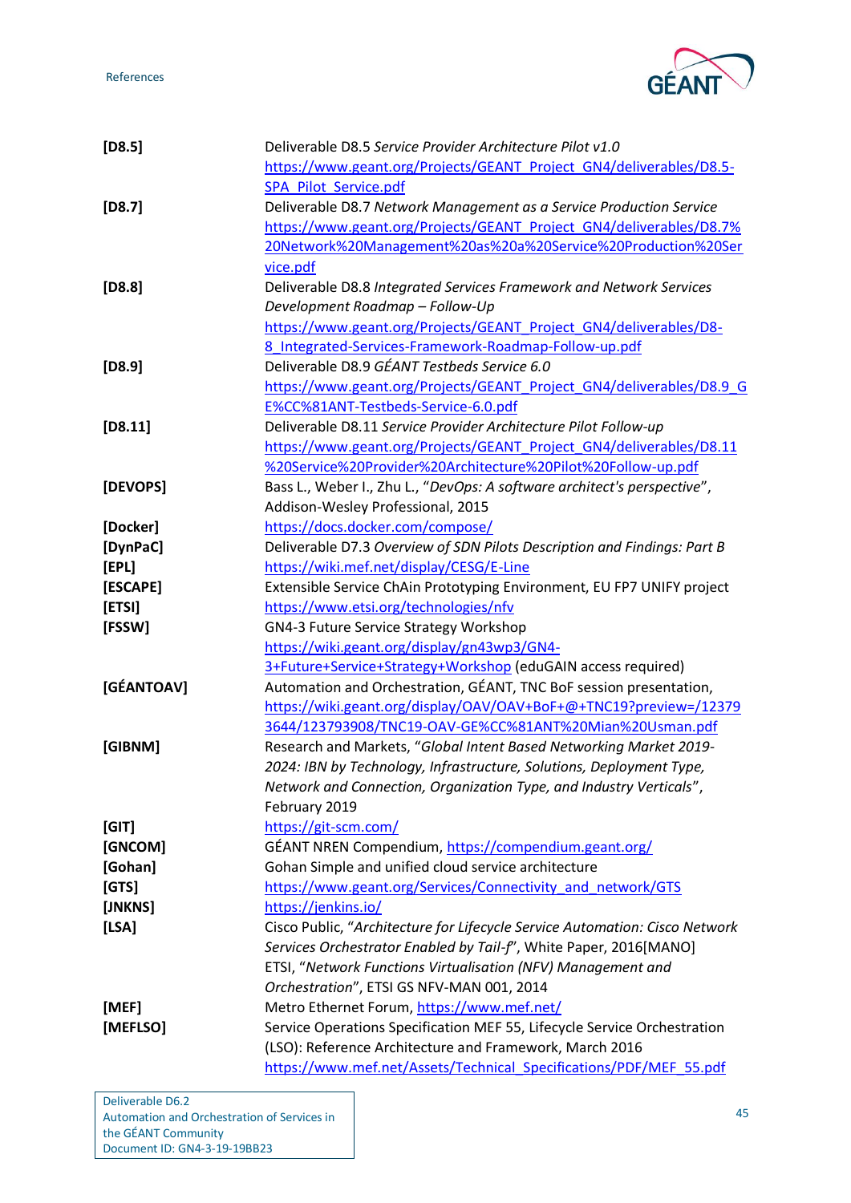| | |
|---|---|
| **[D8.5]** | Deliverable D8.5 *Service Provider Architecture Pilot v1.0* https://www.geant.org/Projects/GEANT_Project_GN4/deliverables/D8.5-SPA_Pilot_Service.pdf |
| **[D8.7]** | Deliverable D8.7 *Network Management as a Service Production Service* https://www.geant.org/Projects/GEANT_Project_GN4/deliverables/D8.7%20Network%20Management%20as%20a%20Service%20Production%20Service.pdf |
| **[D8.8]** | Deliverable D8.8 *Integrated Services Framework and Network Services Development Roadmap – Follow-Up* https://www.geant.org/Projects/GEANT_Project_GN4/deliverables/D8-8_Integrated-Services-Framework-Roadmap-Follow-up.pdf |
| **[D8.9]** | Deliverable D8.9 *GÉANT Testbeds Service 6.0* https://www.geant.org/Projects/GEANT_Project_GN4/deliverables/D8.9_GE%CC%81ANT-Testbeds-Service-6.0.pdf |
| **[D8.11]** | Deliverable D8.11 *Service Provider Architecture Pilot Follow-up* https://www.geant.org/Projects/GEANT_Project_GN4/deliverables/D8.11%20Service%20Provider%20Architecture%20Pilot%20Follow-up.pdf |
| **[DEVOPS]** | Bass L., Weber I., Zhu L., "*DevOps: A software architect's perspective*", Addison-Wesley Professional, 2015 |
| **[Docker]** | https://docs.docker.com/compose/ |
| **[DynPaC]** | Deliverable D7.3 *Overview of SDN Pilots Description and Findings: Part B* |
| **[EPL]** | https://wiki.mef.net/display/CESG/E-Line |
| **[ESCAPE]** | Extensible Service ChAin Prototyping Environment, EU FP7 UNIFY project |
| **[ETSI]** | https://www.etsi.org/technologies/nfv |
| **[FSSW]** | GN4-3 Future Service Strategy Workshop https://wiki.geant.org/display/gn43wp3/GN4-3+Future+Service+Strategy+Workshop (eduGAIN access required) |
| **[GÉANTOAV]** | Automation and Orchestration, GÉANT, TNC BoF session presentation, https://wiki.geant.org/display/OAV/OAV+BoF+@+TNC19?preview=/123793644/123793908/TNC19-OAV-GE%CC%81ANT%20Mian%20Usman.pdf |
| **[GIBNM]** | Research and Markets, "*Global Intent Based Networking Market 2019-2024: IBN by Technology, Infrastructure, Solutions, Deployment Type, Network and Connection, Organization Type, and Industry Verticals*", February 2019 |
| **[GIT]** | https://git-scm.com/ |
| **[GNCOM]** | GÉANT NREN Compendium, https://compendium.geant.org/ |
| **[Gohan]** | Gohan Simple and unified cloud service architecture |
| **[GTS]** | https://www.geant.org/Services/Connectivity_and_network/GTS |
| **[JNKNS]** | https://jenkins.io/ |
| **[LSA]** | Cisco Public, "*Architecture for Lifecycle Service Automation: Cisco Network Services Orchestrator Enabled by Tail-f*", White Paper, 2016[MANO] ETSI, "*Network Functions Virtualisation (NFV) Management and Orchestration*", ETSI GS NFV-MAN 001, 2014 |
| **[MEF]** | Metro Ethernet Forum, https://www.mef.net/ |
| **[MEFLSO]** | Service Operations Specification MEF 55, Lifecycle Service Orchestration (LSO): Reference Architecture and Framework, March 2016 https://www.mef.net/Assets/Technical_Specifications/PDF/MEF_55.pdf |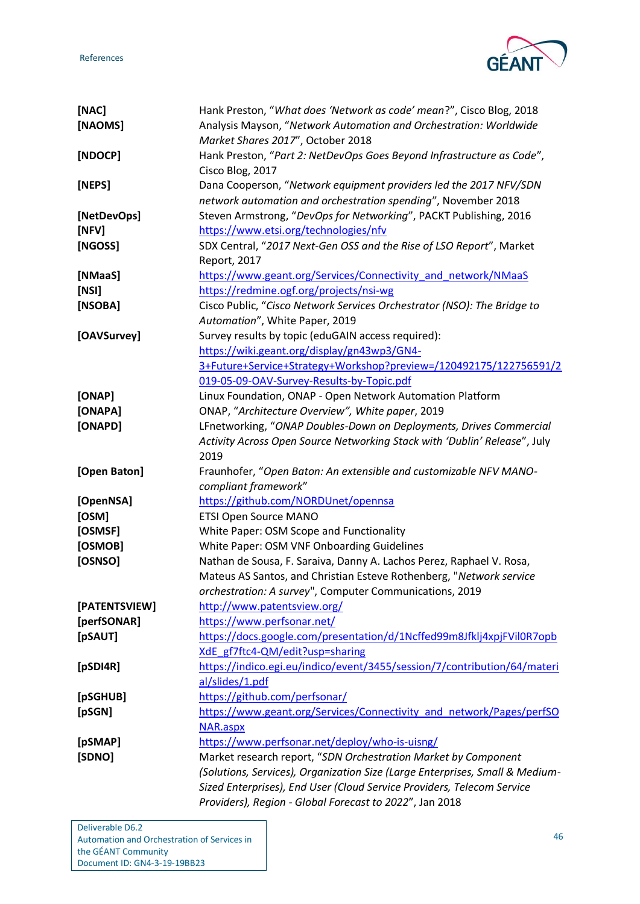| | |
|---|---|
| **[NAC]** | Hank Preston, "*What does 'Network as code' mean*?", Cisco Blog, 2018 |
| **[NAOMS]** | Analysis Mayson, "*Network Automation and Orchestration: Worldwide Market Shares 2017*", October 2018 |
| **[NDOCP]** | Hank Preston, "*Part 2: NetDevOps Goes Beyond Infrastructure as Code*", Cisco Blog, 2017 |
| **[NEPS]** | Dana Cooperson, "*Network equipment providers led the 2017 NFV/SDN network automation and orchestration spending*", November 2018 |
| **[NetDevOps]** | Steven Armstrong, "*DevOps for Networking*", PACKT Publishing, 2016 |
| **[NFV]** | https://www.etsi.org/technologies/nfv |
| **[NGOSS]** | SDX Central, "*2017 Next-Gen OSS and the Rise of LSO Report*", Market Report, 2017 |
| **[NMaaS]** | https://www.geant.org/Services/Connectivity_and_network/NMaaS |
| **[NSI]** | https://redmine.ogf.org/projects/nsi-wg |
| **[NSOBA]** | Cisco Public, "*Cisco Network Services Orchestrator (NSO): The Bridge to Automation*", White Paper, 2019 |
| **[OAVSurvey]** | Survey results by topic (eduGAIN access required): https://wiki.geant.org/display/gn43wp3/GN4-3+Future+Service+Strategy+Workshop?preview=/120492175/122756591/2019-05-09-OAV-Survey-Results-by-Topic.pdf |
| **[ONAP]** | Linux Foundation, ONAP - Open Network Automation Platform |
| **[ONAPA]** | ONAP, "*Architecture Overview", White paper*, 2019 |
| **[ONAPD]** | LFnetworking, "*ONAP Doubles-Down on Deployments, Drives Commercial Activity Across Open Source Networking Stack with 'Dublin' Release*", July 2019 |
| **[Open Baton]** | Fraunhofer, "*Open Baton: An extensible and customizable NFV MANO-compliant framework*" |
| **[OpenNSA]** | https://github.com/NORDUnet/opennsa |
| **[OSM]** | ETSI Open Source MANO |
| **[OSMSF]** | White Paper: OSM Scope and Functionality |
| **[OSMOB]** | White Paper: OSM VNF Onboarding Guidelines |
| **[OSNSO]** | Nathan de Sousa, F. Saraiva, Danny A. Lachos Perez, Raphael V. Rosa, Mateus AS Santos, and Christian Esteve Rothenberg, "*Network service orchestration: A survey*", Computer Communications, 2019 |
| **[PATENTSVIEW]** | http://www.patentsview.org/ |
| **[perfSONAR]** | https://www.perfsonar.net/ |
| **[pSAUT]** | https://docs.google.com/presentation/d/1Ncffed99m8Jfklj4xpjFVil0R7opbXdE_gf7ftc4-QM/edit?usp=sharing |
| **[pSDI4R]** | https://indico.egi.eu/indico/event/3455/session/7/contribution/64/material/slides/1.pdf |
| **[pSGHUB]** | https://github.com/perfsonar/ |
| **[pSGN]** | https://www.geant.org/Services/Connectivity_and_network/Pages/perfSONAR.aspx |
| **[pSMAP]** | https://www.perfsonar.net/deploy/who-is-uisng/ |
| **[SDNO]** | Market research report, "*SDN Orchestration Market by Component (Solutions, Services), Organization Size (Large Enterprises, Small & Medium-Sized Enterprises), End User (Cloud Service Providers, Telecom Service Providers), Region - Global Forecast to 2022*", Jan 2018 |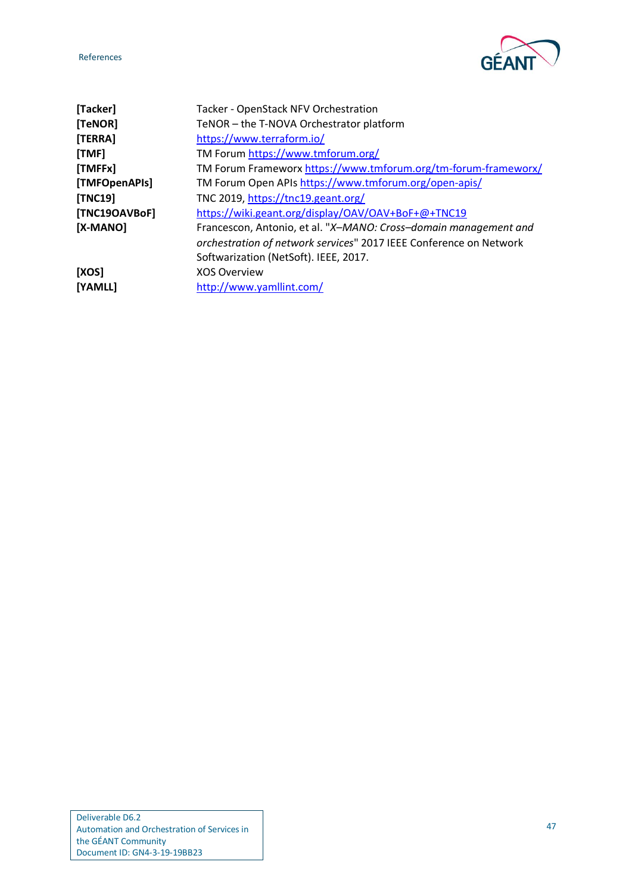| | |
|---|---|
| **[Tacker]** | Tacker - OpenStack NFV Orchestration |
| **[TeNOR]** | TeNOR – the T-NOVA Orchestrator platform |
| **[TERRA]** | https://www.terraform.io/ |
| **[TMF]** | TM Forum https://www.tmforum.org/ |
| **[TMFFx]** | TM Forum Frameworx https://www.tmforum.org/tm-forum-frameworx/ |
| **[TMFOpenAPIs]** | TM Forum Open APIs https://www.tmforum.org/open-apis/ |
| **[TNC19]** | TNC 2019, https://tnc19.geant.org/ |
| **[TNC19OAVBoF]** | https://wiki.geant.org/display/OAV/OAV+BoF+@+TNC19 |
| **[X-MANO]** | Francescon, Antonio, et al. "*X–MANO: Cross–domain management and orchestration of network services*" 2017 IEEE Conference on Network Softwarization (NetSoft). IEEE, 2017. |
| **[XOS]** | XOS Overview |
| **[YAMLL]** | http://www.yamllint.com/ |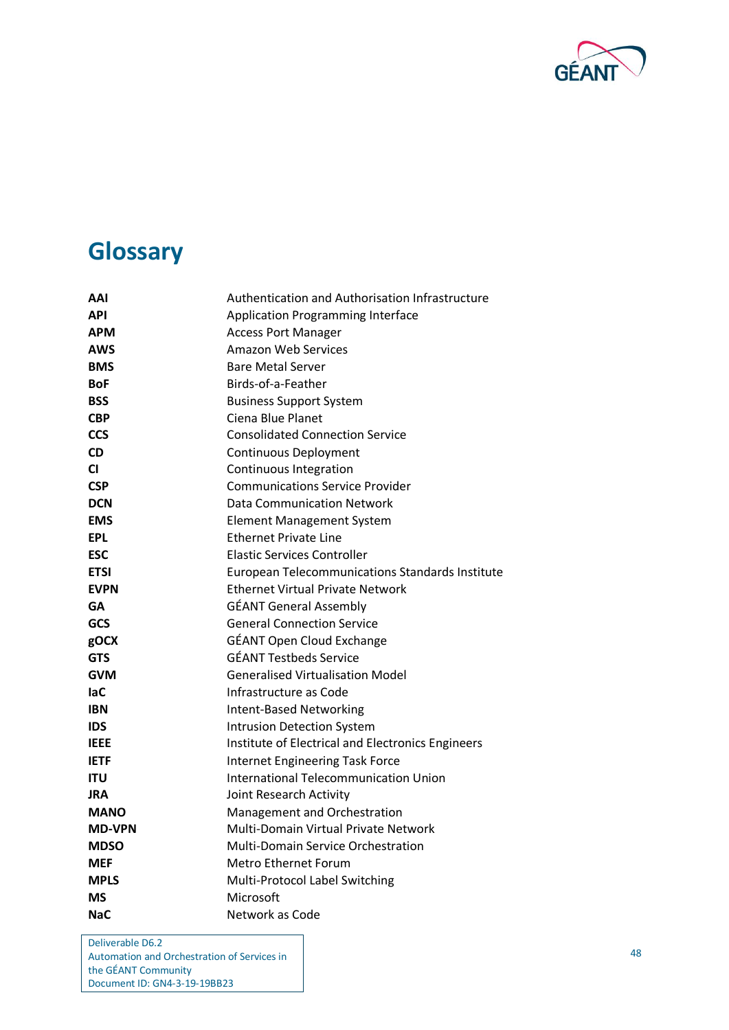# Glossary

| | |
|---|---|
| **AAI** | Authentication and Authorisation Infrastructure |
| **API** | Application Programming Interface |
| **APM** | Access Port Manager |
| **AWS** | Amazon Web Services |
| **BMS** | Bare Metal Server |
| **BoF** | Birds-of-a-Feather |
| **BSS** | Business Support System |
| **CBP** | Ciena Blue Planet |
| **CCS** | Consolidated Connection Service |
| **CD** | Continuous Deployment |
| **CI** | Continuous Integration |
| **CSP** | Communications Service Provider |
| **DCN** | Data Communication Network |
| **EMS** | Element Management System |
| **EPL** | Ethernet Private Line |
| **ESC** | Elastic Services Controller |
| **ETSI** | European Telecommunications Standards Institute |
| **EVPN** | Ethernet Virtual Private Network |
| **GA** | GÉANT General Assembly |
| **GCS** | General Connection Service |
| **gOCX** | GÉANT Open Cloud Exchange |
| **GTS** | GÉANT Testbeds Service |
| **GVM** | Generalised Virtualisation Model |
| **IaC** | Infrastructure as Code |
| **IBN** | Intent-Based Networking |
| **IDS** | Intrusion Detection System |
| **IEEE** | Institute of Electrical and Electronics Engineers |
| **IETF** | Internet Engineering Task Force |
| **ITU** | International Telecommunication Union |
| **JRA** | Joint Research Activity |
| **MANO** | Management and Orchestration |
| **MD-VPN** | Multi-Domain Virtual Private Network |
| **MDSO** | Multi-Domain Service Orchestration |
| **MEF** | Metro Ethernet Forum |
| **MPLS** | Multi-Protocol Label Switching |
| **MS** | Microsoft |
| **NaC** | Network as Code |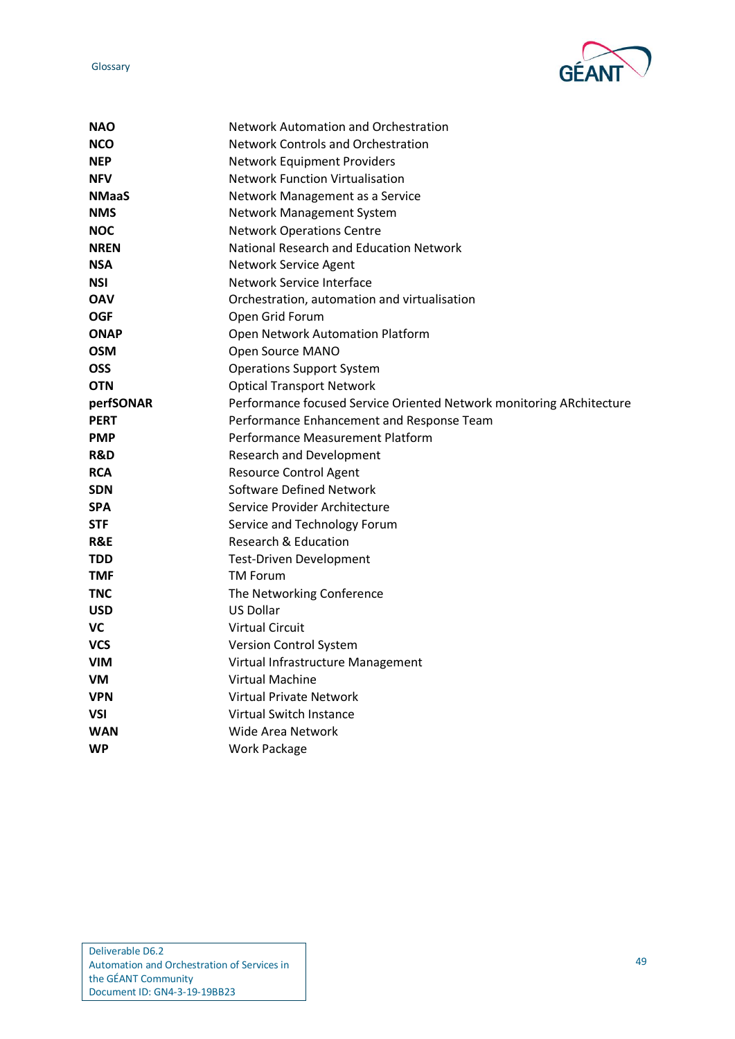| | |
|---|---|
| **NAO** | Network Automation and Orchestration |
| **NCO** | Network Controls and Orchestration |
| **NEP** | Network Equipment Providers |
| **NFV** | Network Function Virtualisation |
| **NMaaS** | Network Management as a Service |
| **NMS** | Network Management System |
| **NOC** | Network Operations Centre |
| **NREN** | National Research and Education Network |
| **NSA** | Network Service Agent |
| **NSI** | Network Service Interface |
| **OAV** | Orchestration, automation and virtualisation |
| **OGF** | Open Grid Forum |
| **ONAP** | Open Network Automation Platform |
| **OSM** | Open Source MANO |
| **OSS** | Operations Support System |
| **OTN** | Optical Transport Network |
| **perfSONAR** | Performance focused Service Oriented Network monitoring ARchitecture |
| **PERT** | Performance Enhancement and Response Team |
| **PMP** | Performance Measurement Platform |
| **R&D** | Research and Development |
| **RCA** | Resource Control Agent |
| **SDN** | Software Defined Network |
| **SPA** | Service Provider Architecture |
| **STF** | Service and Technology Forum |
| **R&E** | Research & Education |
| **TDD** | Test-Driven Development |
| **TMF** | TM Forum |
| **TNC** | The Networking Conference |
| **USD** | US Dollar |
| **VC** | Virtual Circuit |
| **VCS** | Version Control System |
| **VIM** | Virtual Infrastructure Management |
| **VM** | Virtual Machine |
| **VPN** | Virtual Private Network |
| **VSI** | Virtual Switch Instance |
| **WAN** | Wide Area Network |
| **WP** | Work Package |